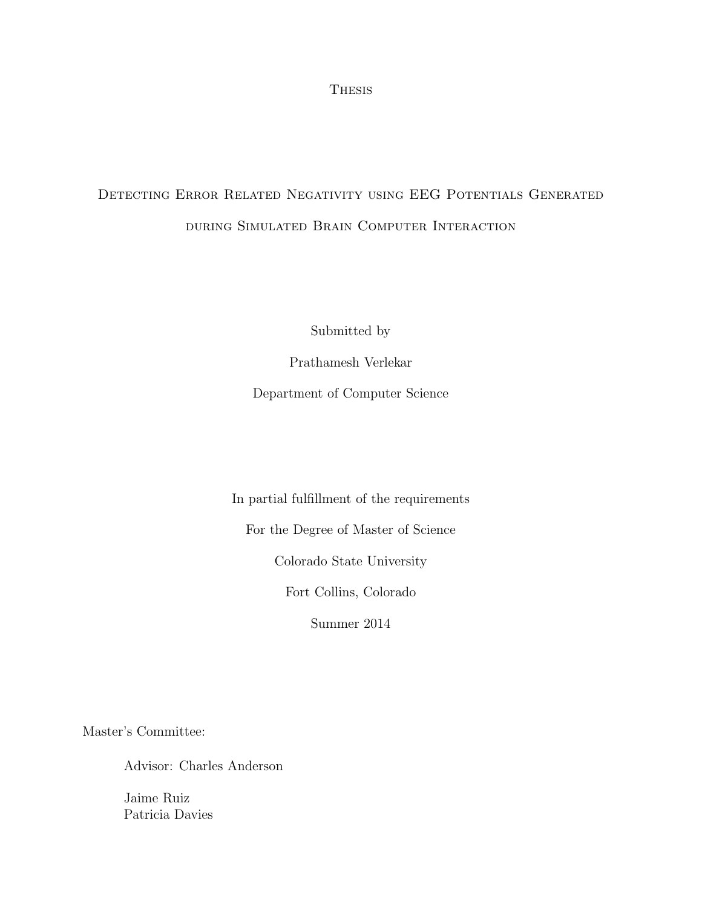Thesis

# Detecting Error Related Negativity using EEG Potentials Generated during Simulated Brain Computer Interaction

Submitted by

Prathamesh Verlekar

Department of Computer Science

In partial fulfillment of the requirements

For the Degree of Master of Science

Colorado State University

Fort Collins, Colorado

Summer 2014

Master's Committee:

Advisor: Charles Anderson

Jaime Ruiz
Patricia Davies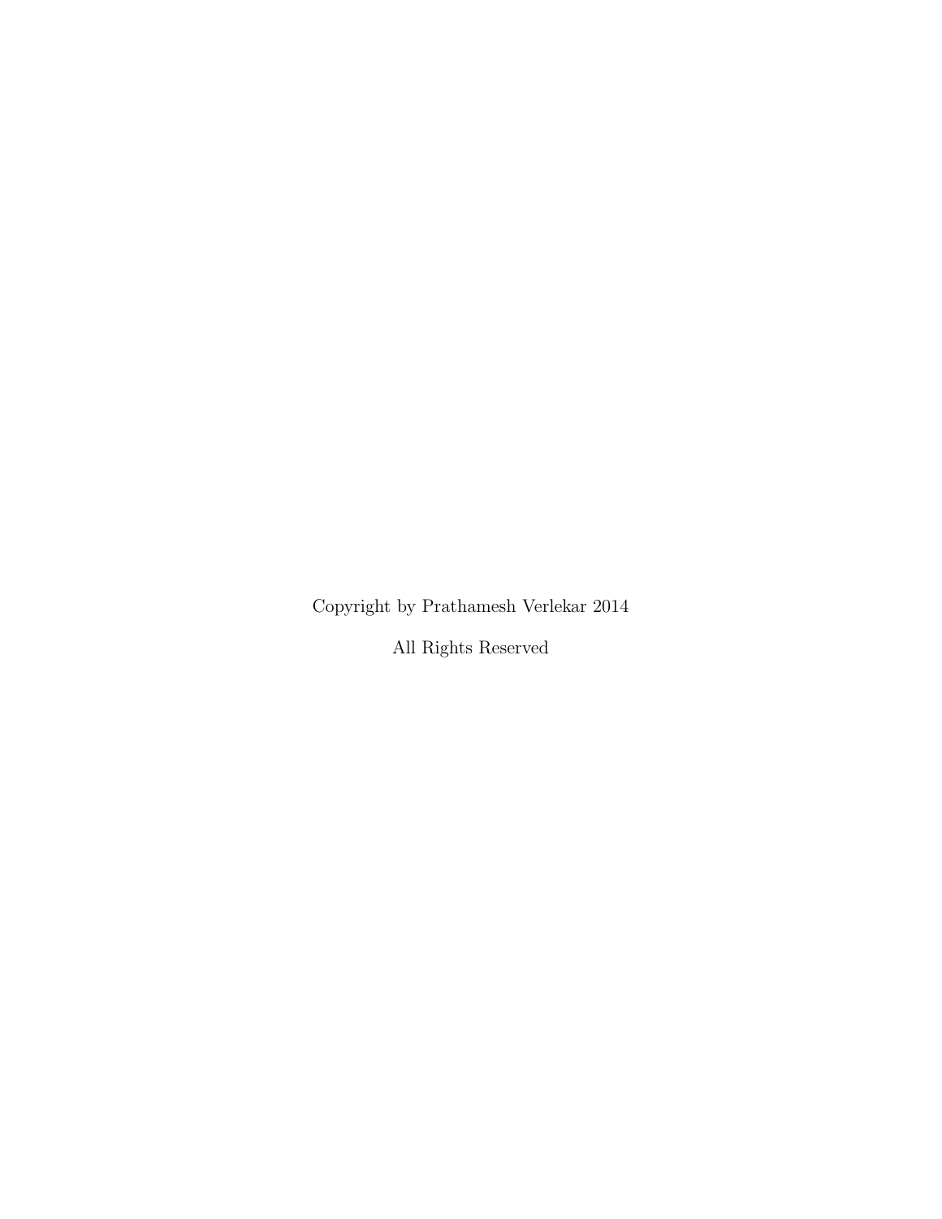Copyright by Prathamesh Verlekar 2014

All Rights Reserved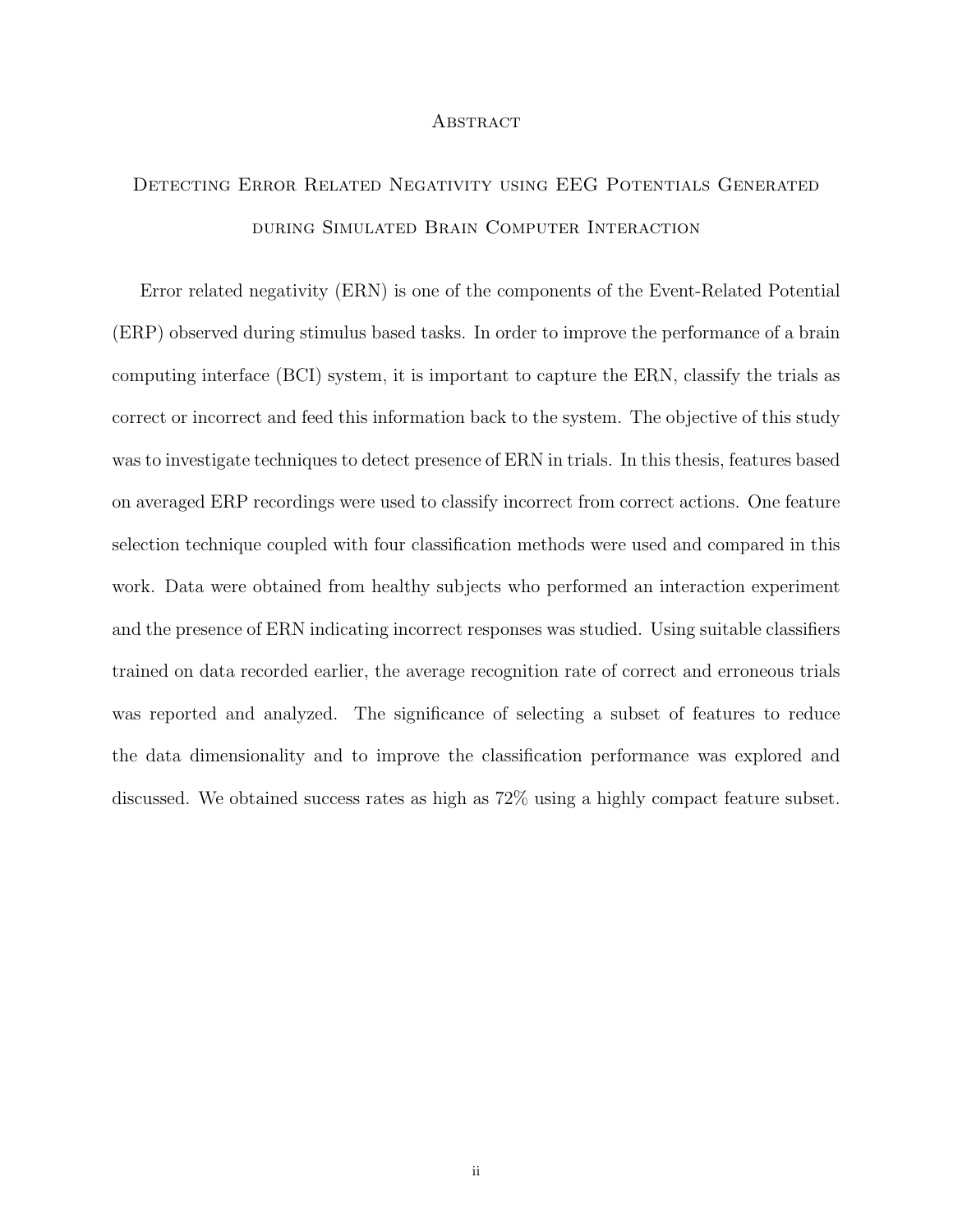## Abstract

### Detecting Error Related Negativity using EEG Potentials Generated during Simulated Brain Computer Interaction

Error related negativity (ERN) is one of the components of the Event-Related Potential (ERP) observed during stimulus based tasks. In order to improve the performance of a brain computing interface (BCI) system, it is important to capture the ERN, classify the trials as correct or incorrect and feed this information back to the system. The objective of this study was to investigate techniques to detect presence of ERN in trials. In this thesis, features based on averaged ERP recordings were used to classify incorrect from correct actions. One feature selection technique coupled with four classification methods were used and compared in this work. Data were obtained from healthy subjects who performed an interaction experiment and the presence of ERN indicating incorrect responses was studied. Using suitable classifiers trained on data recorded earlier, the average recognition rate of correct and erroneous trials was reported and analyzed. The significance of selecting a subset of features to reduce the data dimensionality and to improve the classification performance was explored and discussed. We obtained success rates as high as 72% using a highly compact feature subset.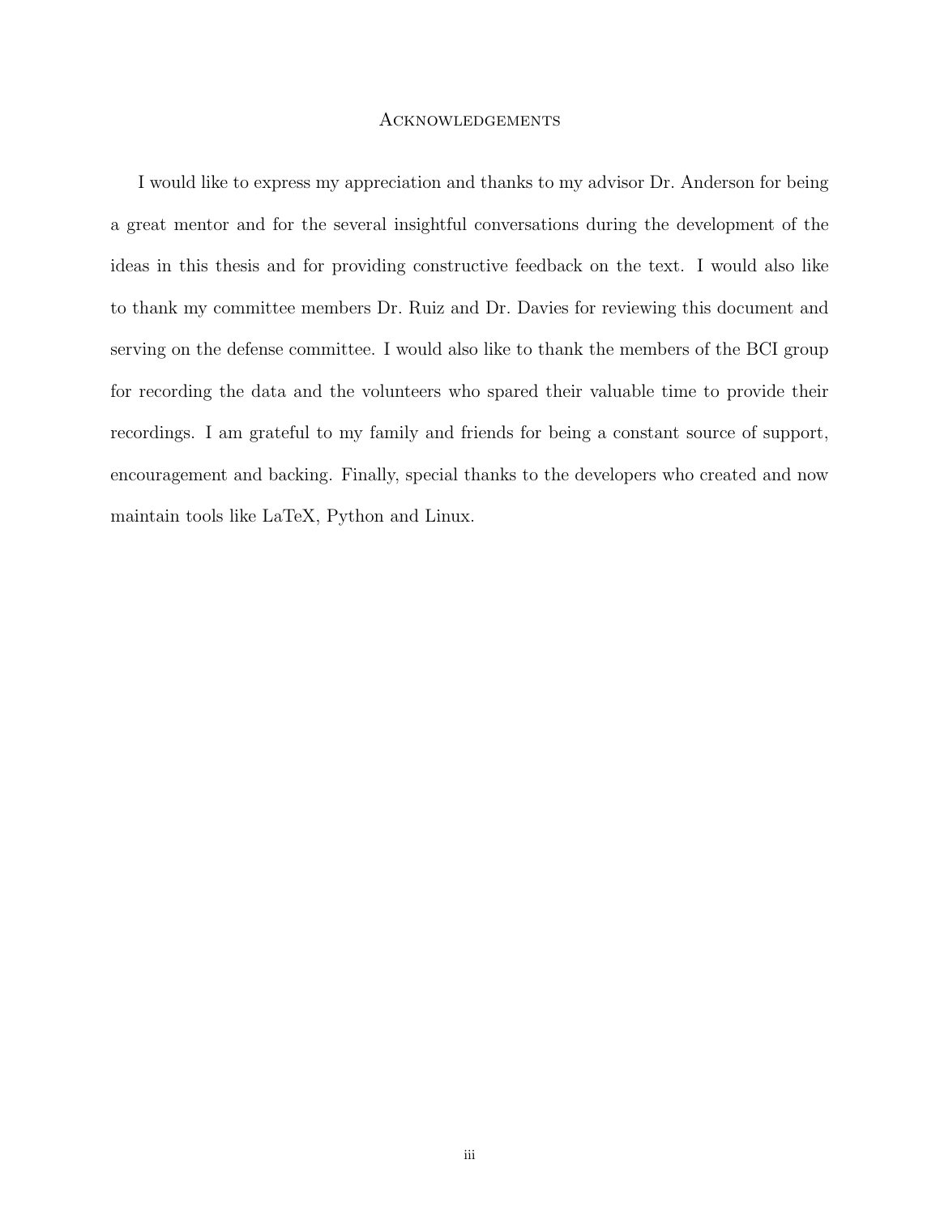# Acknowledgements

I would like to express my appreciation and thanks to my advisor Dr. Anderson for being a great mentor and for the several insightful conversations during the development of the ideas in this thesis and for providing constructive feedback on the text. I would also like to thank my committee members Dr. Ruiz and Dr. Davies for reviewing this document and serving on the defense committee. I would also like to thank the members of the BCI group for recording the data and the volunteers who spared their valuable time to provide their recordings. I am grateful to my family and friends for being a constant source of support, encouragement and backing. Finally, special thanks to the developers who created and now maintain tools like LaTeX, Python and Linux.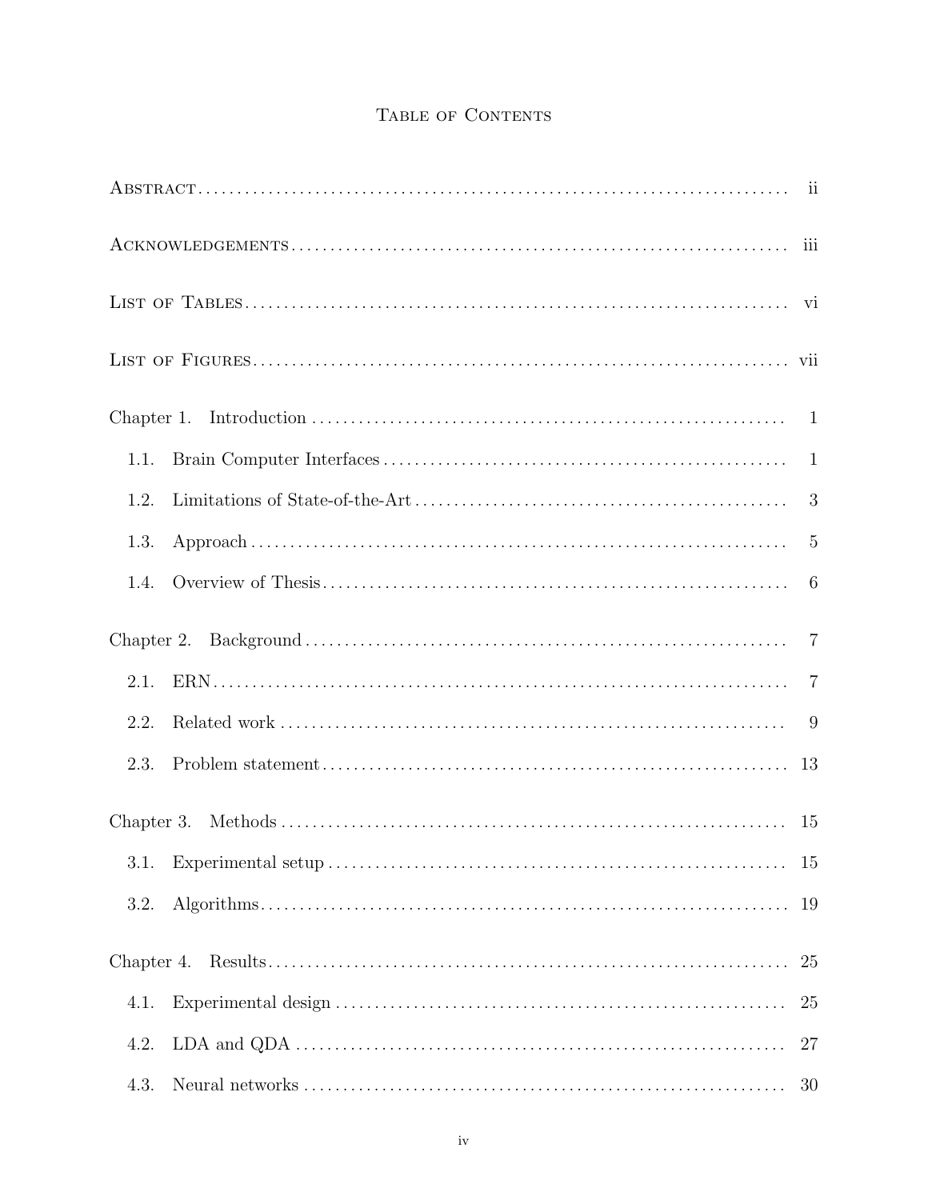# Table of Contents

Abstract ............................................................ ii

Acknowledgements ............................................................ iii

List of Tables ............................................................ vi

List of Figures ............................................................ vii

Chapter 1. Introduction ............................................................ 1

- 1.1. Brain Computer Interfaces ............................................................ 1
- 1.2. Limitations of State-of-the-Art ............................................................ 3
- 1.3. Approach ............................................................ 5
- 1.4. Overview of Thesis ............................................................ 6

Chapter 2. Background ............................................................ 7

- 2.1. ERN ............................................................ 7
- 2.2. Related work ............................................................ 9
- 2.3. Problem statement ............................................................ 13

Chapter 3. Methods ............................................................ 15

- 3.1. Experimental setup ............................................................ 15
- 3.2. Algorithms ............................................................ 19

Chapter 4. Results ............................................................ 25

- 4.1. Experimental design ............................................................ 25
- 4.2. LDA and QDA ............................................................ 27
- 4.3. Neural networks ............................................................ 30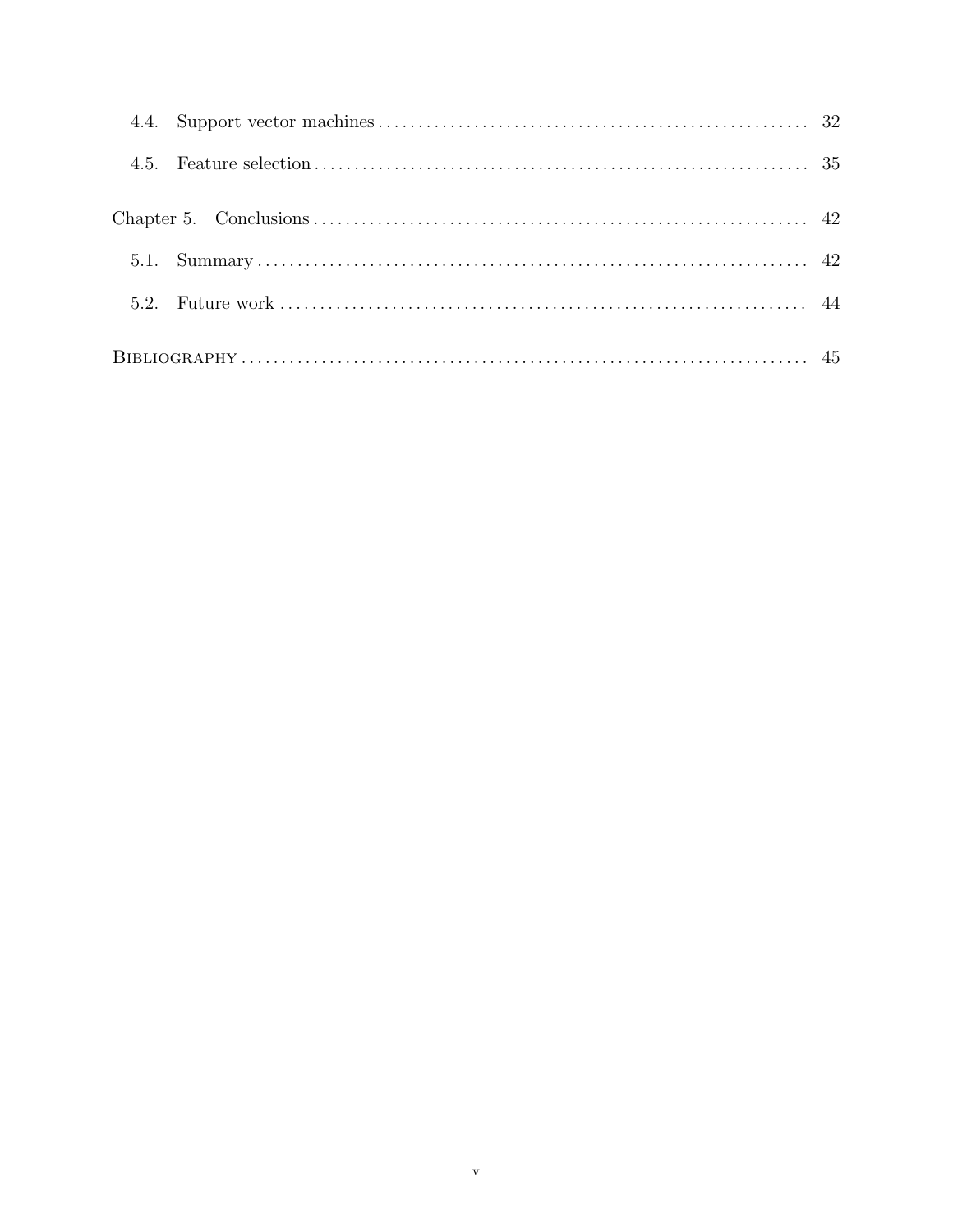4.4. Support vector machines ........................................................ 32

4.5. Feature selection ............................................................... 35

Chapter 5. Conclusions ............................................................... 42

5.1. Summary .......................................................................... 42

5.2. Future work ...................................................................... 44

Bibliography .......................................................................... 45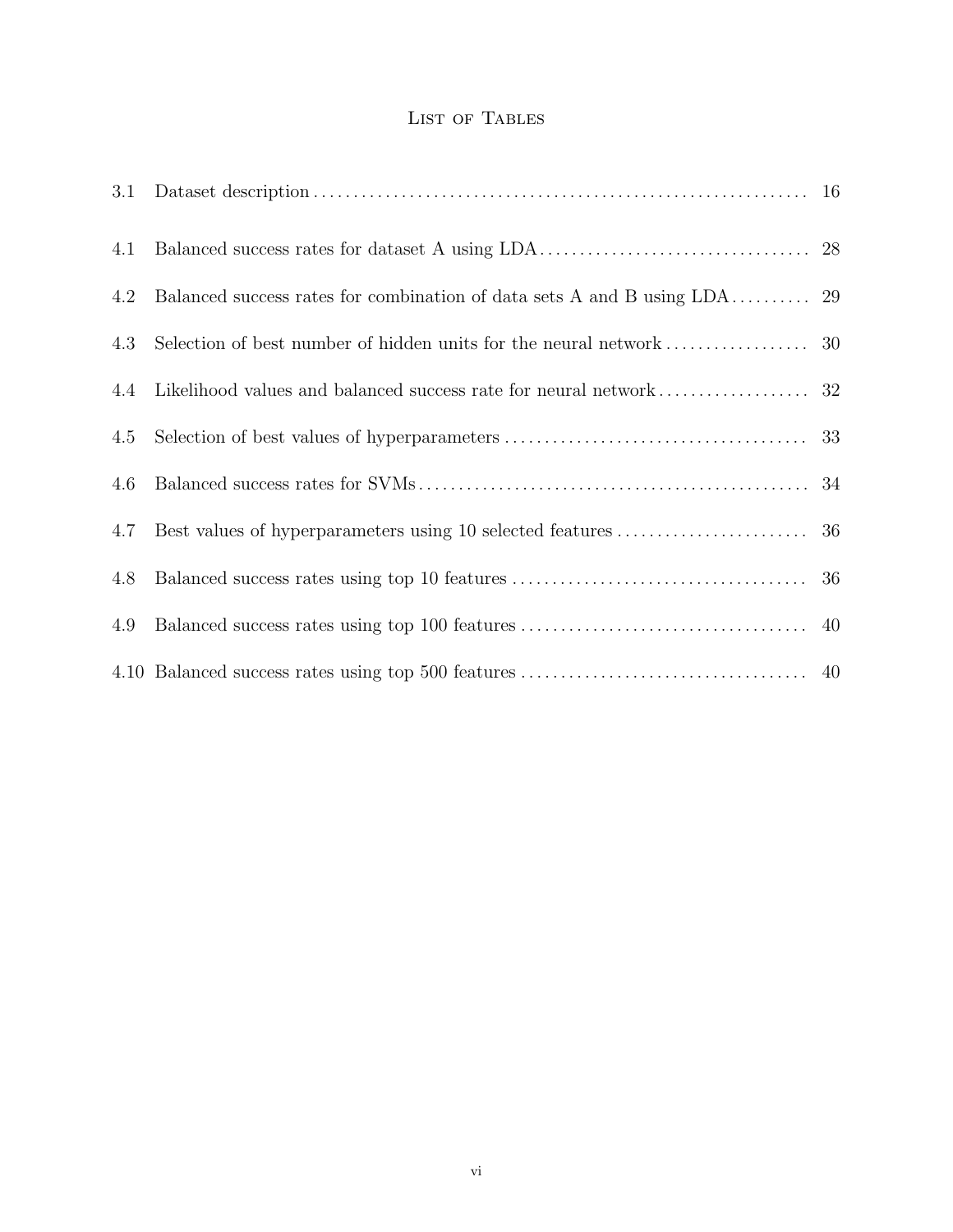# List of Tables

3.1 Dataset description ........ 16

4.1 Balanced success rates for dataset A using LDA ........ 28

4.2 Balanced success rates for combination of data sets A and B using LDA ........ 29

4.3 Selection of best number of hidden units for the neural network ........ 30

4.4 Likelihood values and balanced success rate for neural network ........ 32

4.5 Selection of best values of hyperparameters ........ 33

4.6 Balanced success rates for SVMs ........ 34

4.7 Best values of hyperparameters using 10 selected features ........ 36

4.8 Balanced success rates using top 10 features ........ 36

4.9 Balanced success rates using top 100 features ........ 40

4.10 Balanced success rates using top 500 features ........ 40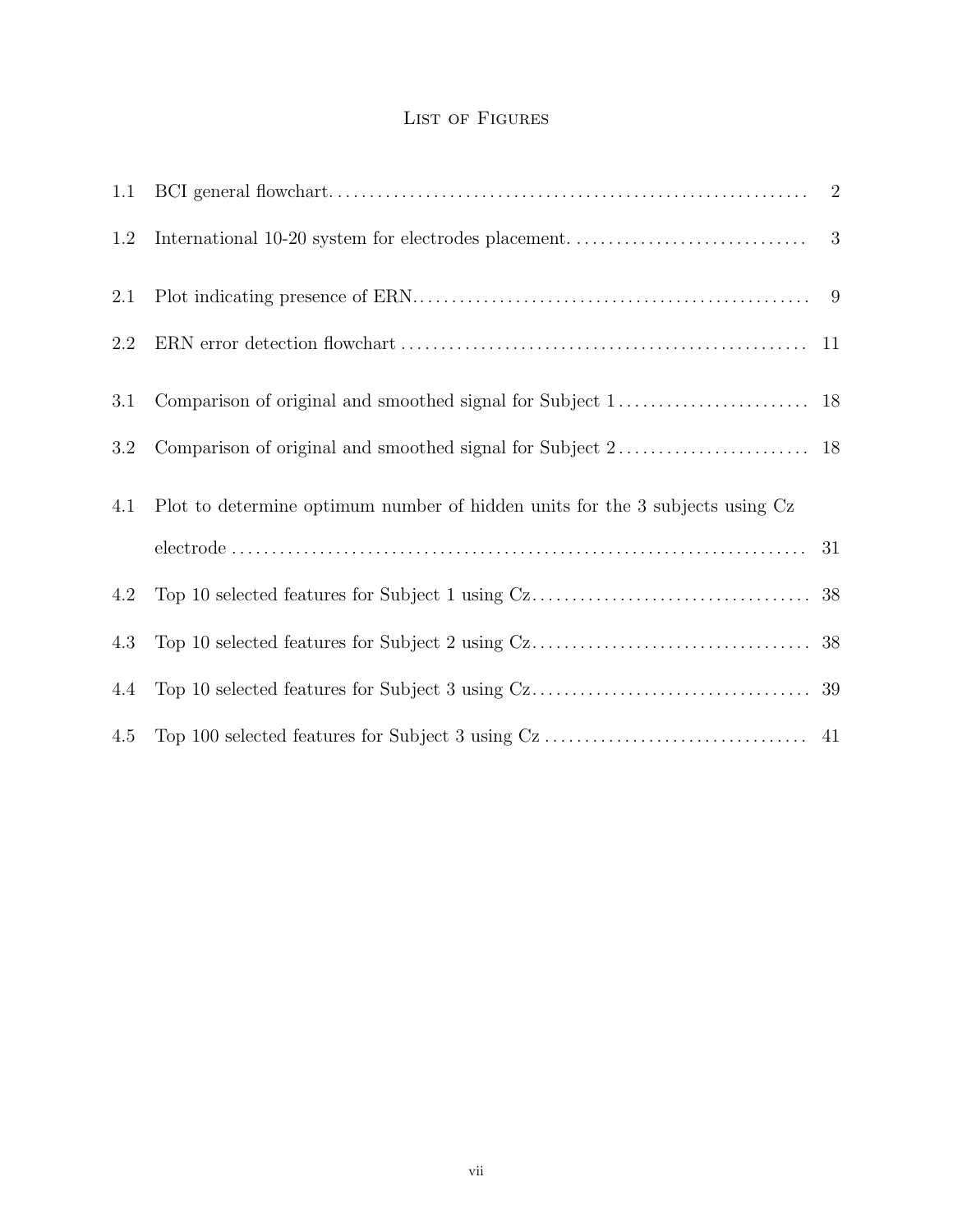# List of Figures

| | | |
|---|---|---|
| 1.1 | BCI general flowchart | 2 |
| 1.2 | International 10-20 system for electrodes placement. | 3 |
| 2.1 | Plot indicating presence of ERN | 9 |
| 2.2 | ERN error detection flowchart | 11 |
| 3.1 | Comparison of original and smoothed signal for Subject 1 | 18 |
| 3.2 | Comparison of original and smoothed signal for Subject 2 | 18 |
| 4.1 | Plot to determine optimum number of hidden units for the 3 subjects using Cz electrode | 31 |
| 4.2 | Top 10 selected features for Subject 1 using Cz | 38 |
| 4.3 | Top 10 selected features for Subject 2 using Cz | 38 |
| 4.4 | Top 10 selected features for Subject 3 using Cz | 39 |
| 4.5 | Top 100 selected features for Subject 3 using Cz | 41 |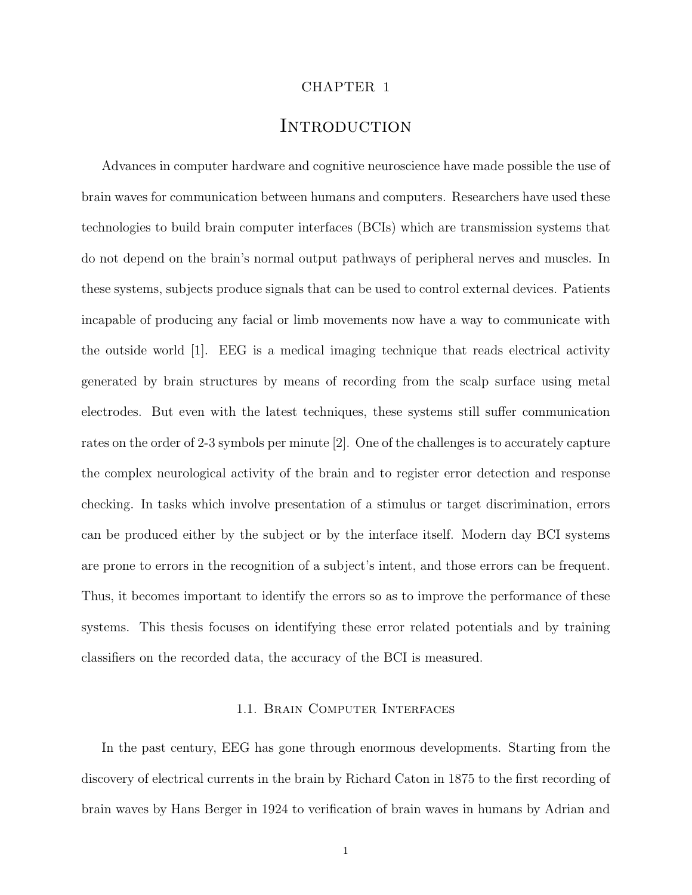# CHAPTER 1

# Introduction

Advances in computer hardware and cognitive neuroscience have made possible the use of brain waves for communication between humans and computers. Researchers have used these technologies to build brain computer interfaces (BCIs) which are transmission systems that do not depend on the brain's normal output pathways of peripheral nerves and muscles. In these systems, subjects produce signals that can be used to control external devices. Patients incapable of producing any facial or limb movements now have a way to communicate with the outside world [1]. EEG is a medical imaging technique that reads electrical activity generated by brain structures by means of recording from the scalp surface using metal electrodes. But even with the latest techniques, these systems still suffer communication rates on the order of 2-3 symbols per minute [2]. One of the challenges is to accurately capture the complex neurological activity of the brain and to register error detection and response checking. In tasks which involve presentation of a stimulus or target discrimination, errors can be produced either by the subject or by the interface itself. Modern day BCI systems are prone to errors in the recognition of a subject's intent, and those errors can be frequent. Thus, it becomes important to identify the errors so as to improve the performance of these systems. This thesis focuses on identifying these error related potentials and by training classifiers on the recorded data, the accuracy of the BCI is measured.

## 1.1. Brain Computer Interfaces

In the past century, EEG has gone through enormous developments. Starting from the discovery of electrical currents in the brain by Richard Caton in 1875 to the first recording of brain waves by Hans Berger in 1924 to verification of brain waves in humans by Adrian and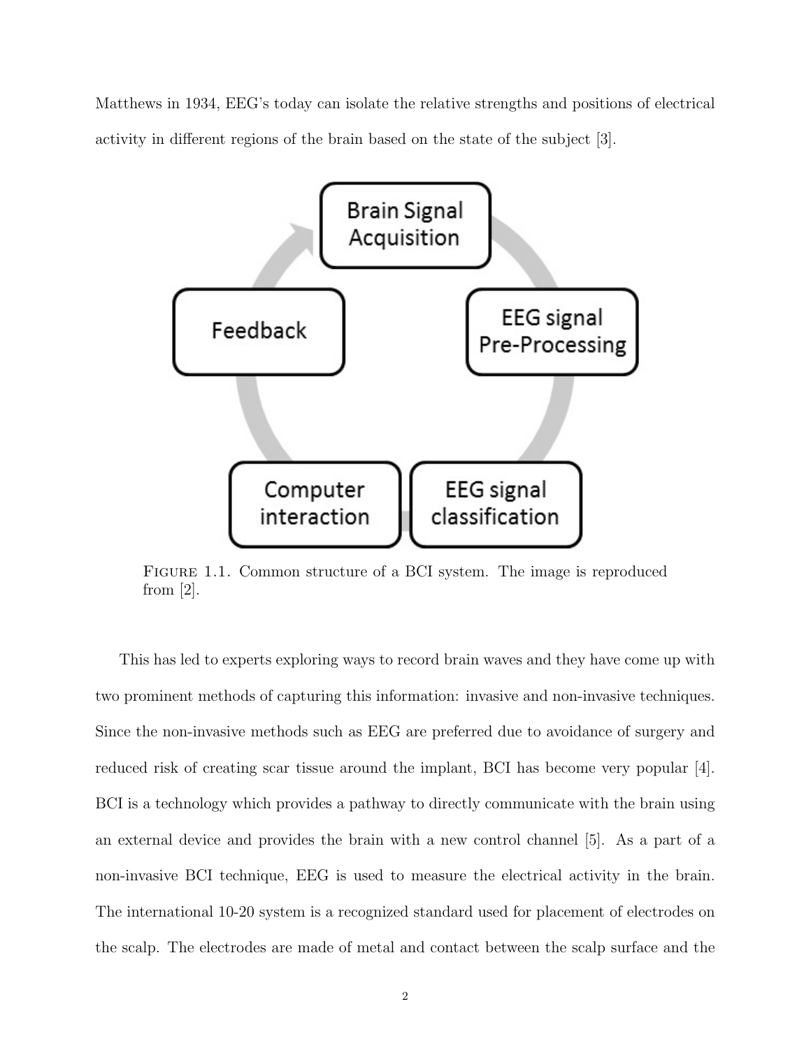Matthews in 1934, EEG's today can isolate the relative strengths and positions of electrical activity in different regions of the brain based on the state of the subject [3].

FIGURE 1.1. Common structure of a BCI system. The image is reproduced from [2].

This has led to experts exploring ways to record brain waves and they have come up with two prominent methods of capturing this information: invasive and non-invasive techniques. Since the non-invasive methods such as EEG are preferred due to avoidance of surgery and reduced risk of creating scar tissue around the implant, BCI has become very popular [4]. BCI is a technology which provides a pathway to directly communicate with the brain using an external device and provides the brain with a new control channel [5]. As a part of a non-invasive BCI technique, EEG is used to measure the electrical activity in the brain. The international 10-20 system is a recognized standard used for placement of electrodes on the scalp. The electrodes are made of metal and contact between the scalp surface and the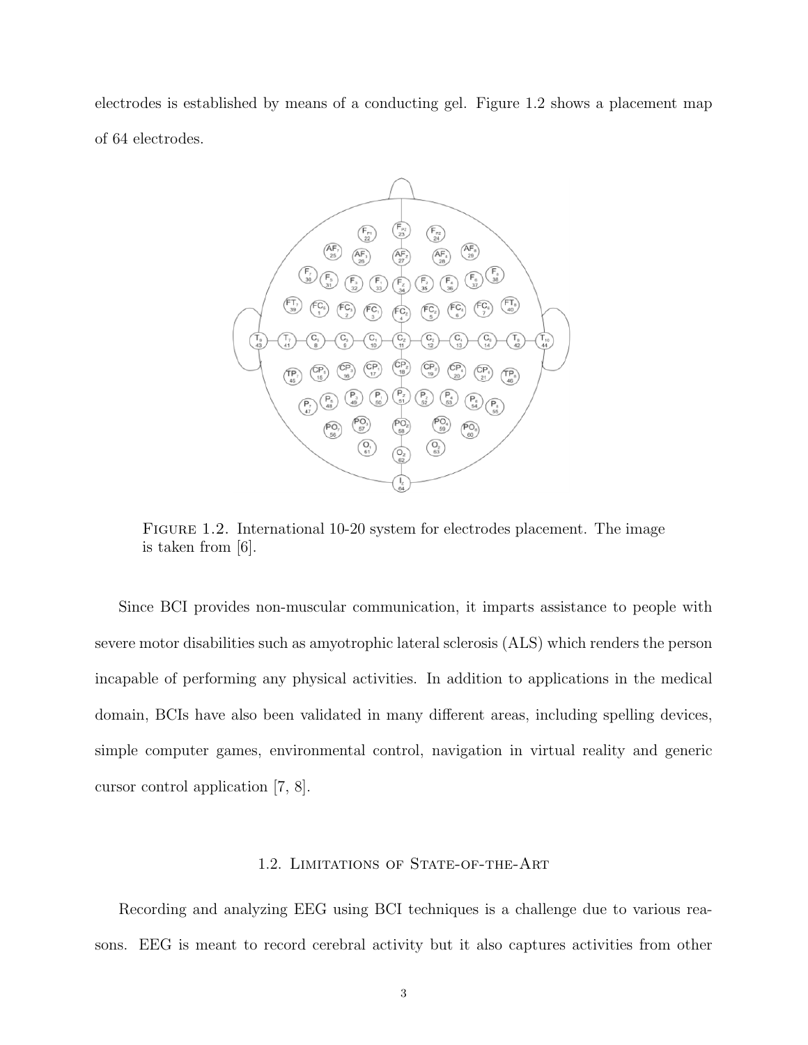electrodes is established by means of a conducting gel. Figure 1.2 shows a placement map of 64 electrodes.

FIGURE 1.2. International 10-20 system for electrodes placement. The image is taken from [6].

Since BCI provides non-muscular communication, it imparts assistance to people with severe motor disabilities such as amyotrophic lateral sclerosis (ALS) which renders the person incapable of performing any physical activities. In addition to applications in the medical domain, BCIs have also been validated in many different areas, including spelling devices, simple computer games, environmental control, navigation in virtual reality and generic cursor control application [7, 8].

## 1.2. Limitations of State-of-the-Art

Recording and analyzing EEG using BCI techniques is a challenge due to various reasons. EEG is meant to record cerebral activity but it also captures activities from other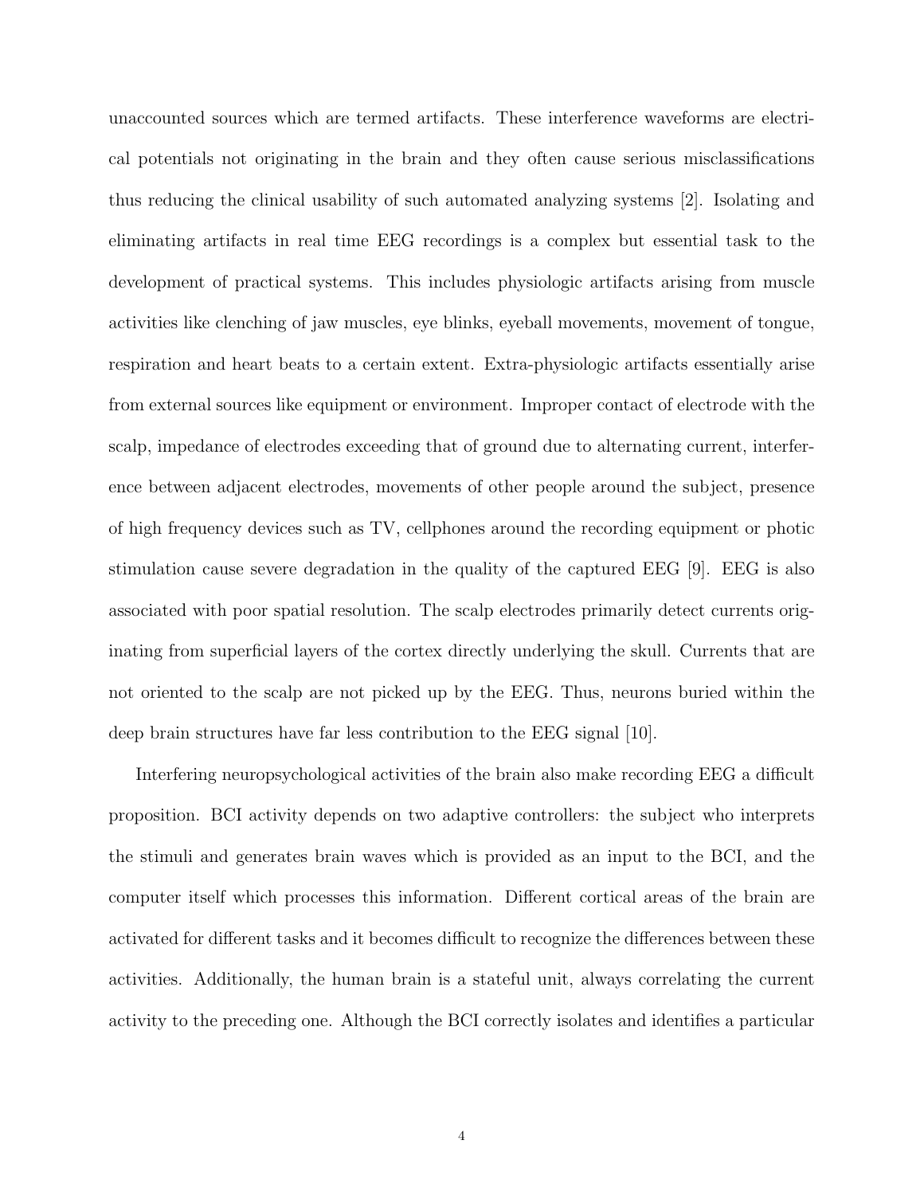unaccounted sources which are termed artifacts. These interference waveforms are electrical potentials not originating in the brain and they often cause serious misclassifications thus reducing the clinical usability of such automated analyzing systems [2]. Isolating and eliminating artifacts in real time EEG recordings is a complex but essential task to the development of practical systems. This includes physiologic artifacts arising from muscle activities like clenching of jaw muscles, eye blinks, eyeball movements, movement of tongue, respiration and heart beats to a certain extent. Extra-physiologic artifacts essentially arise from external sources like equipment or environment. Improper contact of electrode with the scalp, impedance of electrodes exceeding that of ground due to alternating current, interference between adjacent electrodes, movements of other people around the subject, presence of high frequency devices such as TV, cellphones around the recording equipment or photic stimulation cause severe degradation in the quality of the captured EEG [9]. EEG is also associated with poor spatial resolution. The scalp electrodes primarily detect currents originating from superficial layers of the cortex directly underlying the skull. Currents that are not oriented to the scalp are not picked up by the EEG. Thus, neurons buried within the deep brain structures have far less contribution to the EEG signal [10].

Interfering neuropsychological activities of the brain also make recording EEG a difficult proposition. BCI activity depends on two adaptive controllers: the subject who interprets the stimuli and generates brain waves which is provided as an input to the BCI, and the computer itself which processes this information. Different cortical areas of the brain are activated for different tasks and it becomes difficult to recognize the differences between these activities. Additionally, the human brain is a stateful unit, always correlating the current activity to the preceding one. Although the BCI correctly isolates and identifies a particular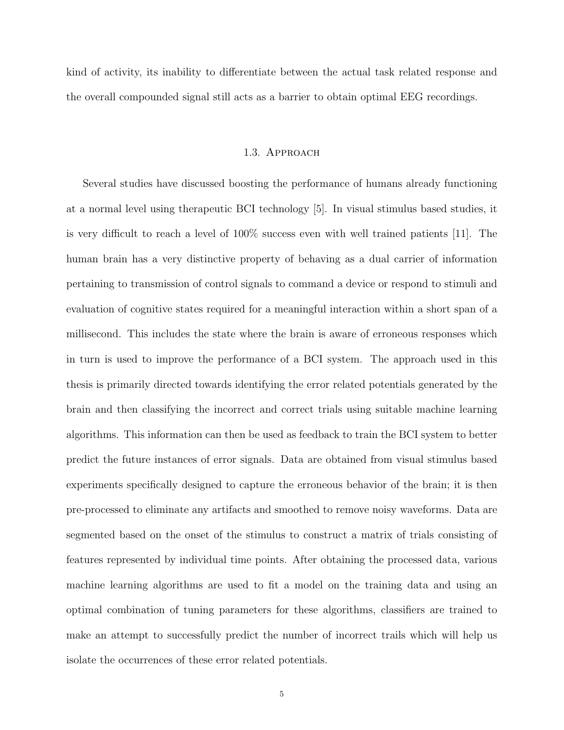kind of activity, its inability to differentiate between the actual task related response and the overall compounded signal still acts as a barrier to obtain optimal EEG recordings.

## 1.3. Approach

Several studies have discussed boosting the performance of humans already functioning at a normal level using therapeutic BCI technology [5]. In visual stimulus based studies, it is very difficult to reach a level of 100% success even with well trained patients [11]. The human brain has a very distinctive property of behaving as a dual carrier of information pertaining to transmission of control signals to command a device or respond to stimuli and evaluation of cognitive states required for a meaningful interaction within a short span of a millisecond. This includes the state where the brain is aware of erroneous responses which in turn is used to improve the performance of a BCI system. The approach used in this thesis is primarily directed towards identifying the error related potentials generated by the brain and then classifying the incorrect and correct trials using suitable machine learning algorithms. This information can then be used as feedback to train the BCI system to better predict the future instances of error signals. Data are obtained from visual stimulus based experiments specifically designed to capture the erroneous behavior of the brain; it is then pre-processed to eliminate any artifacts and smoothed to remove noisy waveforms. Data are segmented based on the onset of the stimulus to construct a matrix of trials consisting of features represented by individual time points. After obtaining the processed data, various machine learning algorithms are used to fit a model on the training data and using an optimal combination of tuning parameters for these algorithms, classifiers are trained to make an attempt to successfully predict the number of incorrect trails which will help us isolate the occurrences of these error related potentials.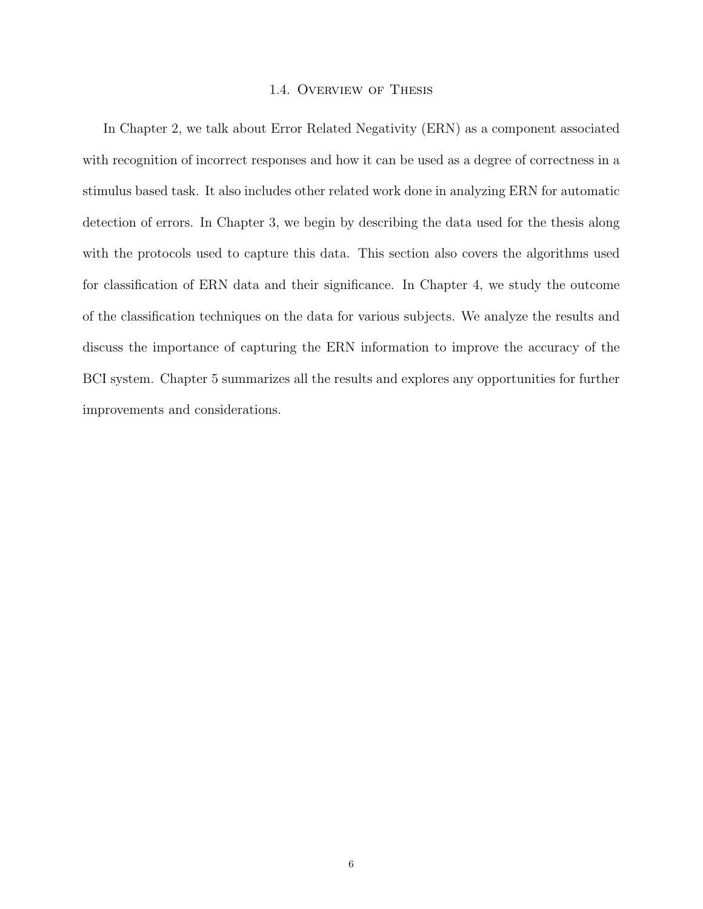### 1.4. Overview of Thesis

In Chapter 2, we talk about Error Related Negativity (ERN) as a component associated with recognition of incorrect responses and how it can be used as a degree of correctness in a stimulus based task. It also includes other related work done in analyzing ERN for automatic detection of errors. In Chapter 3, we begin by describing the data used for the thesis along with the protocols used to capture this data. This section also covers the algorithms used for classification of ERN data and their significance. In Chapter 4, we study the outcome of the classification techniques on the data for various subjects. We analyze the results and discuss the importance of capturing the ERN information to improve the accuracy of the BCI system. Chapter 5 summarizes all the results and explores any opportunities for further improvements and considerations.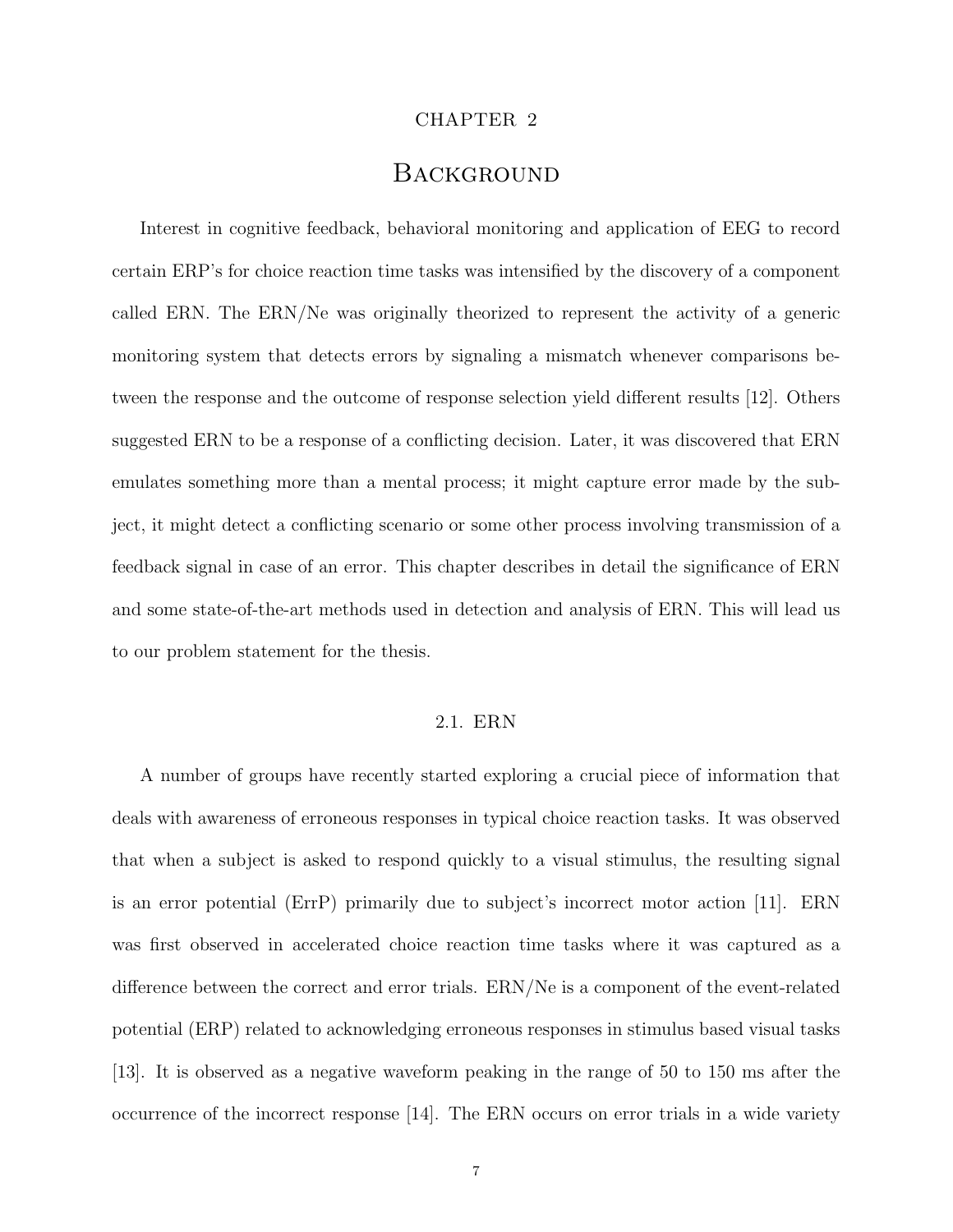# CHAPTER 2

# Background

Interest in cognitive feedback, behavioral monitoring and application of EEG to record certain ERP's for choice reaction time tasks was intensified by the discovery of a component called ERN. The ERN/Ne was originally theorized to represent the activity of a generic monitoring system that detects errors by signaling a mismatch whenever comparisons between the response and the outcome of response selection yield different results [12]. Others suggested ERN to be a response of a conflicting decision. Later, it was discovered that ERN emulates something more than a mental process; it might capture error made by the subject, it might detect a conflicting scenario or some other process involving transmission of a feedback signal in case of an error. This chapter describes in detail the significance of ERN and some state-of-the-art methods used in detection and analysis of ERN. This will lead us to our problem statement for the thesis.

## 2.1. ERN

A number of groups have recently started exploring a crucial piece of information that deals with awareness of erroneous responses in typical choice reaction tasks. It was observed that when a subject is asked to respond quickly to a visual stimulus, the resulting signal is an error potential (ErrP) primarily due to subject's incorrect motor action [11]. ERN was first observed in accelerated choice reaction time tasks where it was captured as a difference between the correct and error trials. ERN/Ne is a component of the event-related potential (ERP) related to acknowledging erroneous responses in stimulus based visual tasks [13]. It is observed as a negative waveform peaking in the range of 50 to 150 ms after the occurrence of the incorrect response [14]. The ERN occurs on error trials in a wide variety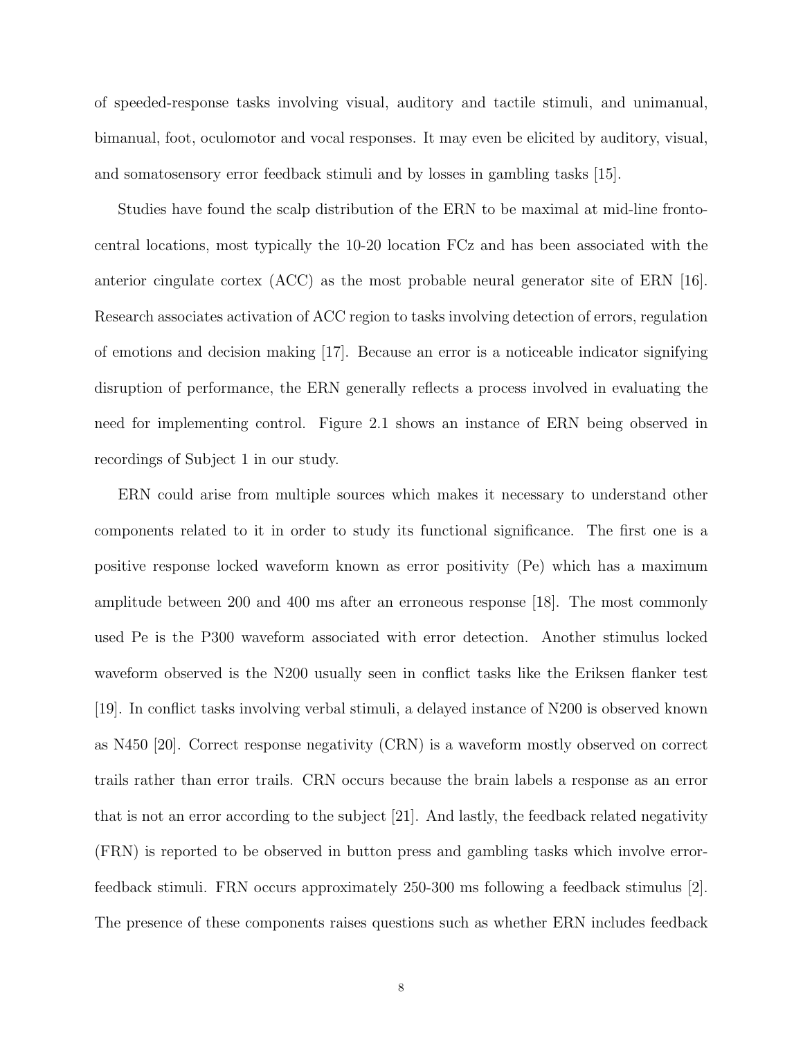of speeded-response tasks involving visual, auditory and tactile stimuli, and unimanual, bimanual, foot, oculomotor and vocal responses. It may even be elicited by auditory, visual, and somatosensory error feedback stimuli and by losses in gambling tasks [15].

Studies have found the scalp distribution of the ERN to be maximal at mid-line fronto-central locations, most typically the 10-20 location FCz and has been associated with the anterior cingulate cortex (ACC) as the most probable neural generator site of ERN [16]. Research associates activation of ACC region to tasks involving detection of errors, regulation of emotions and decision making [17]. Because an error is a noticeable indicator signifying disruption of performance, the ERN generally reflects a process involved in evaluating the need for implementing control. Figure 2.1 shows an instance of ERN being observed in recordings of Subject 1 in our study.

ERN could arise from multiple sources which makes it necessary to understand other components related to it in order to study its functional significance. The first one is a positive response locked waveform known as error positivity (Pe) which has a maximum amplitude between 200 and 400 ms after an erroneous response [18]. The most commonly used Pe is the P300 waveform associated with error detection. Another stimulus locked waveform observed is the N200 usually seen in conflict tasks like the Eriksen flanker test [19]. In conflict tasks involving verbal stimuli, a delayed instance of N200 is observed known as N450 [20]. Correct response negativity (CRN) is a waveform mostly observed on correct trails rather than error trails. CRN occurs because the brain labels a response as an error that is not an error according to the subject [21]. And lastly, the feedback related negativity (FRN) is reported to be observed in button press and gambling tasks which involve error-feedback stimuli. FRN occurs approximately 250-300 ms following a feedback stimulus [2]. The presence of these components raises questions such as whether ERN includes feedback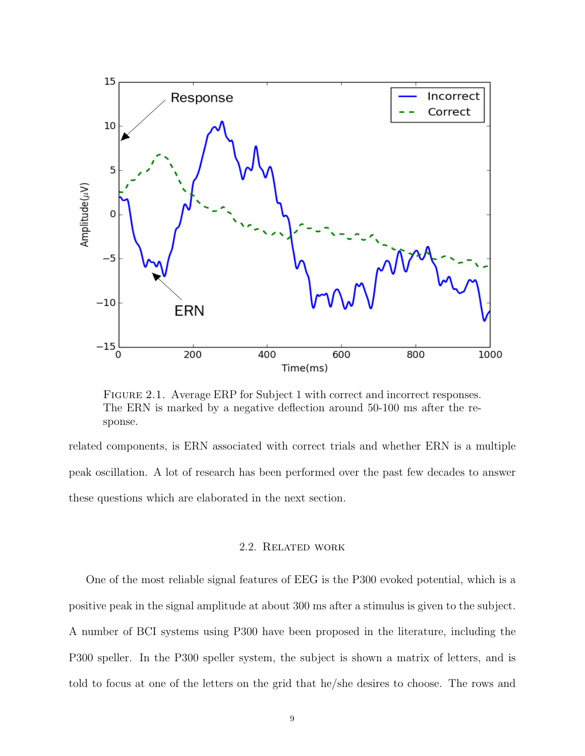FIGURE 2.1. Average ERP for Subject 1 with correct and incorrect responses. The ERN is marked by a negative deflection around 50-100 ms after the response.

related components, is ERN associated with correct trials and whether ERN is a multiple peak oscillation. A lot of research has been performed over the past few decades to answer these questions which are elaborated in the next section.

## 2.2. Related work

One of the most reliable signal features of EEG is the P300 evoked potential, which is a positive peak in the signal amplitude at about 300 ms after a stimulus is given to the subject. A number of BCI systems using P300 have been proposed in the literature, including the P300 speller. In the P300 speller system, the subject is shown a matrix of letters, and is told to focus at one of the letters on the grid that he/she desires to choose. The rows and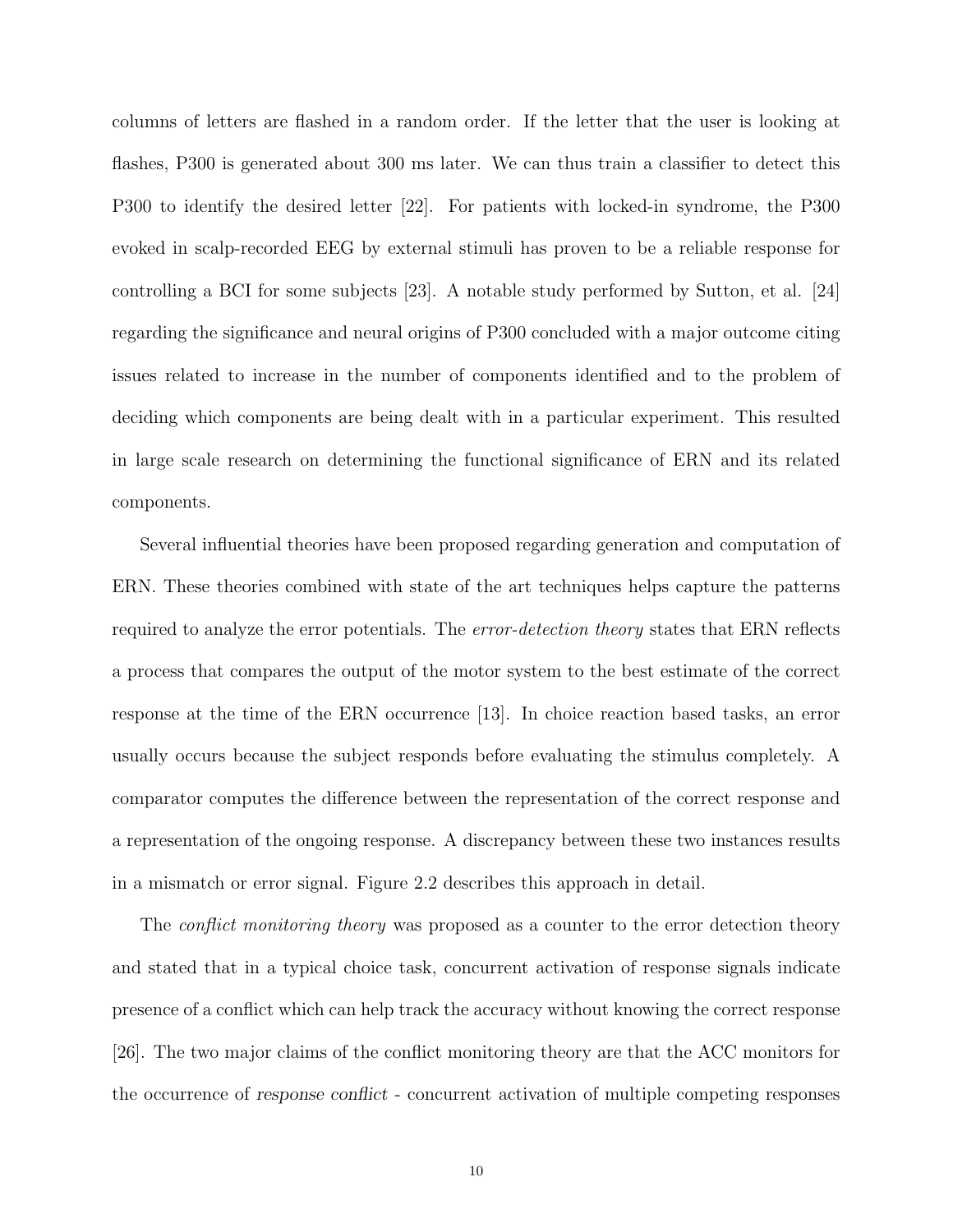columns of letters are flashed in a random order. If the letter that the user is looking at flashes, P300 is generated about 300 ms later. We can thus train a classifier to detect this P300 to identify the desired letter [22]. For patients with locked-in syndrome, the P300 evoked in scalp-recorded EEG by external stimuli has proven to be a reliable response for controlling a BCI for some subjects [23]. A notable study performed by Sutton, et al. [24] regarding the significance and neural origins of P300 concluded with a major outcome citing issues related to increase in the number of components identified and to the problem of deciding which components are being dealt with in a particular experiment. This resulted in large scale research on determining the functional significance of ERN and its related components.

Several influential theories have been proposed regarding generation and computation of ERN. These theories combined with state of the art techniques helps capture the patterns required to analyze the error potentials. The *error-detection theory* states that ERN reflects a process that compares the output of the motor system to the best estimate of the correct response at the time of the ERN occurrence [13]. In choice reaction based tasks, an error usually occurs because the subject responds before evaluating the stimulus completely. A comparator computes the difference between the representation of the correct response and a representation of the ongoing response. A discrepancy between these two instances results in a mismatch or error signal. Figure 2.2 describes this approach in detail.

The *conflict monitoring theory* was proposed as a counter to the error detection theory and stated that in a typical choice task, concurrent activation of response signals indicate presence of a conflict which can help track the accuracy without knowing the correct response [26]. The two major claims of the conflict monitoring theory are that the ACC monitors for the occurrence of *response conflict* - concurrent activation of multiple competing responses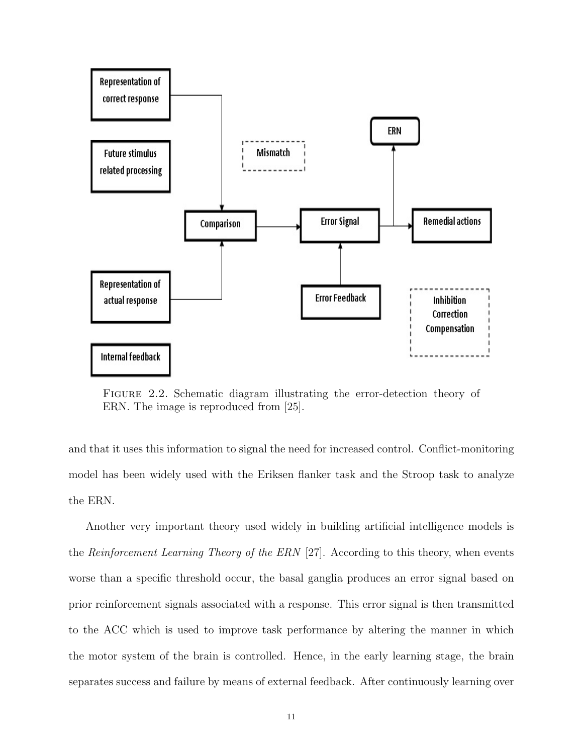FIGURE 2.2. Schematic diagram illustrating the error-detection theory of ERN. The image is reproduced from [25].

and that it uses this information to signal the need for increased control. Conflict-monitoring model has been widely used with the Eriksen flanker task and the Stroop task to analyze the ERN.

Another very important theory used widely in building artificial intelligence models is the *Reinforcement Learning Theory of the ERN* [27]. According to this theory, when events worse than a specific threshold occur, the basal ganglia produces an error signal based on prior reinforcement signals associated with a response. This error signal is then transmitted to the ACC which is used to improve task performance by altering the manner in which the motor system of the brain is controlled. Hence, in the early learning stage, the brain separates success and failure by means of external feedback. After continuously learning over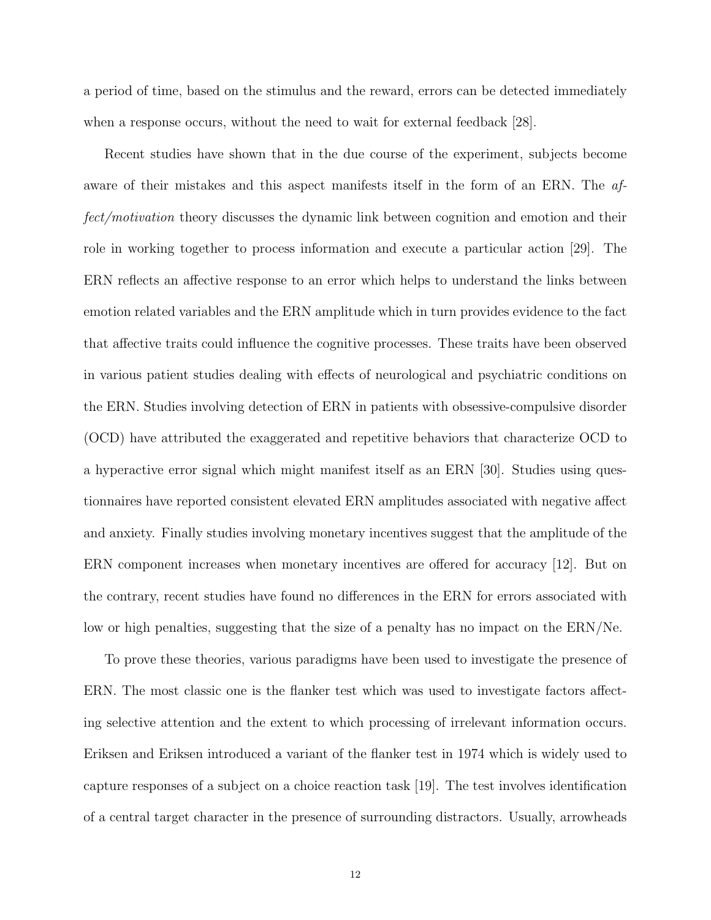a period of time, based on the stimulus and the reward, errors can be detected immediately when a response occurs, without the need to wait for external feedback [28].

Recent studies have shown that in the due course of the experiment, subjects become aware of their mistakes and this aspect manifests itself in the form of an ERN. The *affect/motivation* theory discusses the dynamic link between cognition and emotion and their role in working together to process information and execute a particular action [29]. The ERN reflects an affective response to an error which helps to understand the links between emotion related variables and the ERN amplitude which in turn provides evidence to the fact that affective traits could influence the cognitive processes. These traits have been observed in various patient studies dealing with effects of neurological and psychiatric conditions on the ERN. Studies involving detection of ERN in patients with obsessive-compulsive disorder (OCD) have attributed the exaggerated and repetitive behaviors that characterize OCD to a hyperactive error signal which might manifest itself as an ERN [30]. Studies using questionnaires have reported consistent elevated ERN amplitudes associated with negative affect and anxiety. Finally studies involving monetary incentives suggest that the amplitude of the ERN component increases when monetary incentives are offered for accuracy [12]. But on the contrary, recent studies have found no differences in the ERN for errors associated with low or high penalties, suggesting that the size of a penalty has no impact on the ERN/Ne.

To prove these theories, various paradigms have been used to investigate the presence of ERN. The most classic one is the flanker test which was used to investigate factors affecting selective attention and the extent to which processing of irrelevant information occurs. Eriksen and Eriksen introduced a variant of the flanker test in 1974 which is widely used to capture responses of a subject on a choice reaction task [19]. The test involves identification of a central target character in the presence of surrounding distractors. Usually, arrowheads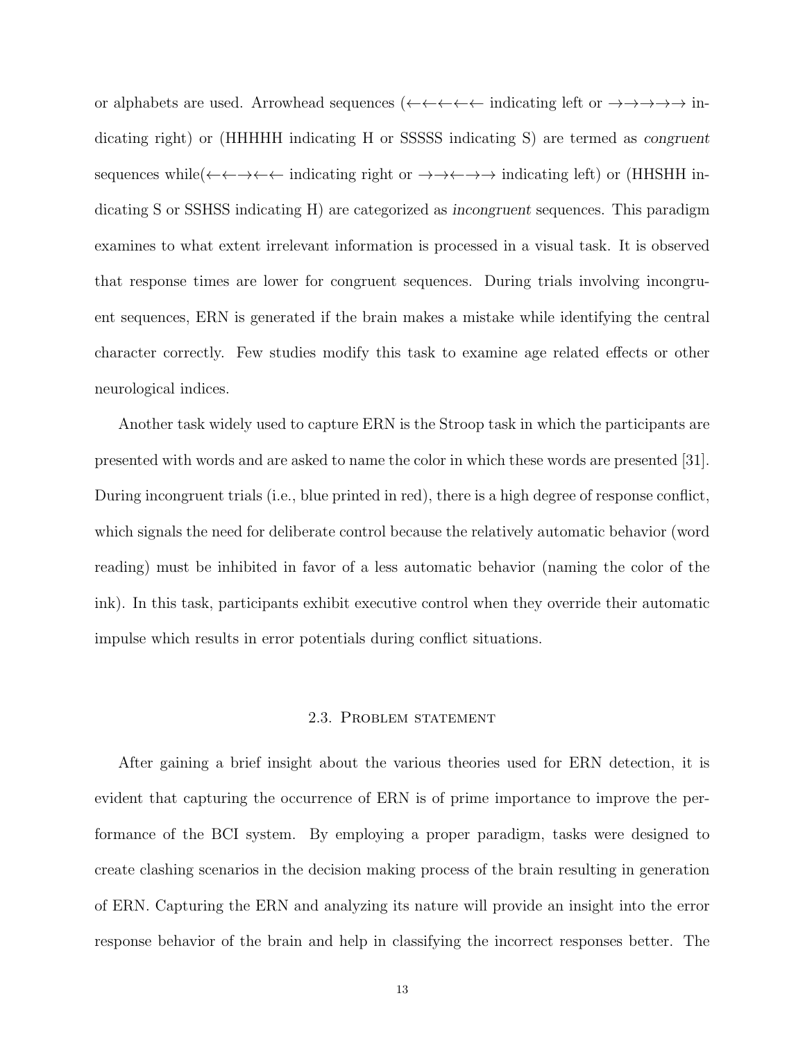or alphabets are used. Arrowhead sequences (←←←←← indicating left or →→→→→ indicating right) or (HHHHH indicating H or SSSSS indicating S) are termed as *congruent* sequences while(←←→←← indicating right or →→←→→ indicating left) or (HHSHH indicating S or SSHSS indicating H) are categorized as *incongruent* sequences. This paradigm examines to what extent irrelevant information is processed in a visual task. It is observed that response times are lower for congruent sequences. During trials involving incongruent sequences, ERN is generated if the brain makes a mistake while identifying the central character correctly. Few studies modify this task to examine age related effects or other neurological indices.

Another task widely used to capture ERN is the Stroop task in which the participants are presented with words and are asked to name the color in which these words are presented [31]. During incongruent trials (i.e., blue printed in red), there is a high degree of response conflict, which signals the need for deliberate control because the relatively automatic behavior (word reading) must be inhibited in favor of a less automatic behavior (naming the color of the ink). In this task, participants exhibit executive control when they override their automatic impulse which results in error potentials during conflict situations.

## 2.3. Problem statement

After gaining a brief insight about the various theories used for ERN detection, it is evident that capturing the occurrence of ERN is of prime importance to improve the performance of the BCI system. By employing a proper paradigm, tasks were designed to create clashing scenarios in the decision making process of the brain resulting in generation of ERN. Capturing the ERN and analyzing its nature will provide an insight into the error response behavior of the brain and help in classifying the incorrect responses better. The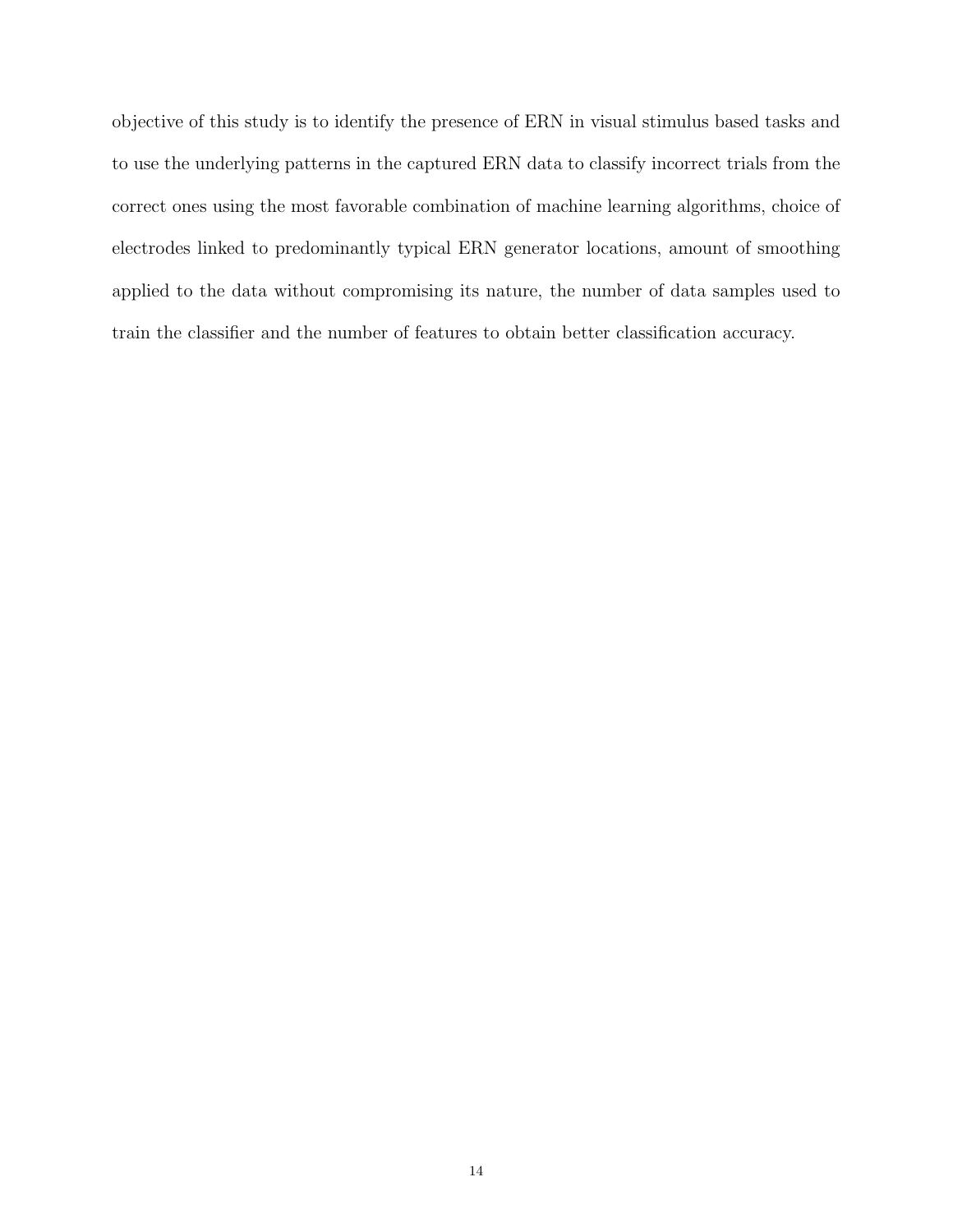objective of this study is to identify the presence of ERN in visual stimulus based tasks and to use the underlying patterns in the captured ERN data to classify incorrect trials from the correct ones using the most favorable combination of machine learning algorithms, choice of electrodes linked to predominantly typical ERN generator locations, amount of smoothing applied to the data without compromising its nature, the number of data samples used to train the classifier and the number of features to obtain better classification accuracy.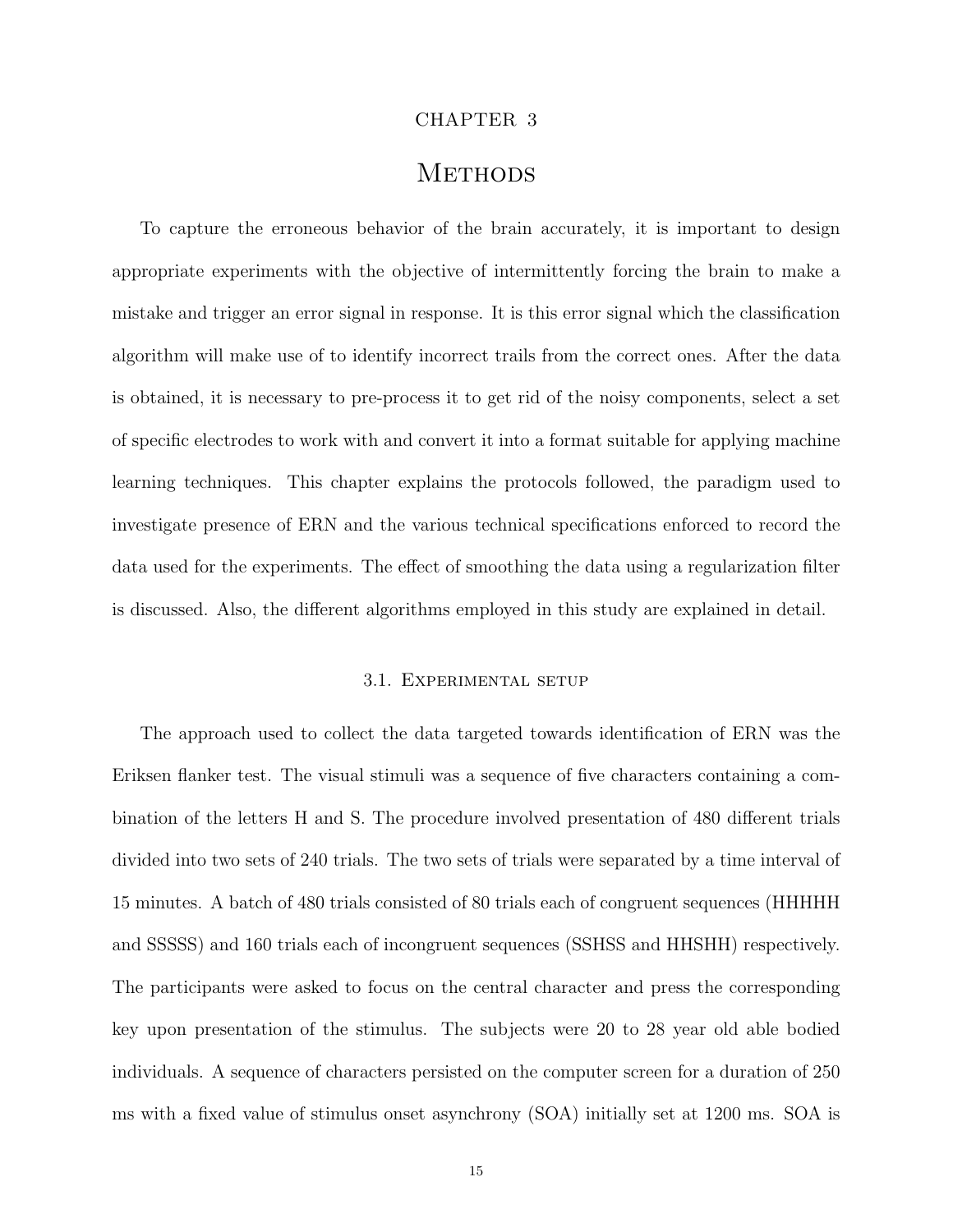# CHAPTER 3

# Methods

To capture the erroneous behavior of the brain accurately, it is important to design appropriate experiments with the objective of intermittently forcing the brain to make a mistake and trigger an error signal in response. It is this error signal which the classification algorithm will make use of to identify incorrect trails from the correct ones. After the data is obtained, it is necessary to pre-process it to get rid of the noisy components, select a set of specific electrodes to work with and convert it into a format suitable for applying machine learning techniques. This chapter explains the protocols followed, the paradigm used to investigate presence of ERN and the various technical specifications enforced to record the data used for the experiments. The effect of smoothing the data using a regularization filter is discussed. Also, the different algorithms employed in this study are explained in detail.

## 3.1. Experimental setup

The approach used to collect the data targeted towards identification of ERN was the Eriksen flanker test. The visual stimuli was a sequence of five characters containing a combination of the letters H and S. The procedure involved presentation of 480 different trials divided into two sets of 240 trials. The two sets of trials were separated by a time interval of 15 minutes. A batch of 480 trials consisted of 80 trials each of congruent sequences (HHHHH and SSSSS) and 160 trials each of incongruent sequences (SSHSS and HHSHH) respectively. The participants were asked to focus on the central character and press the corresponding key upon presentation of the stimulus. The subjects were 20 to 28 year old able bodied individuals. A sequence of characters persisted on the computer screen for a duration of 250 ms with a fixed value of stimulus onset asynchrony (SOA) initially set at 1200 ms. SOA is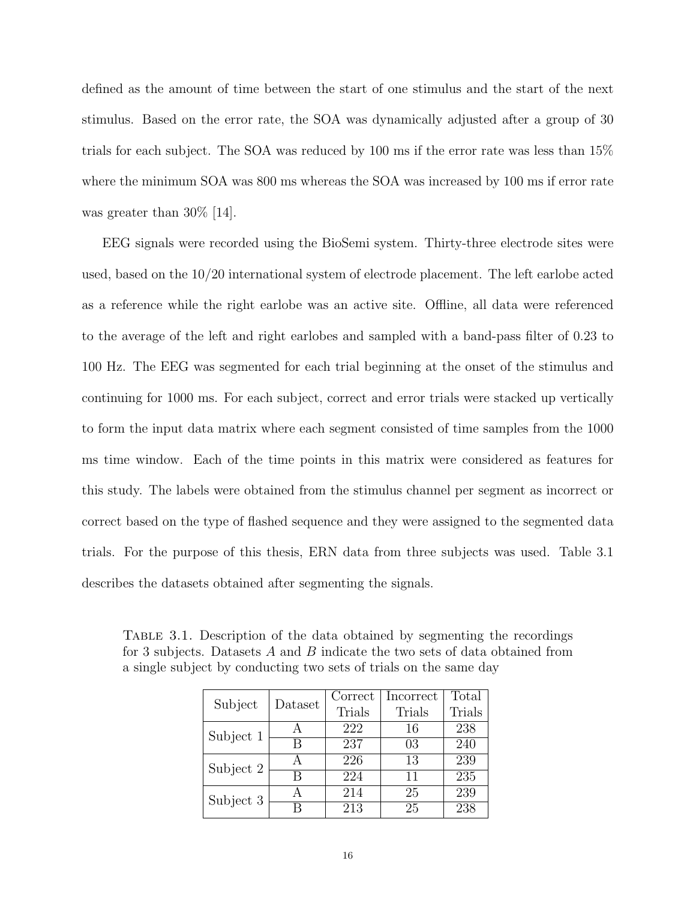defined as the amount of time between the start of one stimulus and the start of the next stimulus. Based on the error rate, the SOA was dynamically adjusted after a group of 30 trials for each subject. The SOA was reduced by 100 ms if the error rate was less than 15% where the minimum SOA was 800 ms whereas the SOA was increased by 100 ms if error rate was greater than 30% [14].

EEG signals were recorded using the BioSemi system. Thirty-three electrode sites were used, based on the 10/20 international system of electrode placement. The left earlobe acted as a reference while the right earlobe was an active site. Offline, all data were referenced to the average of the left and right earlobes and sampled with a band-pass filter of 0.23 to 100 Hz. The EEG was segmented for each trial beginning at the onset of the stimulus and continuing for 1000 ms. For each subject, correct and error trials were stacked up vertically to form the input data matrix where each segment consisted of time samples from the 1000 ms time window. Each of the time points in this matrix were considered as features for this study. The labels were obtained from the stimulus channel per segment as incorrect or correct based on the type of flashed sequence and they were assigned to the segmented data trials. For the purpose of this thesis, ERN data from three subjects was used. Table 3.1 describes the datasets obtained after segmenting the signals.

TABLE 3.1. Description of the data obtained by segmenting the recordings for 3 subjects. Datasets *A* and *B* indicate the two sets of data obtained from a single subject by conducting two sets of trials on the same day

| Subject | Dataset | Correct Trials | Incorrect Trials | Total Trials |
|---|---|---|---|---|
| Subject 1 | A | 222 | 16 | 238 |
| | B | 237 | 03 | 240 |
| Subject 2 | A | 226 | 13 | 239 |
| | B | 224 | 11 | 235 |
| Subject 3 | A | 214 | 25 | 239 |
| | B | 213 | 25 | 238 |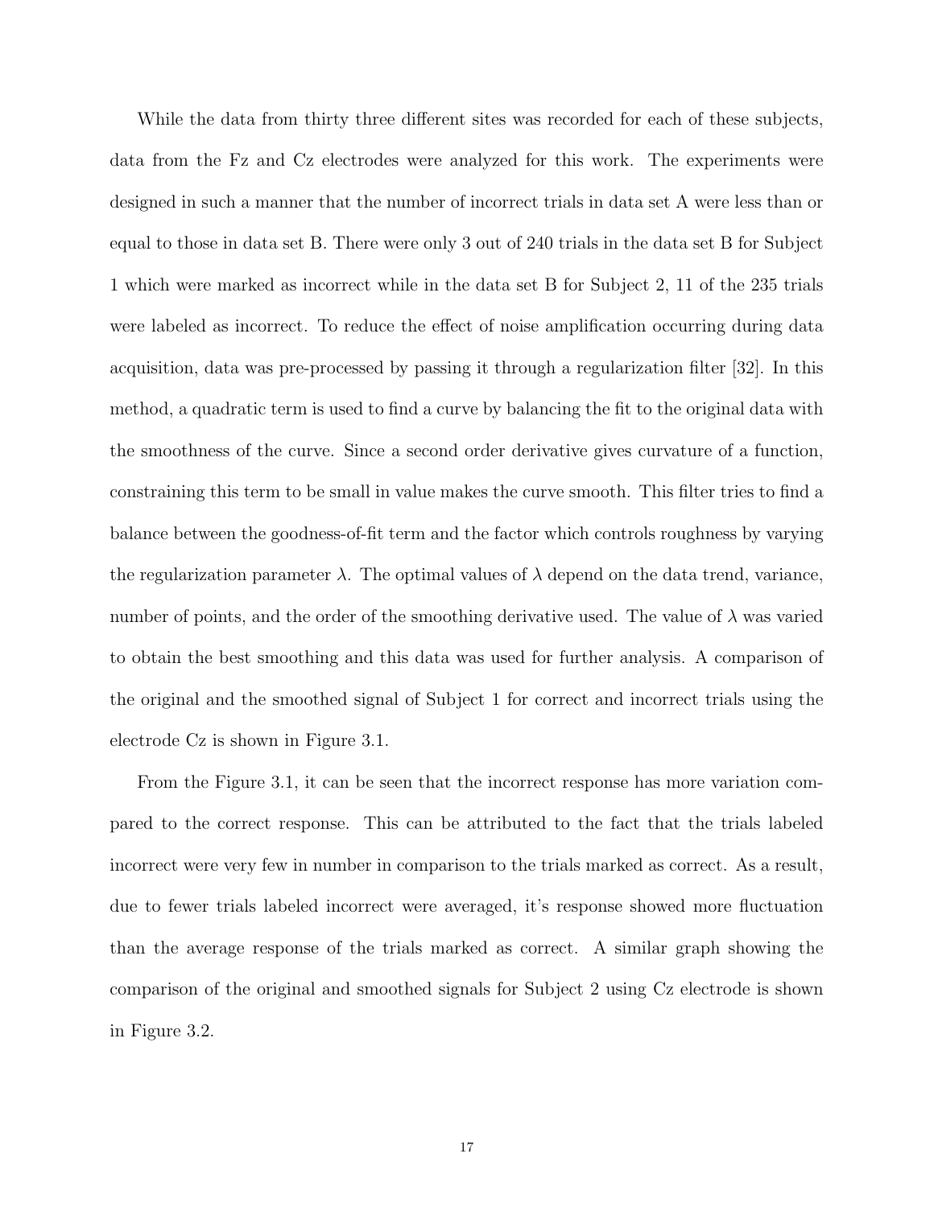While the data from thirty three different sites was recorded for each of these subjects, data from the Fz and Cz electrodes were analyzed for this work. The experiments were designed in such a manner that the number of incorrect trials in data set A were less than or equal to those in data set B. There were only 3 out of 240 trials in the data set B for Subject 1 which were marked as incorrect while in the data set B for Subject 2, 11 of the 235 trials were labeled as incorrect. To reduce the effect of noise amplification occurring during data acquisition, data was pre-processed by passing it through a regularization filter [32]. In this method, a quadratic term is used to find a curve by balancing the fit to the original data with the smoothness of the curve. Since a second order derivative gives curvature of a function, constraining this term to be small in value makes the curve smooth. This filter tries to find a balance between the goodness-of-fit term and the factor which controls roughness by varying the regularization parameter $\lambda$. The optimal values of $\lambda$ depend on the data trend, variance, number of points, and the order of the smoothing derivative used. The value of $\lambda$ was varied to obtain the best smoothing and this data was used for further analysis. A comparison of the original and the smoothed signal of Subject 1 for correct and incorrect trials using the electrode Cz is shown in Figure 3.1.

From the Figure 3.1, it can be seen that the incorrect response has more variation compared to the correct response. This can be attributed to the fact that the trials labeled incorrect were very few in number in comparison to the trials marked as correct. As a result, due to fewer trials labeled incorrect were averaged, it's response showed more fluctuation than the average response of the trials marked as correct. A similar graph showing the comparison of the original and smoothed signals for Subject 2 using Cz electrode is shown in Figure 3.2.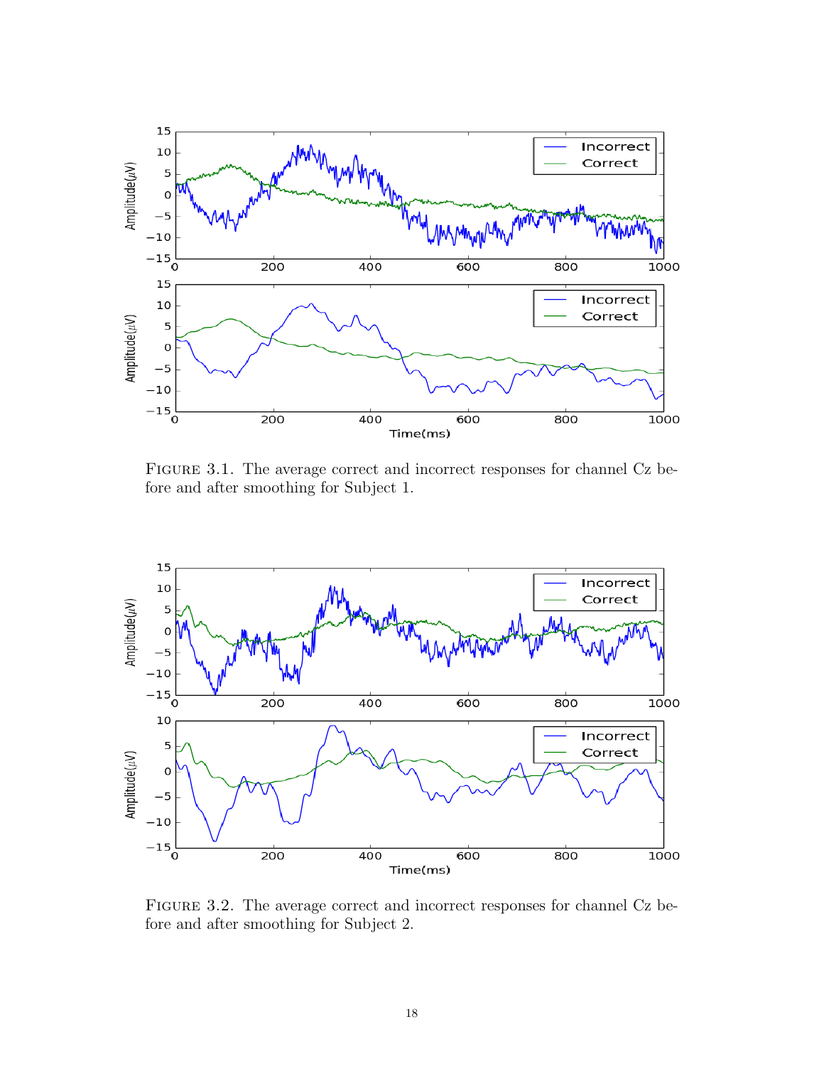Figure 3.1. The average correct and incorrect responses for channel Cz before and after smoothing for Subject 1.

Figure 3.2. The average correct and incorrect responses for channel Cz before and after smoothing for Subject 2.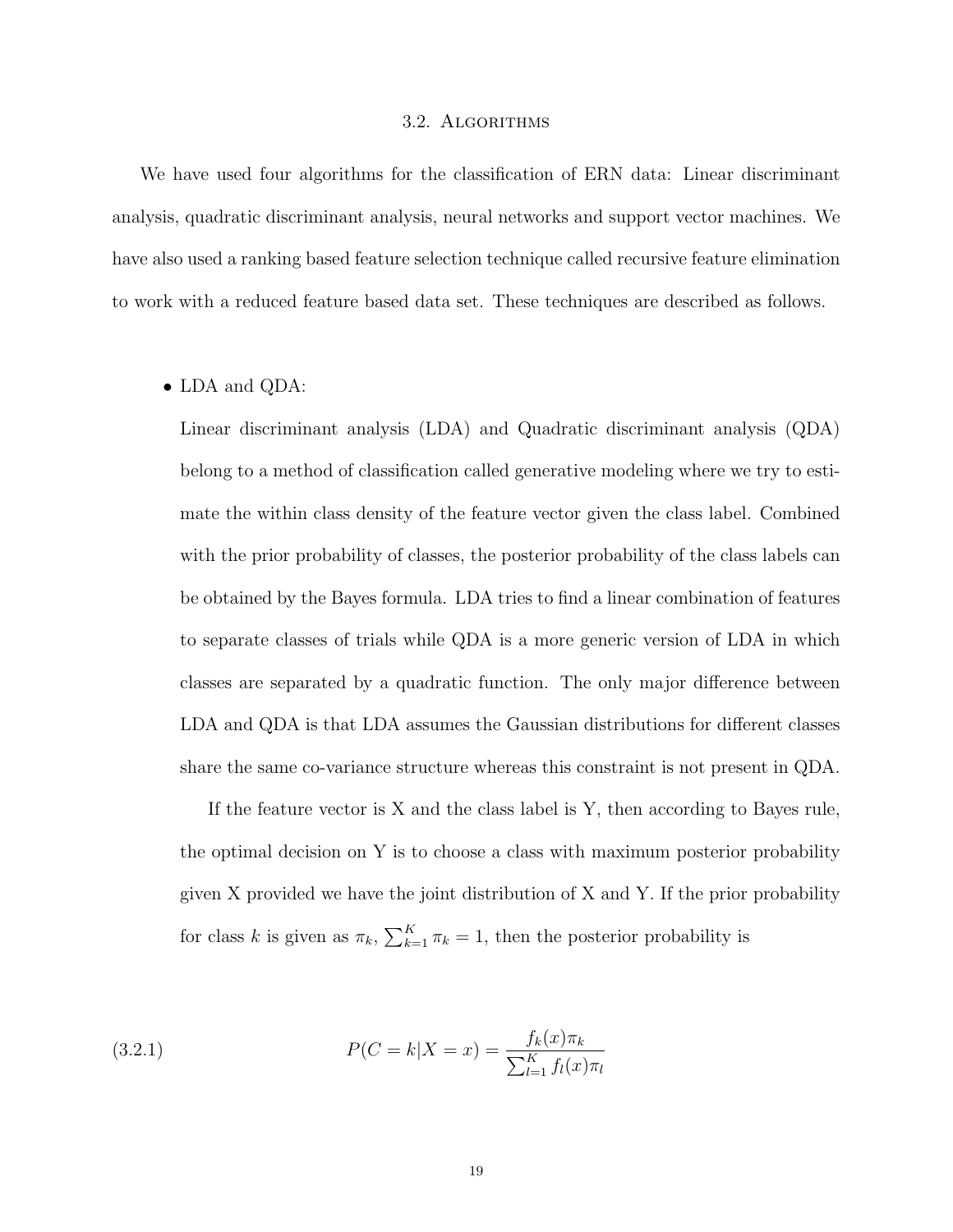### 3.2. Algorithms

We have used four algorithms for the classification of ERN data: Linear discriminant analysis, quadratic discriminant analysis, neural networks and support vector machines. We have also used a ranking based feature selection technique called recursive feature elimination to work with a reduced feature based data set. These techniques are described as follows.

- LDA and QDA:

  Linear discriminant analysis (LDA) and Quadratic discriminant analysis (QDA) belong to a method of classification called generative modeling where we try to estimate the within class density of the feature vector given the class label. Combined with the prior probability of classes, the posterior probability of the class labels can be obtained by the Bayes formula. LDA tries to find a linear combination of features to separate classes of trials while QDA is a more generic version of LDA in which classes are separated by a quadratic function. The only major difference between LDA and QDA is that LDA assumes the Gaussian distributions for different classes share the same co-variance structure whereas this constraint is not present in QDA.

  If the feature vector is X and the class label is Y, then according to Bayes rule, the optimal decision on Y is to choose a class with maximum posterior probability given X provided we have the joint distribution of X and Y. If the prior probability for class $k$ is given as $\pi_k$, $\sum_{k=1}^{K} \pi_k = 1$, then the posterior probability is

$$P(C = k|X = x) = \frac{f_k(x)\pi_k}{\sum_{l=1}^{K} f_l(x)\pi_l} \tag{3.2.1}$$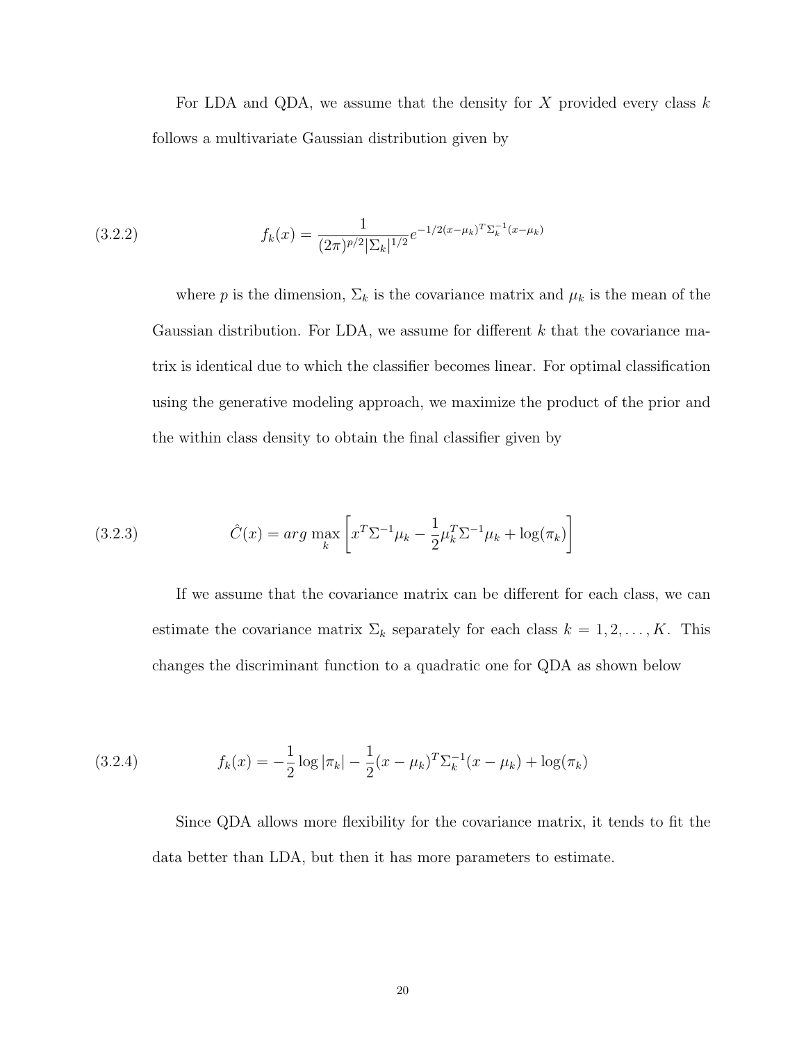For LDA and QDA, we assume that the density for $X$ provided every class $k$ follows a multivariate Gaussian distribution given by

$$f_k(x) = \frac{1}{(2\pi)^{p/2}|\Sigma_k|^{1/2}} e^{-1/2(x-\mu_k)^T \Sigma_k^{-1}(x-\mu_k)} \tag{3.2.2}$$

where $p$ is the dimension, $\Sigma_k$ is the covariance matrix and $\mu_k$ is the mean of the Gaussian distribution. For LDA, we assume for different $k$ that the covariance matrix is identical due to which the classifier becomes linear. For optimal classification using the generative modeling approach, we maximize the product of the prior and the within class density to obtain the final classifier given by

$$\hat{C}(x) = arg \max_k \left[ x^T \Sigma^{-1} \mu_k - \frac{1}{2} \mu_k^T \Sigma^{-1} \mu_k + \log(\pi_k) \right] \tag{3.2.3}$$

If we assume that the covariance matrix can be different for each class, we can estimate the covariance matrix $\Sigma_k$ separately for each class $k = 1, 2, \ldots, K$. This changes the discriminant function to a quadratic one for QDA as shown below

$$f_k(x) = -\frac{1}{2} \log |\pi_k| - \frac{1}{2}(x - \mu_k)^T \Sigma_k^{-1}(x - \mu_k) + \log(\pi_k) \tag{3.2.4}$$

Since QDA allows more flexibility for the covariance matrix, it tends to fit the data better than LDA, but then it has more parameters to estimate.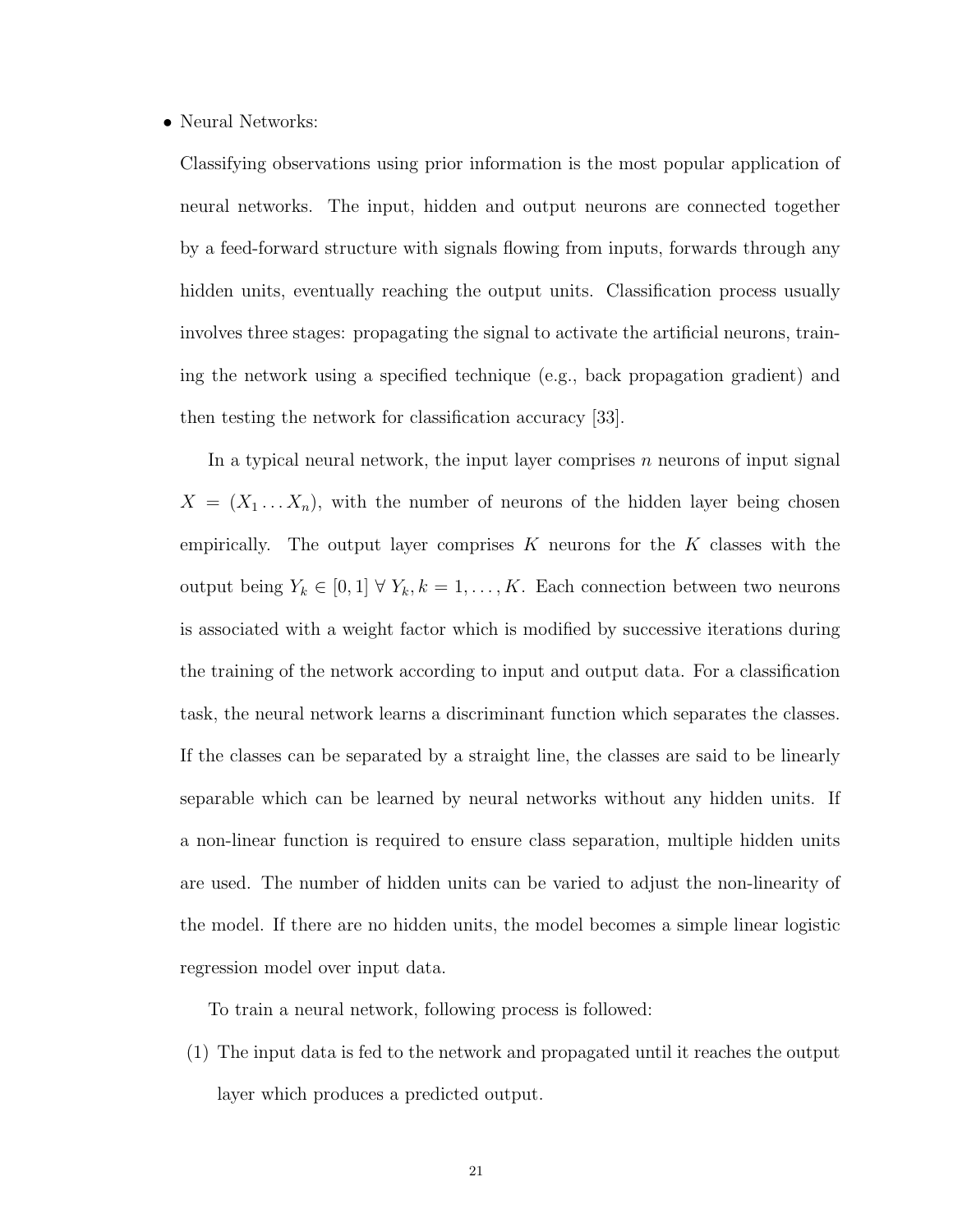- Neural Networks:

  Classifying observations using prior information is the most popular application of neural networks. The input, hidden and output neurons are connected together by a feed-forward structure with signals flowing from inputs, forwards through any hidden units, eventually reaching the output units. Classification process usually involves three stages: propagating the signal to activate the artificial neurons, training the network using a specified technique (e.g., back propagation gradient) and then testing the network for classification accuracy [33].

  In a typical neural network, the input layer comprises $n$ neurons of input signal $X = (X_1 \ldots X_n)$, with the number of neurons of the hidden layer being chosen empirically. The output layer comprises $K$ neurons for the $K$ classes with the output being $Y_k \in [0, 1] \; \forall \; Y_k, k = 1, \ldots, K$. Each connection between two neurons is associated with a weight factor which is modified by successive iterations during the training of the network according to input and output data. For a classification task, the neural network learns a discriminant function which separates the classes. If the classes can be separated by a straight line, the classes are said to be linearly separable which can be learned by neural networks without any hidden units. If a non-linear function is required to ensure class separation, multiple hidden units are used. The number of hidden units can be varied to adjust the non-linearity of the model. If there are no hidden units, the model becomes a simple linear logistic regression model over input data.

  To train a neural network, following process is followed:

  (1) The input data is fed to the network and propagated until it reaches the output layer which produces a predicted output.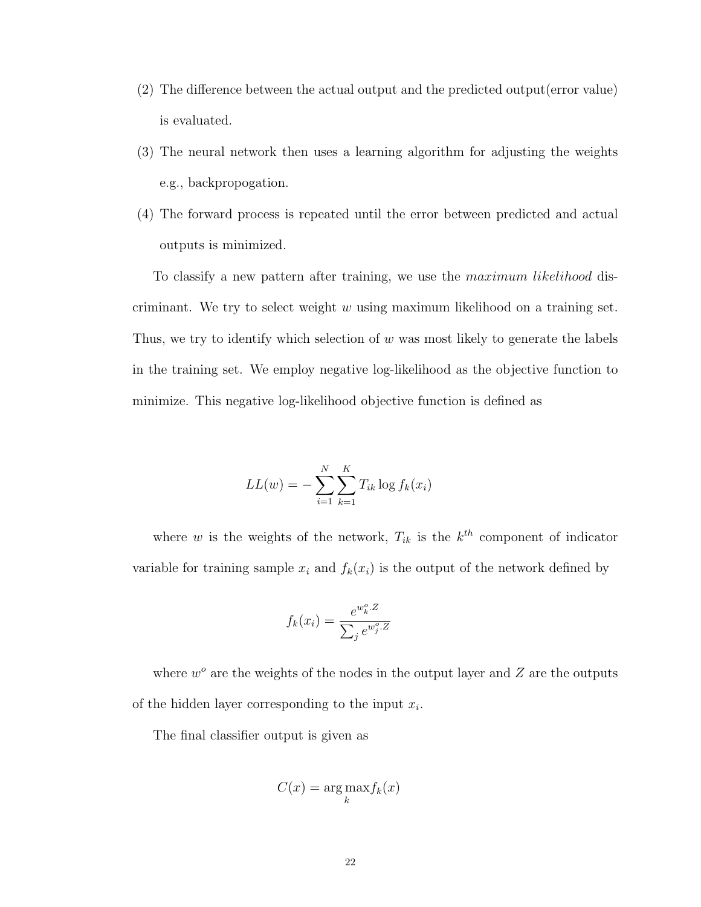(2) The difference between the actual output and the predicted output(error value) is evaluated.

(3) The neural network then uses a learning algorithm for adjusting the weights e.g., backpropogation.

(4) The forward process is repeated until the error between predicted and actual outputs is minimized.

To classify a new pattern after training, we use the *maximum likelihood* discriminant. We try to select weight $w$ using maximum likelihood on a training set. Thus, we try to identify which selection of $w$ was most likely to generate the labels in the training set. We employ negative log-likelihood as the objective function to minimize. This negative log-likelihood objective function is defined as

$$LL(w) = -\sum_{i=1}^{N} \sum_{k=1}^{K} T_{ik} \log f_k(x_i)$$

where $w$ is the weights of the network, $T_{ik}$ is the $k^{th}$ component of indicator variable for training sample $x_i$ and $f_k(x_i)$ is the output of the network defined by

$$f_k(x_i) = \frac{e^{w_k^o \cdot Z}}{\sum_j e^{w_j^o \cdot Z}}$$

where $w^o$ are the weights of the nodes in the output layer and $Z$ are the outputs of the hidden layer corresponding to the input $x_i$.

The final classifier output is given as

$$C(x) = \arg\max_k f_k(x)$$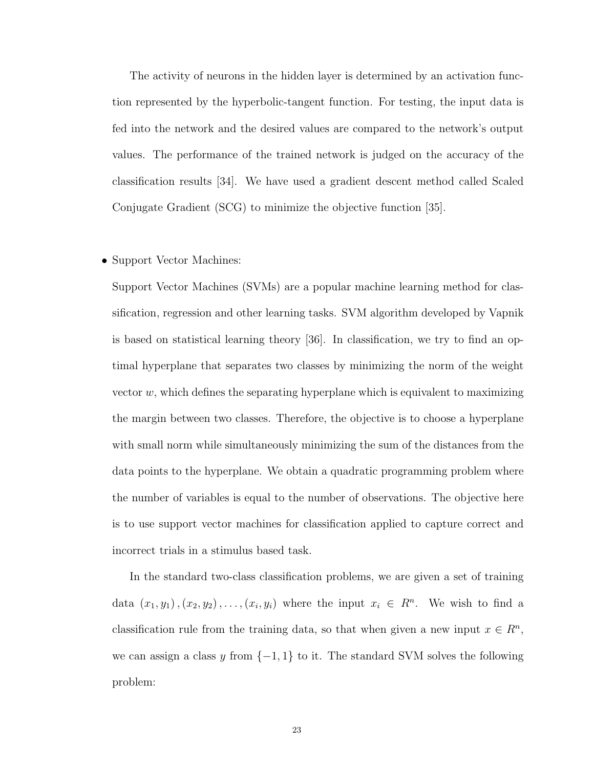The activity of neurons in the hidden layer is determined by an activation function represented by the hyperbolic-tangent function. For testing, the input data is fed into the network and the desired values are compared to the network's output values. The performance of the trained network is judged on the accuracy of the classification results [34]. We have used a gradient descent method called Scaled Conjugate Gradient (SCG) to minimize the objective function [35].

- Support Vector Machines:

  Support Vector Machines (SVMs) are a popular machine learning method for classification, regression and other learning tasks. SVM algorithm developed by Vapnik is based on statistical learning theory [36]. In classification, we try to find an optimal hyperplane that separates two classes by minimizing the norm of the weight vector $w$, which defines the separating hyperplane which is equivalent to maximizing the margin between two classes. Therefore, the objective is to choose a hyperplane with small norm while simultaneously minimizing the sum of the distances from the data points to the hyperplane. We obtain a quadratic programming problem where the number of variables is equal to the number of observations. The objective here is to use support vector machines for classification applied to capture correct and incorrect trials in a stimulus based task.

  In the standard two-class classification problems, we are given a set of training data $(x_1, y_1), (x_2, y_2), \ldots, (x_i, y_i)$ where the input $x_i \in R^n$. We wish to find a classification rule from the training data, so that when given a new input $x \in R^n$, we can assign a class $y$ from $\{-1, 1\}$ to it. The standard SVM solves the following problem: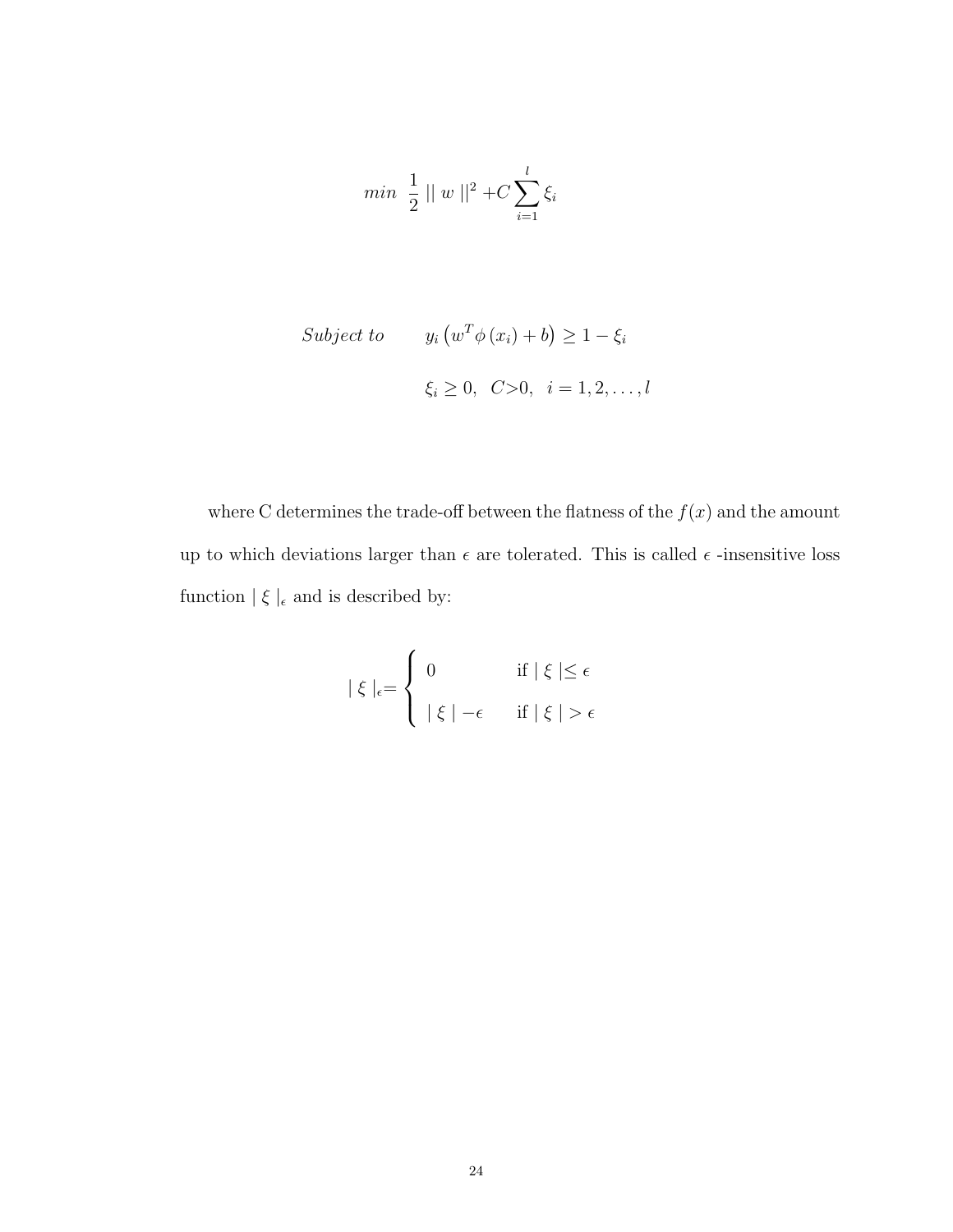$$min \ \ \frac{1}{2} \mid\mid w \mid\mid^2 + C \sum_{i=1}^{l} \xi_i$$

$$Subject \ to \qquad y_i \left( w^T \phi \left( x_i \right) + b \right) \geq 1 - \xi_i$$

$$\xi_i \geq 0, \ \ C{>}0, \ \ i = 1, 2, \ldots, l$$

where C determines the trade-off between the flatness of the $f(x)$ and the amount up to which deviations larger than $\epsilon$ are tolerated. This is called $\epsilon$ -insensitive loss function $\mid \xi \mid_\epsilon$ and is described by:

$$\mid \xi \mid_\epsilon = \begin{cases} 0 & \text{if} \mid \xi \mid \leq \epsilon \\ \mid \xi \mid - \epsilon & \text{if} \mid \xi \mid > \epsilon \end{cases}$$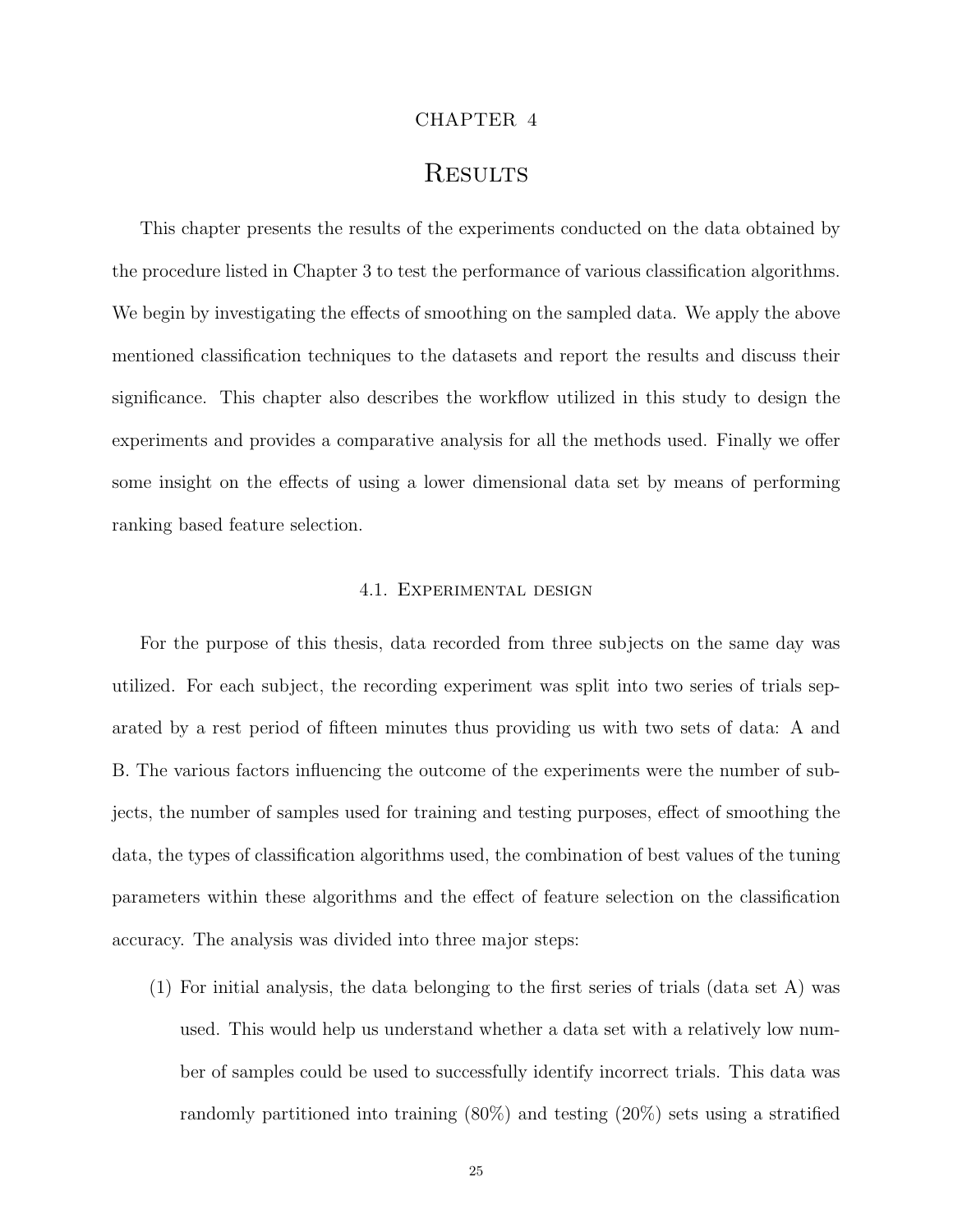# CHAPTER 4

# Results

This chapter presents the results of the experiments conducted on the data obtained by the procedure listed in Chapter 3 to test the performance of various classification algorithms. We begin by investigating the effects of smoothing on the sampled data. We apply the above mentioned classification techniques to the datasets and report the results and discuss their significance. This chapter also describes the workflow utilized in this study to design the experiments and provides a comparative analysis for all the methods used. Finally we offer some insight on the effects of using a lower dimensional data set by means of performing ranking based feature selection.

## 4.1. Experimental design

For the purpose of this thesis, data recorded from three subjects on the same day was utilized. For each subject, the recording experiment was split into two series of trials separated by a rest period of fifteen minutes thus providing us with two sets of data: A and B. The various factors influencing the outcome of the experiments were the number of subjects, the number of samples used for training and testing purposes, effect of smoothing the data, the types of classification algorithms used, the combination of best values of the tuning parameters within these algorithms and the effect of feature selection on the classification accuracy. The analysis was divided into three major steps:

(1) For initial analysis, the data belonging to the first series of trials (data set A) was used. This would help us understand whether a data set with a relatively low number of samples could be used to successfully identify incorrect trials. This data was randomly partitioned into training (80%) and testing (20%) sets using a stratified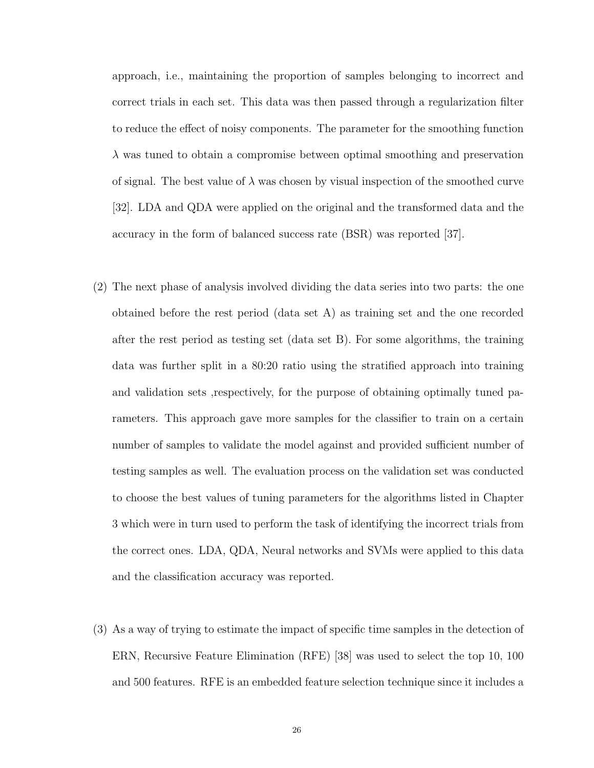approach, i.e., maintaining the proportion of samples belonging to incorrect and correct trials in each set. This data was then passed through a regularization filter to reduce the effect of noisy components. The parameter for the smoothing function $\lambda$ was tuned to obtain a compromise between optimal smoothing and preservation of signal. The best value of $\lambda$ was chosen by visual inspection of the smoothed curve [32]. LDA and QDA were applied on the original and the transformed data and the accuracy in the form of balanced success rate (BSR) was reported [37].

(2) The next phase of analysis involved dividing the data series into two parts: the one obtained before the rest period (data set A) as training set and the one recorded after the rest period as testing set (data set B). For some algorithms, the training data was further split in a 80:20 ratio using the stratified approach into training and validation sets ,respectively, for the purpose of obtaining optimally tuned parameters. This approach gave more samples for the classifier to train on a certain number of samples to validate the model against and provided sufficient number of testing samples as well. The evaluation process on the validation set was conducted to choose the best values of tuning parameters for the algorithms listed in Chapter 3 which were in turn used to perform the task of identifying the incorrect trials from the correct ones. LDA, QDA, Neural networks and SVMs were applied to this data and the classification accuracy was reported.

(3) As a way of trying to estimate the impact of specific time samples in the detection of ERN, Recursive Feature Elimination (RFE) [38] was used to select the top 10, 100 and 500 features. RFE is an embedded feature selection technique since it includes a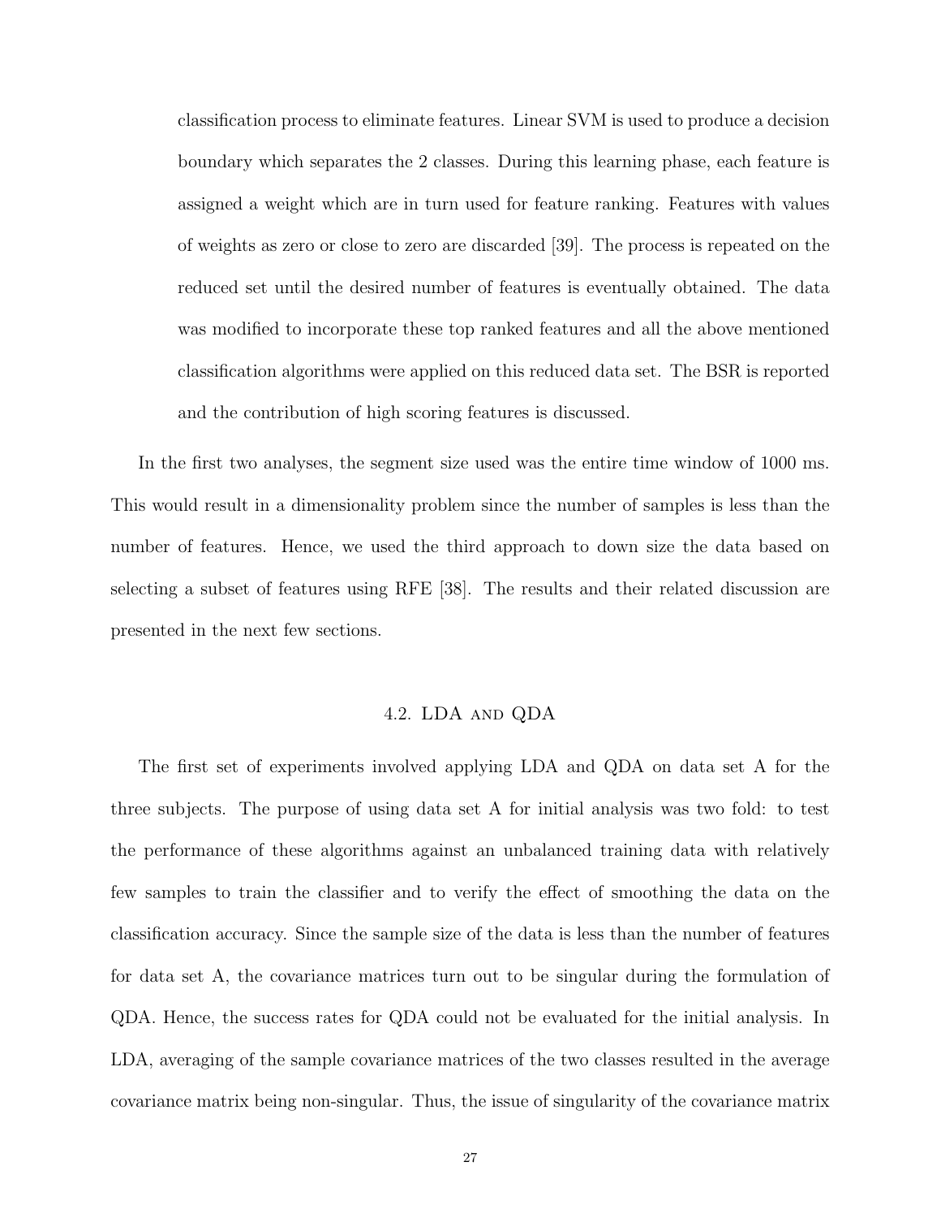classification process to eliminate features. Linear SVM is used to produce a decision boundary which separates the 2 classes. During this learning phase, each feature is assigned a weight which are in turn used for feature ranking. Features with values of weights as zero or close to zero are discarded [39]. The process is repeated on the reduced set until the desired number of features is eventually obtained. The data was modified to incorporate these top ranked features and all the above mentioned classification algorithms were applied on this reduced data set. The BSR is reported and the contribution of high scoring features is discussed.

In the first two analyses, the segment size used was the entire time window of 1000 ms. This would result in a dimensionality problem since the number of samples is less than the number of features. Hence, we used the third approach to down size the data based on selecting a subset of features using RFE [38]. The results and their related discussion are presented in the next few sections.

## 4.2. LDA and QDA

The first set of experiments involved applying LDA and QDA on data set A for the three subjects. The purpose of using data set A for initial analysis was two fold: to test the performance of these algorithms against an unbalanced training data with relatively few samples to train the classifier and to verify the effect of smoothing the data on the classification accuracy. Since the sample size of the data is less than the number of features for data set A, the covariance matrices turn out to be singular during the formulation of QDA. Hence, the success rates for QDA could not be evaluated for the initial analysis. In LDA, averaging of the sample covariance matrices of the two classes resulted in the average covariance matrix being non-singular. Thus, the issue of singularity of the covariance matrix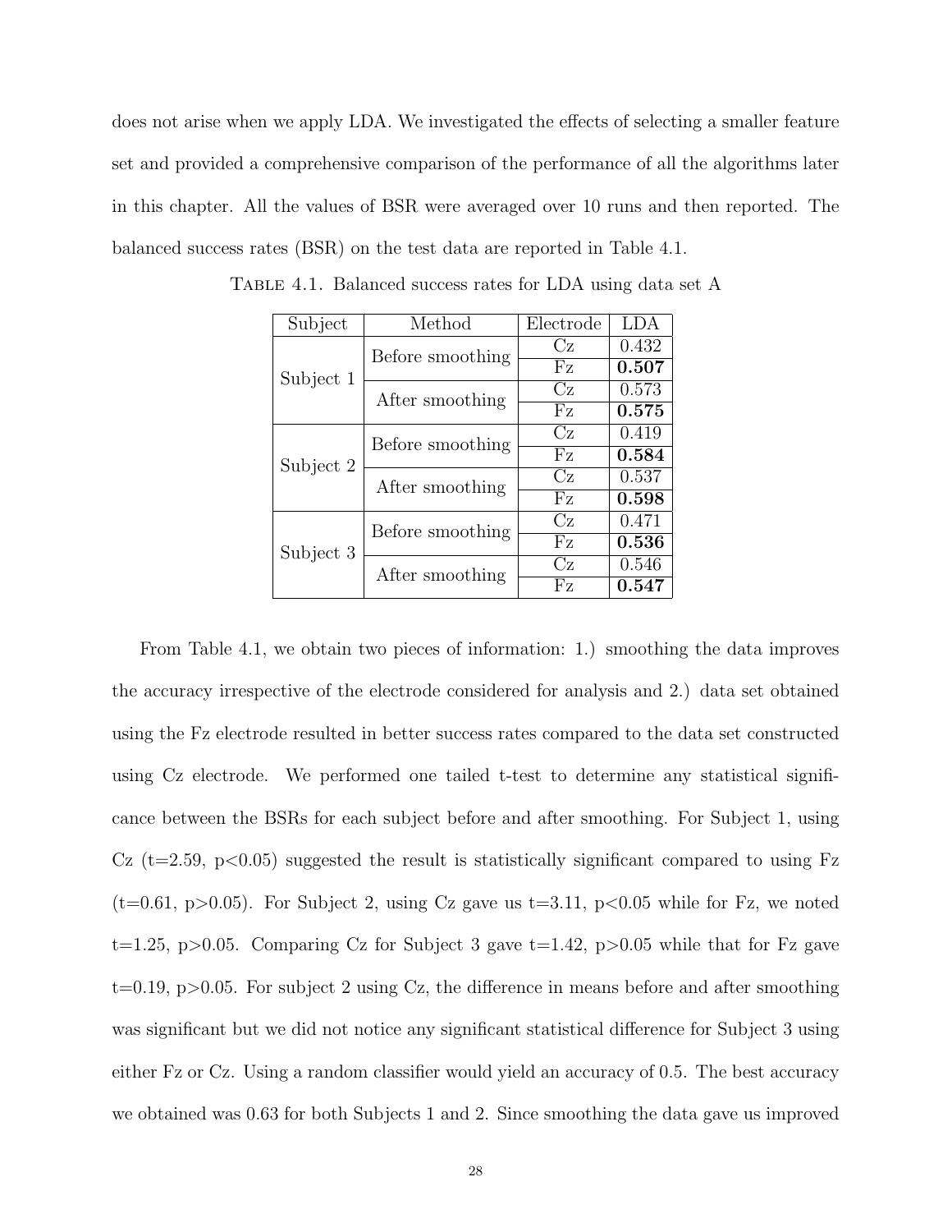does not arise when we apply LDA. We investigated the effects of selecting a smaller feature set and provided a comprehensive comparison of the performance of all the algorithms later in this chapter. All the values of BSR were averaged over 10 runs and then reported. The balanced success rates (BSR) on the test data are reported in Table 4.1.

Table 4.1. Balanced success rates for LDA using data set A

| Subject | Method | Electrode | LDA |
|---|---|---|---|
| Subject 1 | Before smoothing | Cz | 0.432 |
| | | Fz | **0.507** |
| | After smoothing | Cz | 0.573 |
| | | Fz | **0.575** |
| Subject 2 | Before smoothing | Cz | 0.419 |
| | | Fz | **0.584** |
| | After smoothing | Cz | 0.537 |
| | | Fz | **0.598** |
| Subject 3 | Before smoothing | Cz | 0.471 |
| | | Fz | **0.536** |
| | After smoothing | Cz | 0.546 |
| | | Fz | **0.547** |

From Table 4.1, we obtain two pieces of information: 1.) smoothing the data improves the accuracy irrespective of the electrode considered for analysis and 2.) data set obtained using the Fz electrode resulted in better success rates compared to the data set constructed using Cz electrode. We performed one tailed t-test to determine any statistical significance between the BSRs for each subject before and after smoothing. For Subject 1, using Cz ($t=2.59$, $p<0.05$) suggested the result is statistically significant compared to using Fz ($t=0.61$, $p>0.05$). For Subject 2, using Cz gave us $t=3.11$, $p<0.05$ while for Fz, we noted $t=1.25$, $p>0.05$. Comparing Cz for Subject 3 gave $t=1.42$, $p>0.05$ while that for Fz gave $t=0.19$, $p>0.05$. For subject 2 using Cz, the difference in means before and after smoothing was significant but we did not notice any significant statistical difference for Subject 3 using either Fz or Cz. Using a random classifier would yield an accuracy of 0.5. The best accuracy we obtained was 0.63 for both Subjects 1 and 2. Since smoothing the data gave us improved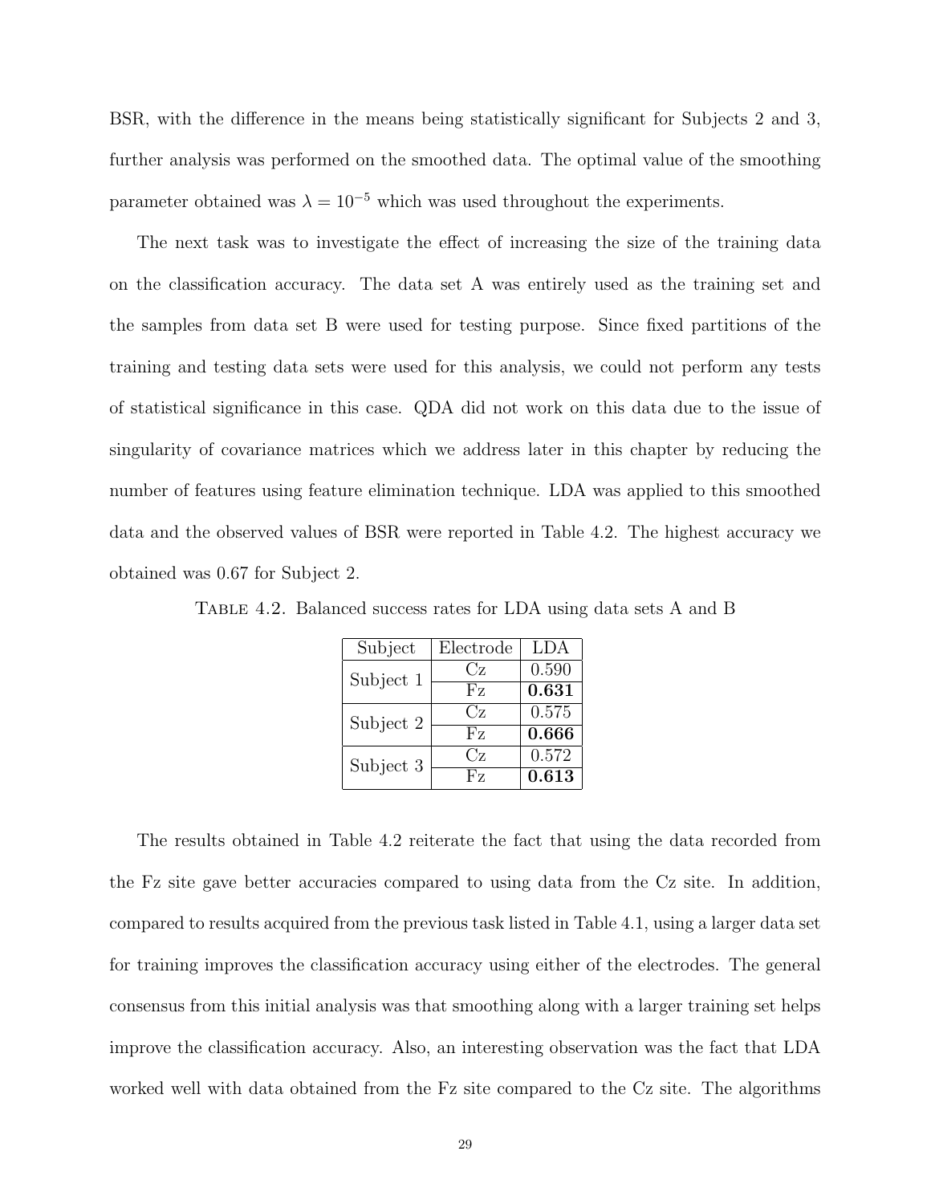BSR, with the difference in the means being statistically significant for Subjects 2 and 3, further analysis was performed on the smoothed data. The optimal value of the smoothing parameter obtained was $\lambda = 10^{-5}$ which was used throughout the experiments.

The next task was to investigate the effect of increasing the size of the training data on the classification accuracy. The data set A was entirely used as the training set and the samples from data set B were used for testing purpose. Since fixed partitions of the training and testing data sets were used for this analysis, we could not perform any tests of statistical significance in this case. QDA did not work on this data due to the issue of singularity of covariance matrices which we address later in this chapter by reducing the number of features using feature elimination technique. LDA was applied to this smoothed data and the observed values of BSR were reported in Table 4.2. The highest accuracy we obtained was 0.67 for Subject 2.

Table 4.2. Balanced success rates for LDA using data sets A and B

| Subject | Electrode | LDA |
|---|---|---|
| Subject 1 | Cz | 0.590 |
| | Fz | **0.631** |
| Subject 2 | Cz | 0.575 |
| | Fz | **0.666** |
| Subject 3 | Cz | 0.572 |
| | Fz | **0.613** |

The results obtained in Table 4.2 reiterate the fact that using the data recorded from the Fz site gave better accuracies compared to using data from the Cz site. In addition, compared to results acquired from the previous task listed in Table 4.1, using a larger data set for training improves the classification accuracy using either of the electrodes. The general consensus from this initial analysis was that smoothing along with a larger training set helps improve the classification accuracy. Also, an interesting observation was the fact that LDA worked well with data obtained from the Fz site compared to the Cz site. The algorithms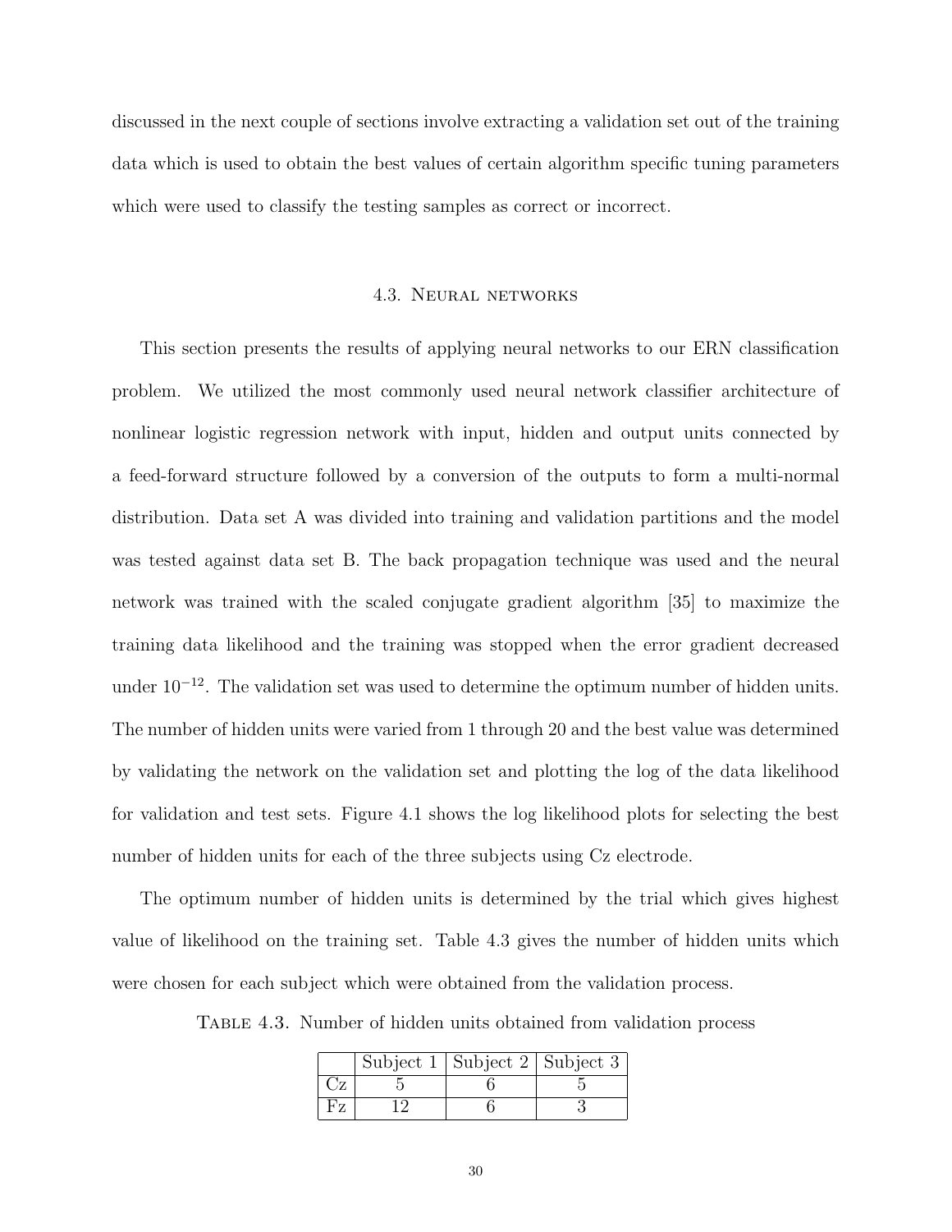discussed in the next couple of sections involve extracting a validation set out of the training data which is used to obtain the best values of certain algorithm specific tuning parameters which were used to classify the testing samples as correct or incorrect.

## 4.3. Neural networks

This section presents the results of applying neural networks to our ERN classification problem. We utilized the most commonly used neural network classifier architecture of nonlinear logistic regression network with input, hidden and output units connected by a feed-forward structure followed by a conversion of the outputs to form a multi-normal distribution. Data set A was divided into training and validation partitions and the model was tested against data set B. The back propagation technique was used and the neural network was trained with the scaled conjugate gradient algorithm [35] to maximize the training data likelihood and the training was stopped when the error gradient decreased under $10^{-12}$. The validation set was used to determine the optimum number of hidden units. The number of hidden units were varied from 1 through 20 and the best value was determined by validating the network on the validation set and plotting the log of the data likelihood for validation and test sets. Figure 4.1 shows the log likelihood plots for selecting the best number of hidden units for each of the three subjects using Cz electrode.

The optimum number of hidden units is determined by the trial which gives highest value of likelihood on the training set. Table 4.3 gives the number of hidden units which were chosen for each subject which were obtained from the validation process.

Table 4.3. Number of hidden units obtained from validation process

| | Subject 1 | Subject 2 | Subject 3 |
|---|---|---|---|
| Cz | 5 | 6 | 5 |
| Fz | 12 | 6 | 3 |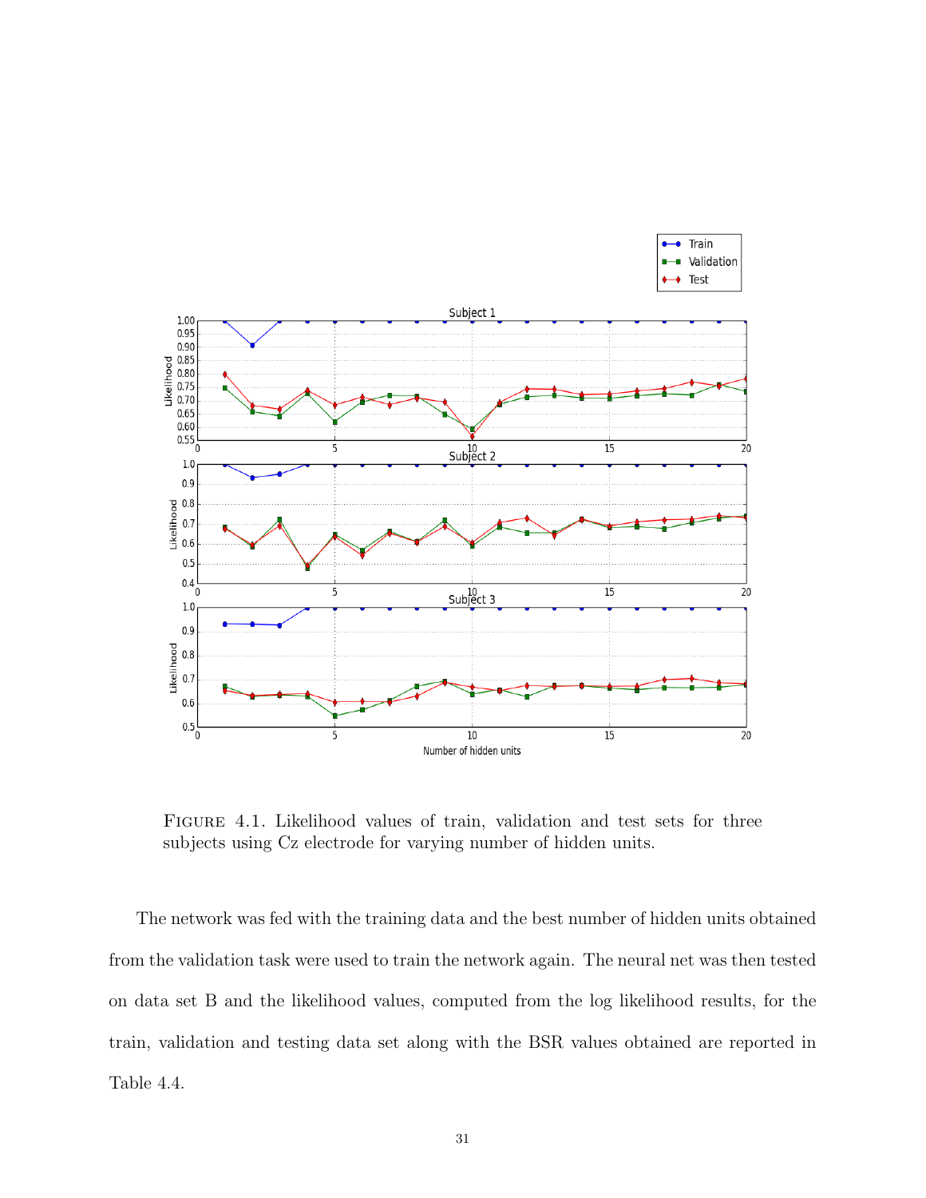FIGURE 4.1. Likelihood values of train, validation and test sets for three subjects using Cz electrode for varying number of hidden units.

The network was fed with the training data and the best number of hidden units obtained from the validation task were used to train the network again. The neural net was then tested on data set B and the likelihood values, computed from the log likelihood results, for the train, validation and testing data set along with the BSR values obtained are reported in Table 4.4.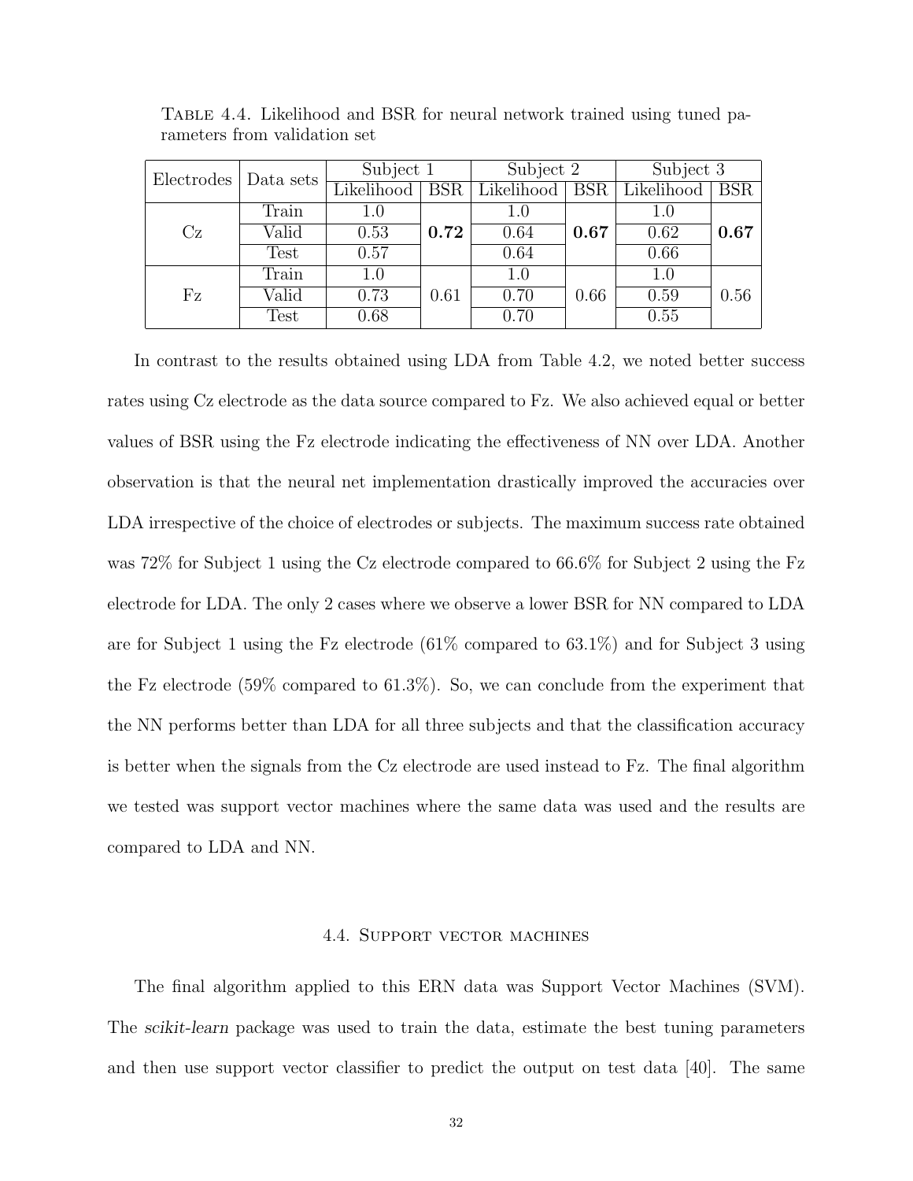Table 4.4. Likelihood and BSR for neural network trained using tuned parameters from validation set

| Electrodes | Data sets | Subject 1 | | Subject 2 | | Subject 3 | |
|---|---|---|---|---|---|---|---|
| | | Likelihood | BSR | Likelihood | BSR | Likelihood | BSR |
| Cz | Train | 1.0 | **0.72** | 1.0 | **0.67** | 1.0 | **0.67** |
| | Valid | 0.53 | | 0.64 | | 0.62 | |
| | Test | 0.57 | | 0.64 | | 0.66 | |
| Fz | Train | 1.0 | 0.61 | 1.0 | 0.66 | 1.0 | 0.56 |
| | Valid | 0.73 | | 0.70 | | 0.59 | |
| | Test | 0.68 | | 0.70 | | 0.55 | |

In contrast to the results obtained using LDA from Table 4.2, we noted better success rates using Cz electrode as the data source compared to Fz. We also achieved equal or better values of BSR using the Fz electrode indicating the effectiveness of NN over LDA. Another observation is that the neural net implementation drastically improved the accuracies over LDA irrespective of the choice of electrodes or subjects. The maximum success rate obtained was 72% for Subject 1 using the Cz electrode compared to 66.6% for Subject 2 using the Fz electrode for LDA. The only 2 cases where we observe a lower BSR for NN compared to LDA are for Subject 1 using the Fz electrode (61% compared to 63.1%) and for Subject 3 using the Fz electrode (59% compared to 61.3%). So, we can conclude from the experiment that the NN performs better than LDA for all three subjects and that the classification accuracy is better when the signals from the Cz electrode are used instead to Fz. The final algorithm we tested was support vector machines where the same data was used and the results are compared to LDA and NN.

## 4.4. Support vector machines

The final algorithm applied to this ERN data was Support Vector Machines (SVM). The *scikit-learn* package was used to train the data, estimate the best tuning parameters and then use support vector classifier to predict the output on test data [40]. The same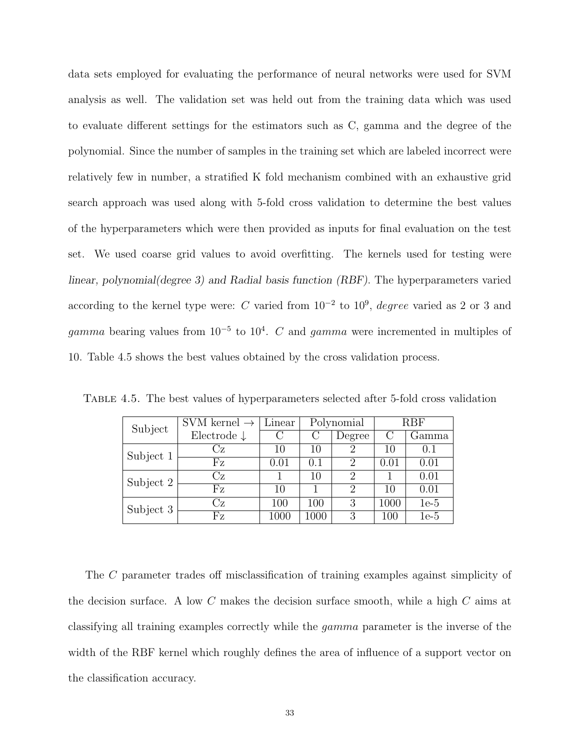data sets employed for evaluating the performance of neural networks were used for SVM analysis as well. The validation set was held out from the training data which was used to evaluate different settings for the estimators such as C, gamma and the degree of the polynomial. Since the number of samples in the training set which are labeled incorrect were relatively few in number, a stratified K fold mechanism combined with an exhaustive grid search approach was used along with 5-fold cross validation to determine the best values of the hyperparameters which were then provided as inputs for final evaluation on the test set. We used coarse grid values to avoid overfitting. The kernels used for testing were *linear, polynomial(degree 3) and Radial basis function (RBF)*. The hyperparameters varied according to the kernel type were: $C$ varied from $10^{-2}$ to $10^{9}$, *degree* varied as 2 or 3 and *gamma* bearing values from $10^{-5}$ to $10^{4}$. $C$ and *gamma* were incremented in multiples of 10. Table 4.5 shows the best values obtained by the cross validation process.

TABLE 4.5. The best values of hyperparameters selected after 5-fold cross validation

| Subject | SVM kernel → | Linear | Polynomial | | RBF | |
|---|---|---|---|---|---|---|
| | Electrode ↓ | C | C | Degree | C | Gamma |
| Subject 1 | Cz | 10 | 10 | 2 | 10 | 0.1 |
| | Fz | 0.01 | 0.1 | 2 | 0.01 | 0.01 |
| Subject 2 | Cz | 1 | 10 | 2 | 1 | 0.01 |
| | Fz | 10 | 1 | 2 | 10 | 0.01 |
| Subject 3 | Cz | 100 | 100 | 3 | 1000 | 1e-5 |
| | Fz | 1000 | 1000 | 3 | 100 | 1e-5 |

The $C$ parameter trades off misclassification of training examples against simplicity of the decision surface. A low $C$ makes the decision surface smooth, while a high $C$ aims at classifying all training examples correctly while the *gamma* parameter is the inverse of the width of the RBF kernel which roughly defines the area of influence of a support vector on the classification accuracy.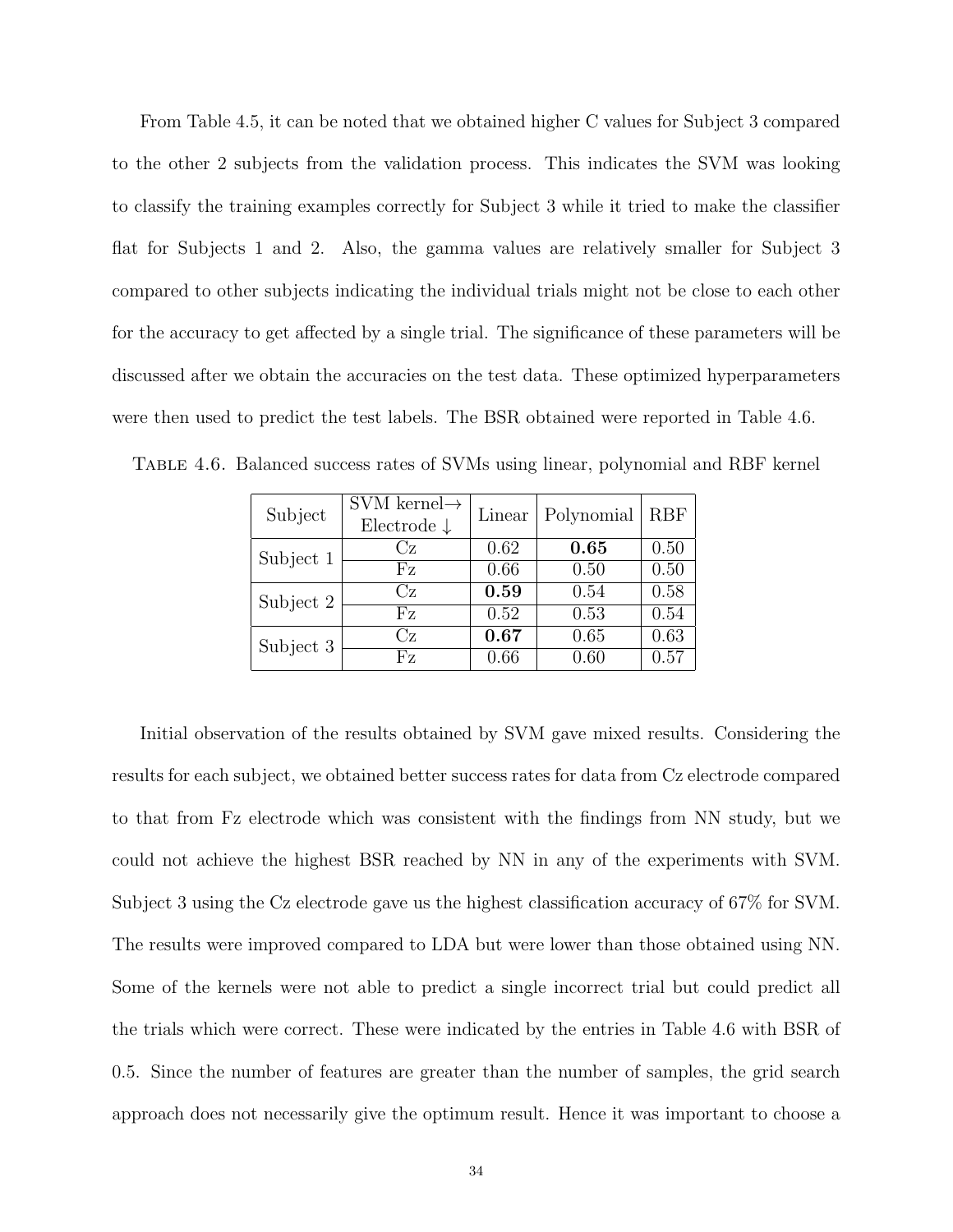From Table 4.5, it can be noted that we obtained higher C values for Subject 3 compared to the other 2 subjects from the validation process. This indicates the SVM was looking to classify the training examples correctly for Subject 3 while it tried to make the classifier flat for Subjects 1 and 2. Also, the gamma values are relatively smaller for Subject 3 compared to other subjects indicating the individual trials might not be close to each other for the accuracy to get affected by a single trial. The significance of these parameters will be discussed after we obtain the accuracies on the test data. These optimized hyperparameters were then used to predict the test labels. The BSR obtained were reported in Table 4.6.

Table 4.6. Balanced success rates of SVMs using linear, polynomial and RBF kernel

| Subject | SVM kernel→ Electrode ↓ | Linear | Polynomial | RBF |
|---|---|---|---|---|
| Subject 1 | Cz | 0.62 | **0.65** | 0.50 |
| | Fz | 0.66 | 0.50 | 0.50 |
| Subject 2 | Cz | **0.59** | 0.54 | 0.58 |
| | Fz | 0.52 | 0.53 | 0.54 |
| Subject 3 | Cz | **0.67** | 0.65 | 0.63 |
| | Fz | 0.66 | 0.60 | 0.57 |

Initial observation of the results obtained by SVM gave mixed results. Considering the results for each subject, we obtained better success rates for data from Cz electrode compared to that from Fz electrode which was consistent with the findings from NN study, but we could not achieve the highest BSR reached by NN in any of the experiments with SVM. Subject 3 using the Cz electrode gave us the highest classification accuracy of 67% for SVM. The results were improved compared to LDA but were lower than those obtained using NN. Some of the kernels were not able to predict a single incorrect trial but could predict all the trials which were correct. These were indicated by the entries in Table 4.6 with BSR of 0.5. Since the number of features are greater than the number of samples, the grid search approach does not necessarily give the optimum result. Hence it was important to choose a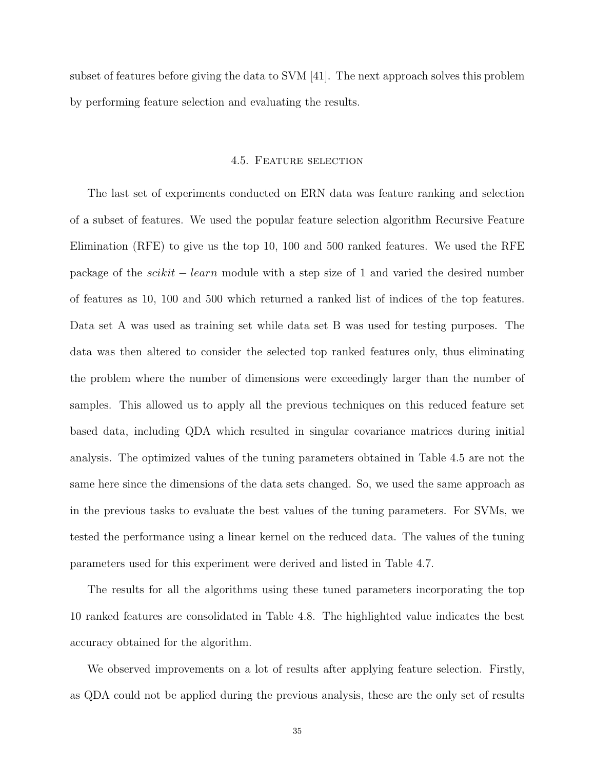subset of features before giving the data to SVM [41]. The next approach solves this problem by performing feature selection and evaluating the results.

## 4.5. Feature selection

The last set of experiments conducted on ERN data was feature ranking and selection of a subset of features. We used the popular feature selection algorithm Recursive Feature Elimination (RFE) to give us the top 10, 100 and 500 ranked features. We used the RFE package of the $scikit-learn$ module with a step size of 1 and varied the desired number of features as 10, 100 and 500 which returned a ranked list of indices of the top features. Data set A was used as training set while data set B was used for testing purposes. The data was then altered to consider the selected top ranked features only, thus eliminating the problem where the number of dimensions were exceedingly larger than the number of samples. This allowed us to apply all the previous techniques on this reduced feature set based data, including QDA which resulted in singular covariance matrices during initial analysis. The optimized values of the tuning parameters obtained in Table 4.5 are not the same here since the dimensions of the data sets changed. So, we used the same approach as in the previous tasks to evaluate the best values of the tuning parameters. For SVMs, we tested the performance using a linear kernel on the reduced data. The values of the tuning parameters used for this experiment were derived and listed in Table 4.7.

The results for all the algorithms using these tuned parameters incorporating the top 10 ranked features are consolidated in Table 4.8. The highlighted value indicates the best accuracy obtained for the algorithm.

We observed improvements on a lot of results after applying feature selection. Firstly, as QDA could not be applied during the previous analysis, these are the only set of results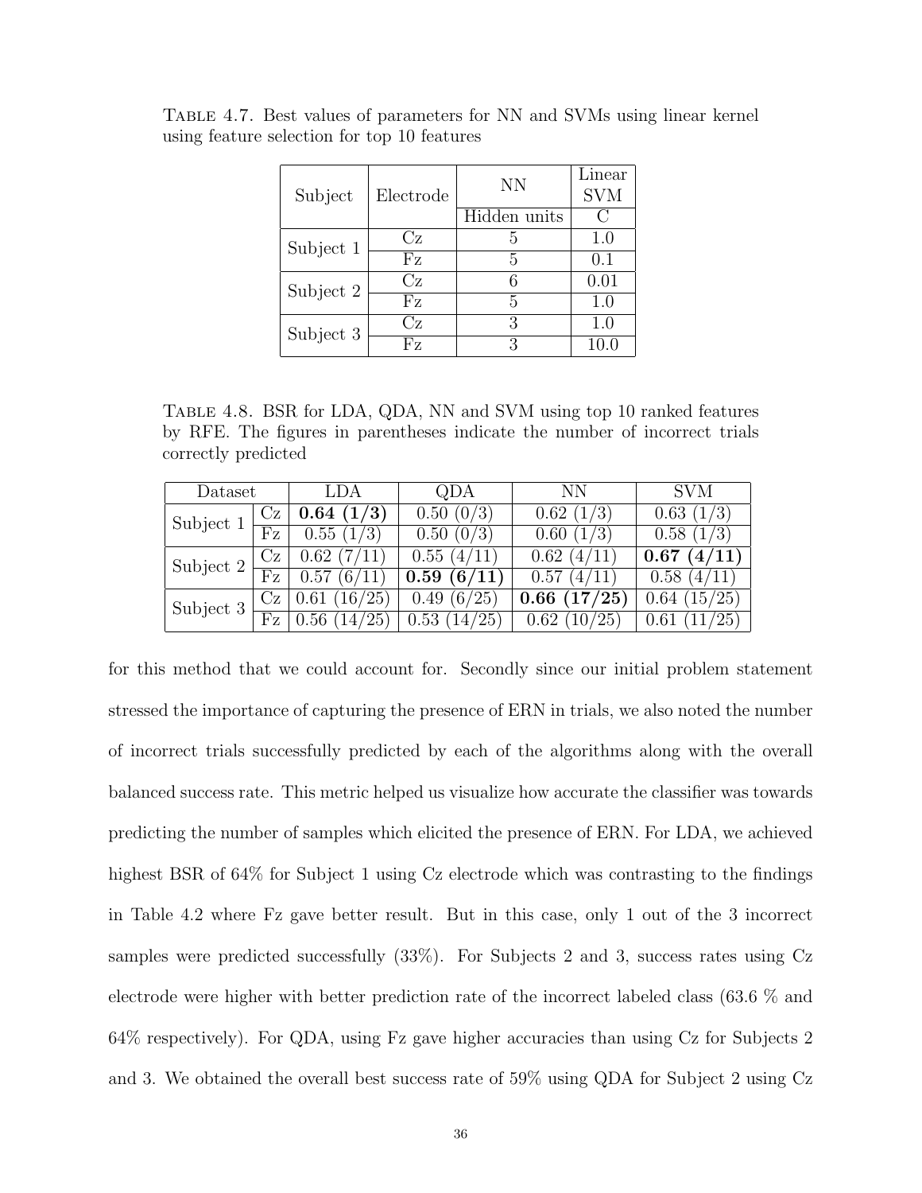Table 4.7. Best values of parameters for NN and SVMs using linear kernel using feature selection for top 10 features

| Subject | Electrode | NN | Linear SVM |
|---|---|---|---|
| | | Hidden units | C |
| Subject 1 | Cz | 5 | 1.0 |
| | Fz | 5 | 0.1 |
| Subject 2 | Cz | 6 | 0.01 |
| | Fz | 5 | 1.0 |
| Subject 3 | Cz | 3 | 1.0 |
| | Fz | 3 | 10.0 |

Table 4.8. BSR for LDA, QDA, NN and SVM using top 10 ranked features by RFE. The figures in parentheses indicate the number of incorrect trials correctly predicted

| Dataset | | LDA | QDA | NN | SVM |
|---|---|---|---|---|---|
| Subject 1 | Cz | **0.64 (1/3)** | 0.50 (0/3) | 0.62 (1/3) | 0.63 (1/3) |
| | Fz | 0.55 (1/3) | 0.50 (0/3) | 0.60 (1/3) | 0.58 (1/3) |
| Subject 2 | Cz | 0.62 (7/11) | 0.55 (4/11) | 0.62 (4/11) | **0.67 (4/11)** |
| | Fz | 0.57 (6/11) | **0.59 (6/11)** | 0.57 (4/11) | 0.58 (4/11) |
| Subject 3 | Cz | 0.61 (16/25) | 0.49 (6/25) | **0.66 (17/25)** | 0.64 (15/25) |
| | Fz | 0.56 (14/25) | 0.53 (14/25) | 0.62 (10/25) | 0.61 (11/25) |

for this method that we could account for. Secondly since our initial problem statement stressed the importance of capturing the presence of ERN in trials, we also noted the number of incorrect trials successfully predicted by each of the algorithms along with the overall balanced success rate. This metric helped us visualize how accurate the classifier was towards predicting the number of samples which elicited the presence of ERN. For LDA, we achieved highest BSR of 64% for Subject 1 using Cz electrode which was contrasting to the findings in Table 4.2 where Fz gave better result. But in this case, only 1 out of the 3 incorrect samples were predicted successfully (33%). For Subjects 2 and 3, success rates using Cz electrode were higher with better prediction rate of the incorrect labeled class (63.6 % and 64% respectively). For QDA, using Fz gave higher accuracies than using Cz for Subjects 2 and 3. We obtained the overall best success rate of 59% using QDA for Subject 2 using Cz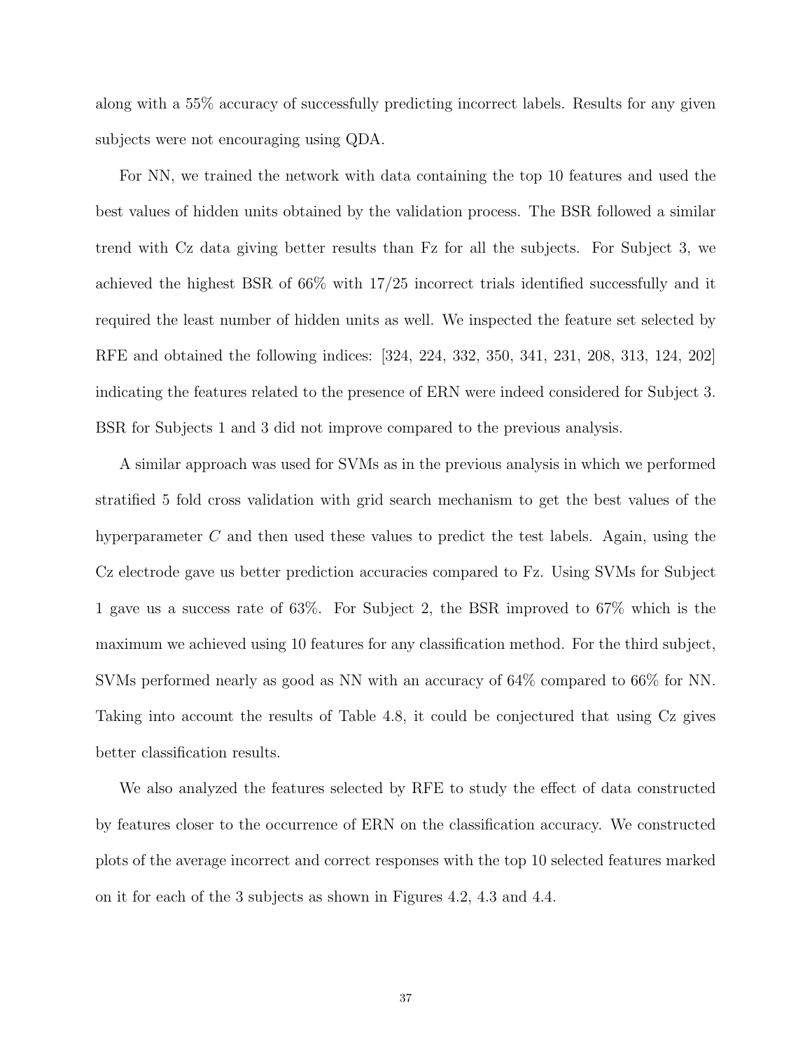along with a 55% accuracy of successfully predicting incorrect labels. Results for any given subjects were not encouraging using QDA.

For NN, we trained the network with data containing the top 10 features and used the best values of hidden units obtained by the validation process. The BSR followed a similar trend with Cz data giving better results than Fz for all the subjects. For Subject 3, we achieved the highest BSR of 66% with 17/25 incorrect trials identified successfully and it required the least number of hidden units as well. We inspected the feature set selected by RFE and obtained the following indices: [324, 224, 332, 350, 341, 231, 208, 313, 124, 202] indicating the features related to the presence of ERN were indeed considered for Subject 3. BSR for Subjects 1 and 3 did not improve compared to the previous analysis.

A similar approach was used for SVMs as in the previous analysis in which we performed stratified 5 fold cross validation with grid search mechanism to get the best values of the hyperparameter $C$ and then used these values to predict the test labels. Again, using the Cz electrode gave us better prediction accuracies compared to Fz. Using SVMs for Subject 1 gave us a success rate of 63%. For Subject 2, the BSR improved to 67% which is the maximum we achieved using 10 features for any classification method. For the third subject, SVMs performed nearly as good as NN with an accuracy of 64% compared to 66% for NN. Taking into account the results of Table 4.8, it could be conjectured that using Cz gives better classification results.

We also analyzed the features selected by RFE to study the effect of data constructed by features closer to the occurrence of ERN on the classification accuracy. We constructed plots of the average incorrect and correct responses with the top 10 selected features marked on it for each of the 3 subjects as shown in Figures 4.2, 4.3 and 4.4.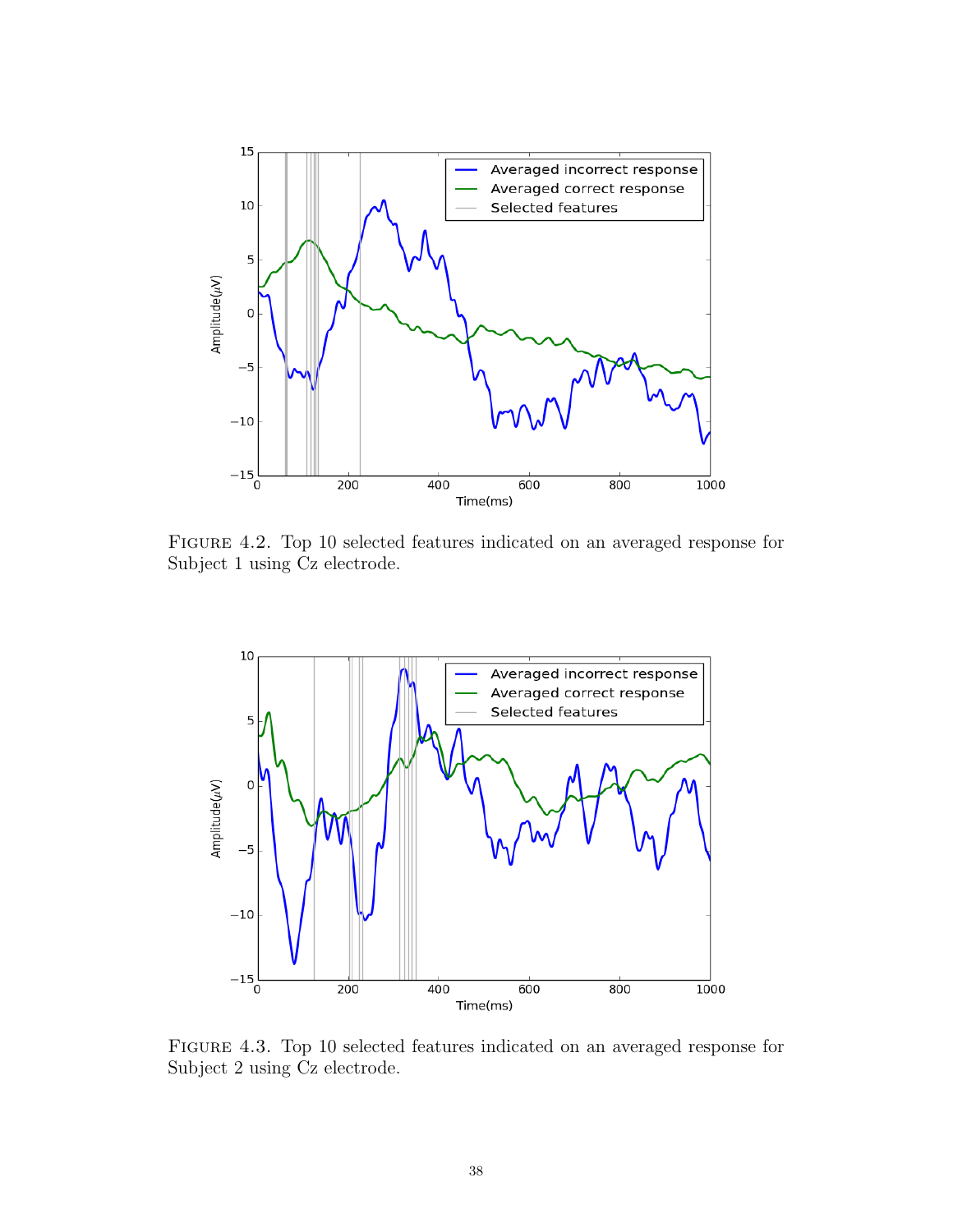Figure 4.2. Top 10 selected features indicated on an averaged response for Subject 1 using Cz electrode.

Figure 4.3. Top 10 selected features indicated on an averaged response for Subject 2 using Cz electrode.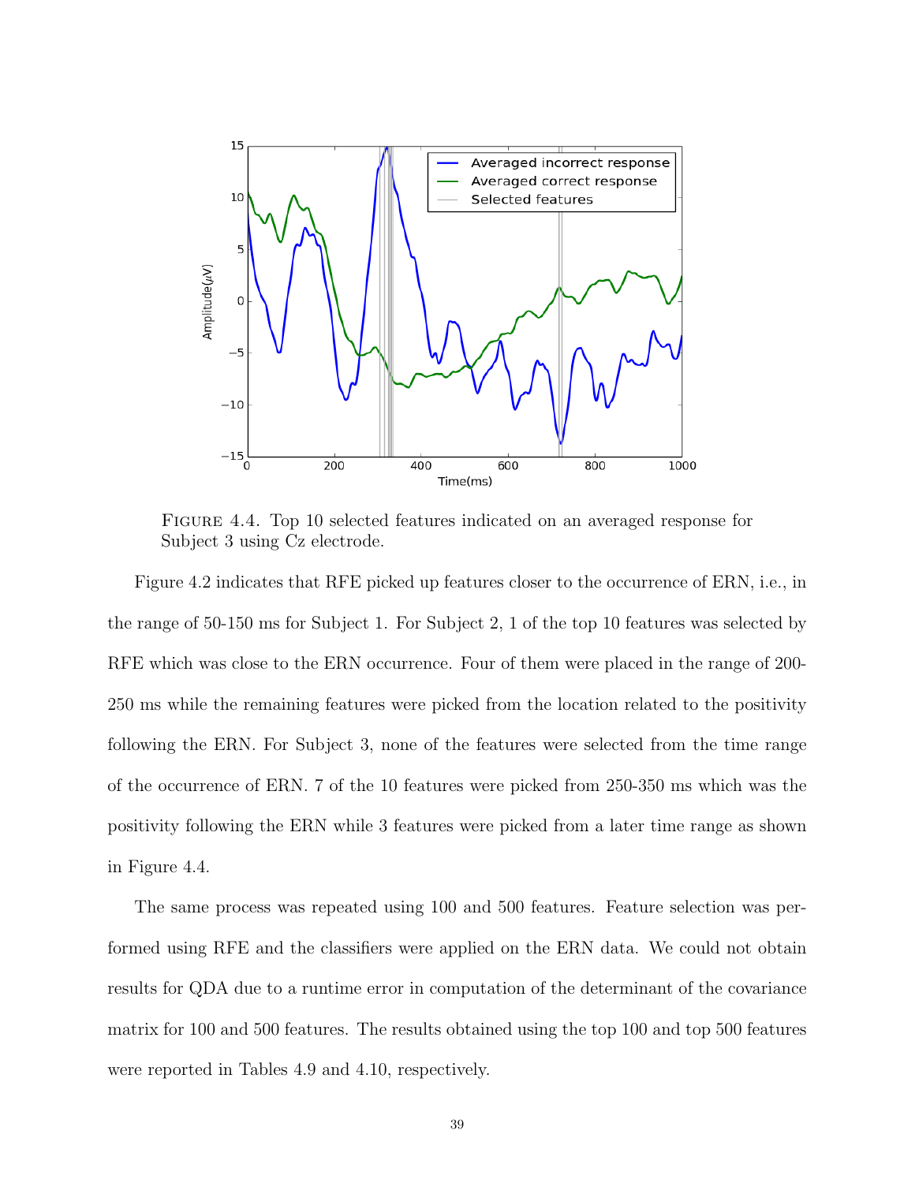FIGURE 4.4. Top 10 selected features indicated on an averaged response for Subject 3 using Cz electrode.

Figure 4.2 indicates that RFE picked up features closer to the occurrence of ERN, i.e., in the range of 50-150 ms for Subject 1. For Subject 2, 1 of the top 10 features was selected by RFE which was close to the ERN occurrence. Four of them were placed in the range of 200-250 ms while the remaining features were picked from the location related to the positivity following the ERN. For Subject 3, none of the features were selected from the time range of the occurrence of ERN. 7 of the 10 features were picked from 250-350 ms which was the positivity following the ERN while 3 features were picked from a later time range as shown in Figure 4.4.

The same process was repeated using 100 and 500 features. Feature selection was performed using RFE and the classifiers were applied on the ERN data. We could not obtain results for QDA due to a runtime error in computation of the determinant of the covariance matrix for 100 and 500 features. The results obtained using the top 100 and top 500 features were reported in Tables 4.9 and 4.10, respectively.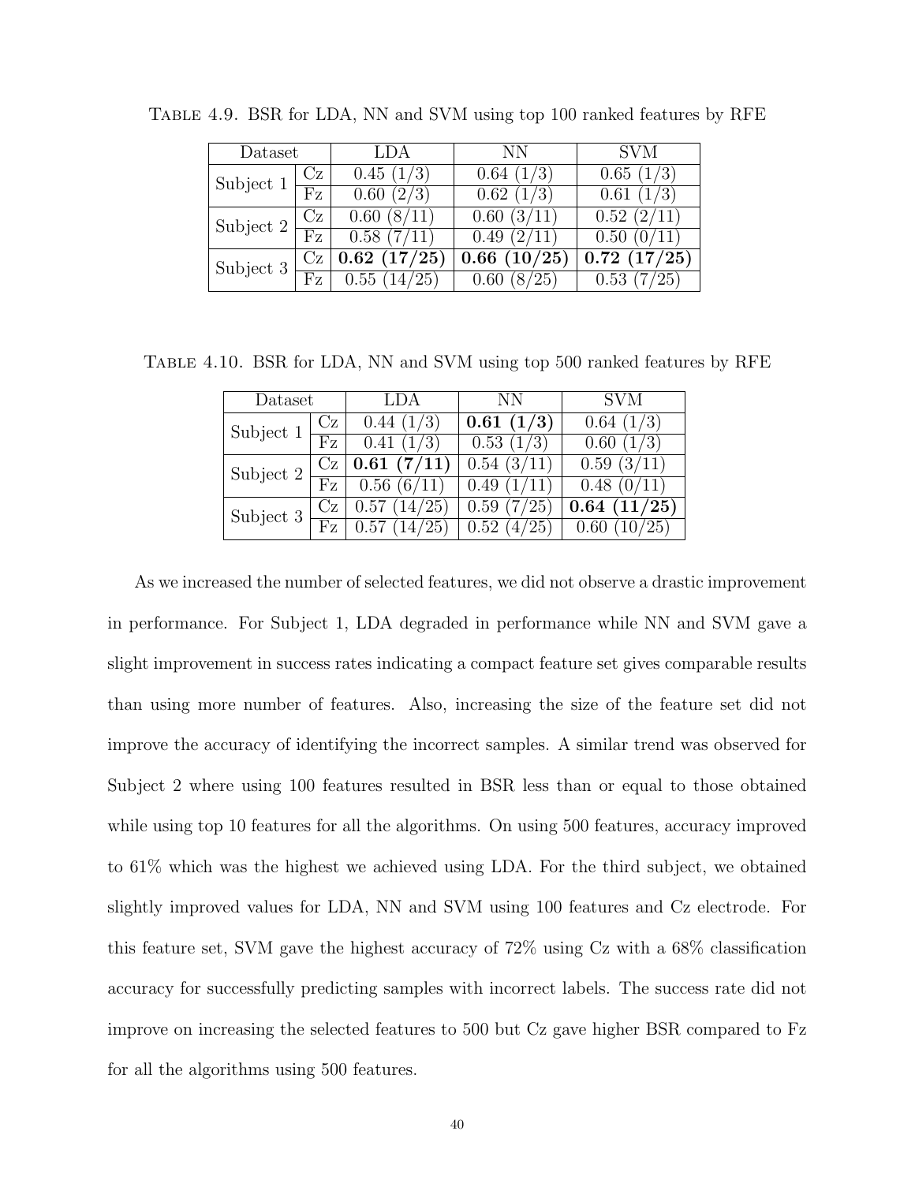Table 4.9. BSR for LDA, NN and SVM using top 100 ranked features by RFE

| Dataset | | LDA | NN | SVM |
|---|---|---|---|---|
| Subject 1 | Cz | 0.45 (1/3) | 0.64 (1/3) | 0.65 (1/3) |
| | Fz | 0.60 (2/3) | 0.62 (1/3) | 0.61 (1/3) |
| Subject 2 | Cz | 0.60 (8/11) | 0.60 (3/11) | 0.52 (2/11) |
| | Fz | 0.58 (7/11) | 0.49 (2/11) | 0.50 (0/11) |
| Subject 3 | Cz | **0.62 (17/25)** | **0.66 (10/25)** | **0.72 (17/25)** |
| | Fz | 0.55 (14/25) | 0.60 (8/25) | 0.53 (7/25) |

Table 4.10. BSR for LDA, NN and SVM using top 500 ranked features by RFE

| Dataset | | LDA | NN | SVM |
|---|---|---|---|---|
| Subject 1 | Cz | 0.44 (1/3) | **0.61 (1/3)** | 0.64 (1/3) |
| | Fz | 0.41 (1/3) | 0.53 (1/3) | 0.60 (1/3) |
| Subject 2 | Cz | **0.61 (7/11)** | 0.54 (3/11) | 0.59 (3/11) |
| | Fz | 0.56 (6/11) | 0.49 (1/11) | 0.48 (0/11) |
| Subject 3 | Cz | 0.57 (14/25) | 0.59 (7/25) | **0.64 (11/25)** |
| | Fz | 0.57 (14/25) | 0.52 (4/25) | 0.60 (10/25) |

As we increased the number of selected features, we did not observe a drastic improvement in performance. For Subject 1, LDA degraded in performance while NN and SVM gave a slight improvement in success rates indicating a compact feature set gives comparable results than using more number of features. Also, increasing the size of the feature set did not improve the accuracy of identifying the incorrect samples. A similar trend was observed for Subject 2 where using 100 features resulted in BSR less than or equal to those obtained while using top 10 features for all the algorithms. On using 500 features, accuracy improved to 61% which was the highest we achieved using LDA. For the third subject, we obtained slightly improved values for LDA, NN and SVM using 100 features and Cz electrode. For this feature set, SVM gave the highest accuracy of 72% using Cz with a 68% classification accuracy for successfully predicting samples with incorrect labels. The success rate did not improve on increasing the selected features to 500 but Cz gave higher BSR compared to Fz for all the algorithms using 500 features.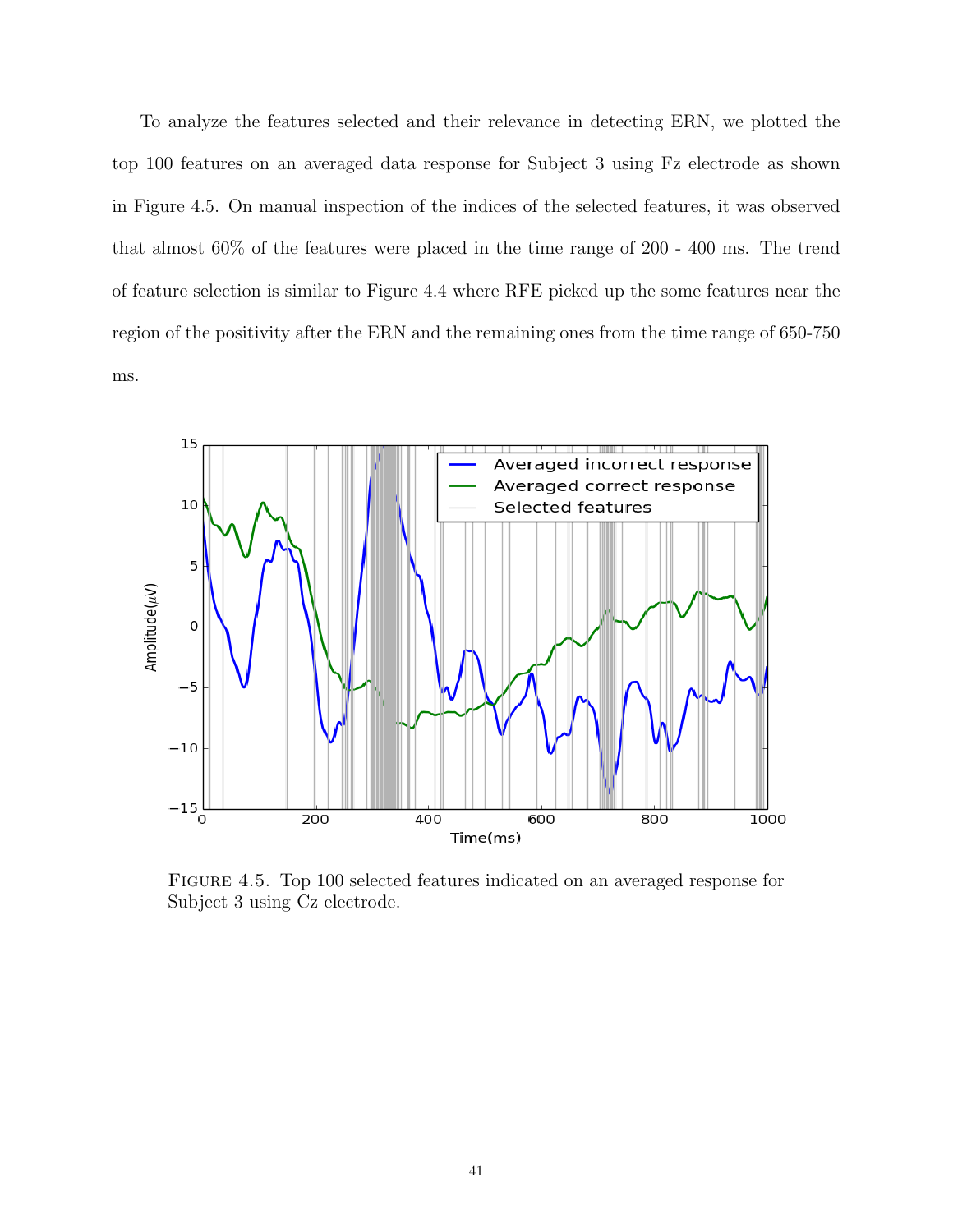To analyze the features selected and their relevance in detecting ERN, we plotted the top 100 features on an averaged data response for Subject 3 using Fz electrode as shown in Figure 4.5. On manual inspection of the indices of the selected features, it was observed that almost 60% of the features were placed in the time range of 200 - 400 ms. The trend of feature selection is similar to Figure 4.4 where RFE picked up the some features near the region of the positivity after the ERN and the remaining ones from the time range of 650-750 ms.

FIGURE 4.5. Top 100 selected features indicated on an averaged response for Subject 3 using Cz electrode.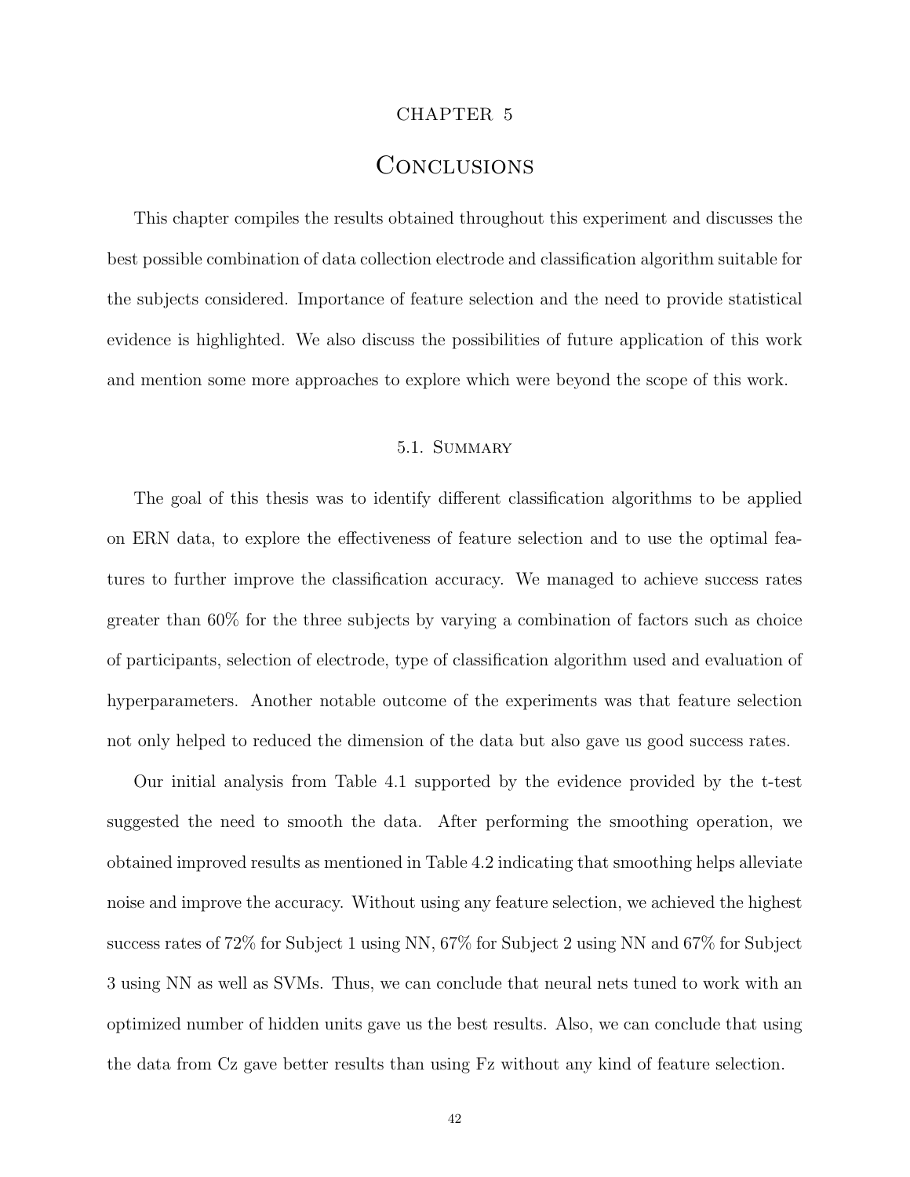CHAPTER 5

# Conclusions

This chapter compiles the results obtained throughout this experiment and discusses the best possible combination of data collection electrode and classification algorithm suitable for the subjects considered. Importance of feature selection and the need to provide statistical evidence is highlighted. We also discuss the possibilities of future application of this work and mention some more approaches to explore which were beyond the scope of this work.

## 5.1. Summary

The goal of this thesis was to identify different classification algorithms to be applied on ERN data, to explore the effectiveness of feature selection and to use the optimal features to further improve the classification accuracy. We managed to achieve success rates greater than 60% for the three subjects by varying a combination of factors such as choice of participants, selection of electrode, type of classification algorithm used and evaluation of hyperparameters. Another notable outcome of the experiments was that feature selection not only helped to reduced the dimension of the data but also gave us good success rates.

Our initial analysis from Table 4.1 supported by the evidence provided by the t-test suggested the need to smooth the data. After performing the smoothing operation, we obtained improved results as mentioned in Table 4.2 indicating that smoothing helps alleviate noise and improve the accuracy. Without using any feature selection, we achieved the highest success rates of 72% for Subject 1 using NN, 67% for Subject 2 using NN and 67% for Subject 3 using NN as well as SVMs. Thus, we can conclude that neural nets tuned to work with an optimized number of hidden units gave us the best results. Also, we can conclude that using the data from Cz gave better results than using Fz without any kind of feature selection.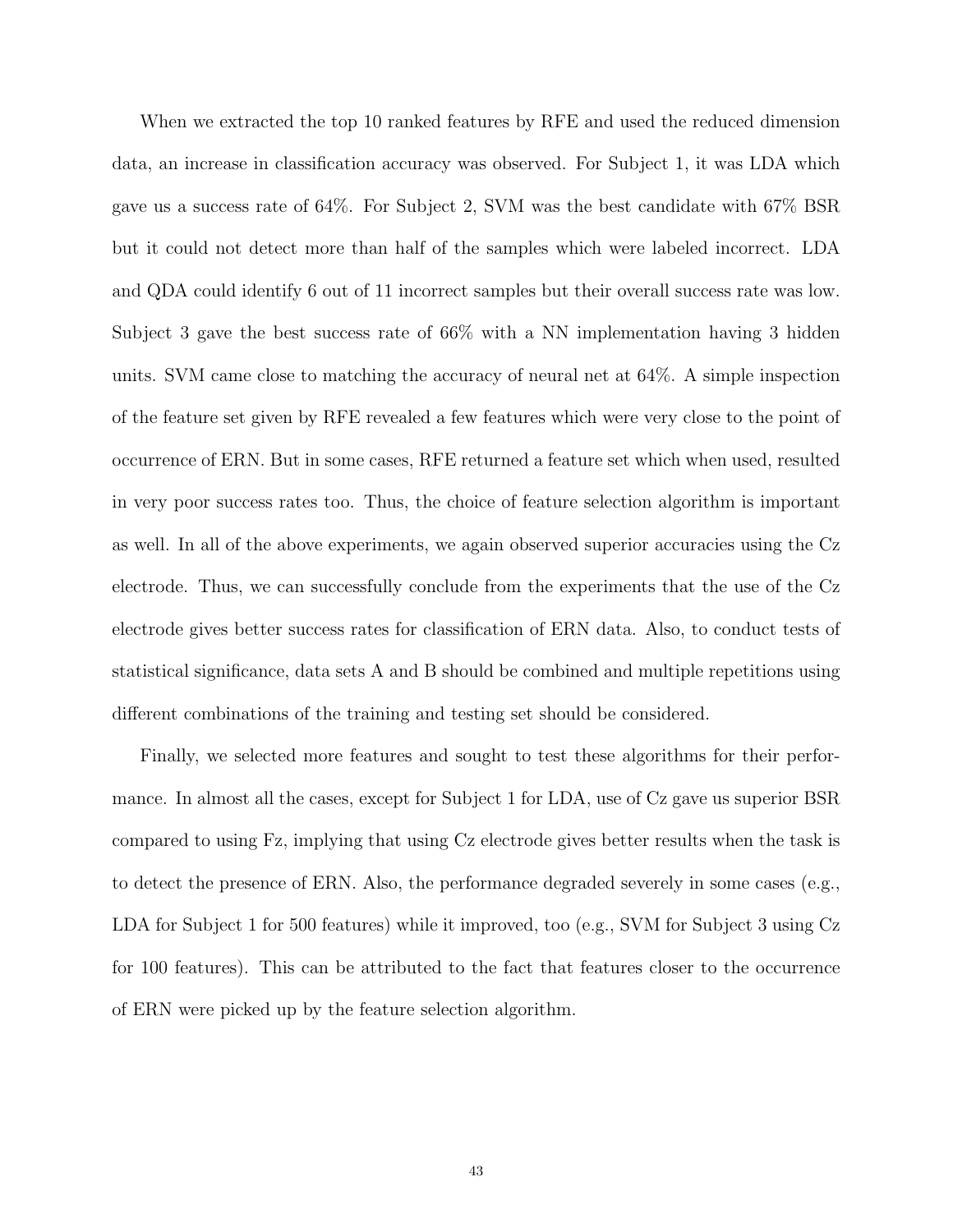When we extracted the top 10 ranked features by RFE and used the reduced dimension data, an increase in classification accuracy was observed. For Subject 1, it was LDA which gave us a success rate of 64%. For Subject 2, SVM was the best candidate with 67% BSR but it could not detect more than half of the samples which were labeled incorrect. LDA and QDA could identify 6 out of 11 incorrect samples but their overall success rate was low. Subject 3 gave the best success rate of 66% with a NN implementation having 3 hidden units. SVM came close to matching the accuracy of neural net at 64%. A simple inspection of the feature set given by RFE revealed a few features which were very close to the point of occurrence of ERN. But in some cases, RFE returned a feature set which when used, resulted in very poor success rates too. Thus, the choice of feature selection algorithm is important as well. In all of the above experiments, we again observed superior accuracies using the Cz electrode. Thus, we can successfully conclude from the experiments that the use of the Cz electrode gives better success rates for classification of ERN data. Also, to conduct tests of statistical significance, data sets A and B should be combined and multiple repetitions using different combinations of the training and testing set should be considered.

Finally, we selected more features and sought to test these algorithms for their performance. In almost all the cases, except for Subject 1 for LDA, use of Cz gave us superior BSR compared to using Fz, implying that using Cz electrode gives better results when the task is to detect the presence of ERN. Also, the performance degraded severely in some cases (e.g., LDA for Subject 1 for 500 features) while it improved, too (e.g., SVM for Subject 3 using Cz for 100 features). This can be attributed to the fact that features closer to the occurrence of ERN were picked up by the feature selection algorithm.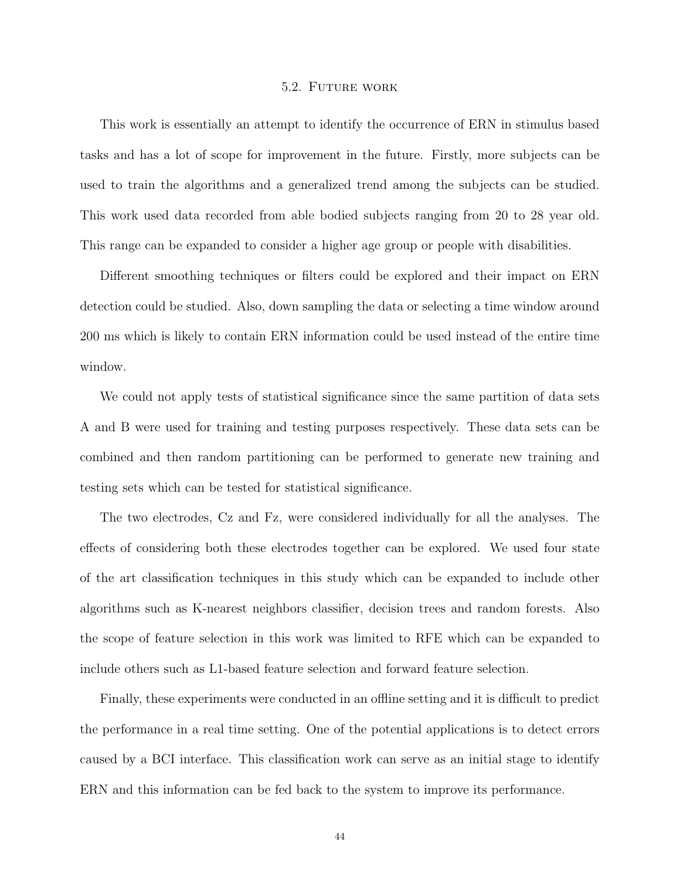## 5.2. Future work

This work is essentially an attempt to identify the occurrence of ERN in stimulus based tasks and has a lot of scope for improvement in the future. Firstly, more subjects can be used to train the algorithms and a generalized trend among the subjects can be studied. This work used data recorded from able bodied subjects ranging from 20 to 28 year old. This range can be expanded to consider a higher age group or people with disabilities.

Different smoothing techniques or filters could be explored and their impact on ERN detection could be studied. Also, down sampling the data or selecting a time window around 200 ms which is likely to contain ERN information could be used instead of the entire time window.

We could not apply tests of statistical significance since the same partition of data sets A and B were used for training and testing purposes respectively. These data sets can be combined and then random partitioning can be performed to generate new training and testing sets which can be tested for statistical significance.

The two electrodes, Cz and Fz, were considered individually for all the analyses. The effects of considering both these electrodes together can be explored. We used four state of the art classification techniques in this study which can be expanded to include other algorithms such as K-nearest neighbors classifier, decision trees and random forests. Also the scope of feature selection in this work was limited to RFE which can be expanded to include others such as L1-based feature selection and forward feature selection.

Finally, these experiments were conducted in an offline setting and it is difficult to predict the performance in a real time setting. One of the potential applications is to detect errors caused by a BCI interface. This classification work can serve as an initial stage to identify ERN and this information can be fed back to the system to improve its performance.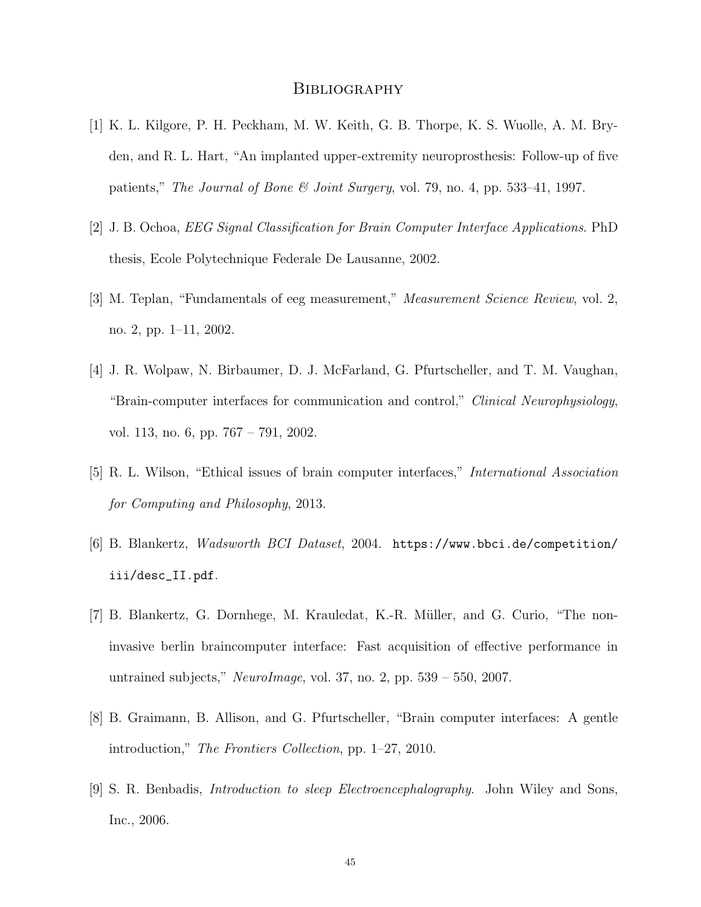# Bibliography

[1] K. L. Kilgore, P. H. Peckham, M. W. Keith, G. B. Thorpe, K. S. Wuolle, A. M. Bryden, and R. L. Hart, "An implanted upper-extremity neuroprosthesis: Follow-up of five patients," *The Journal of Bone & Joint Surgery*, vol. 79, no. 4, pp. 533–41, 1997.

[2] J. B. Ochoa, *EEG Signal Classification for Brain Computer Interface Applications*. PhD thesis, Ecole Polytechnique Federale De Lausanne, 2002.

[3] M. Teplan, "Fundamentals of eeg measurement," *Measurement Science Review*, vol. 2, no. 2, pp. 1–11, 2002.

[4] J. R. Wolpaw, N. Birbaumer, D. J. McFarland, G. Pfurtscheller, and T. M. Vaughan, "Brain-computer interfaces for communication and control," *Clinical Neurophysiology*, vol. 113, no. 6, pp. 767 – 791, 2002.

[5] R. L. Wilson, "Ethical issues of brain computer interfaces," *International Association for Computing and Philosophy*, 2013.

[6] B. Blankertz, *Wadsworth BCI Dataset*, 2004. `https://www.bbci.de/competition/iii/desc_II.pdf`.

[7] B. Blankertz, G. Dornhege, M. Krauledat, K.-R. Müller, and G. Curio, "The non-invasive berlin braincomputer interface: Fast acquisition of effective performance in untrained subjects," *NeuroImage*, vol. 37, no. 2, pp. 539 – 550, 2007.

[8] B. Graimann, B. Allison, and G. Pfurtscheller, "Brain computer interfaces: A gentle introduction," *The Frontiers Collection*, pp. 1–27, 2010.

[9] S. R. Benbadis, *Introduction to sleep Electroencephalography*. John Wiley and Sons, Inc., 2006.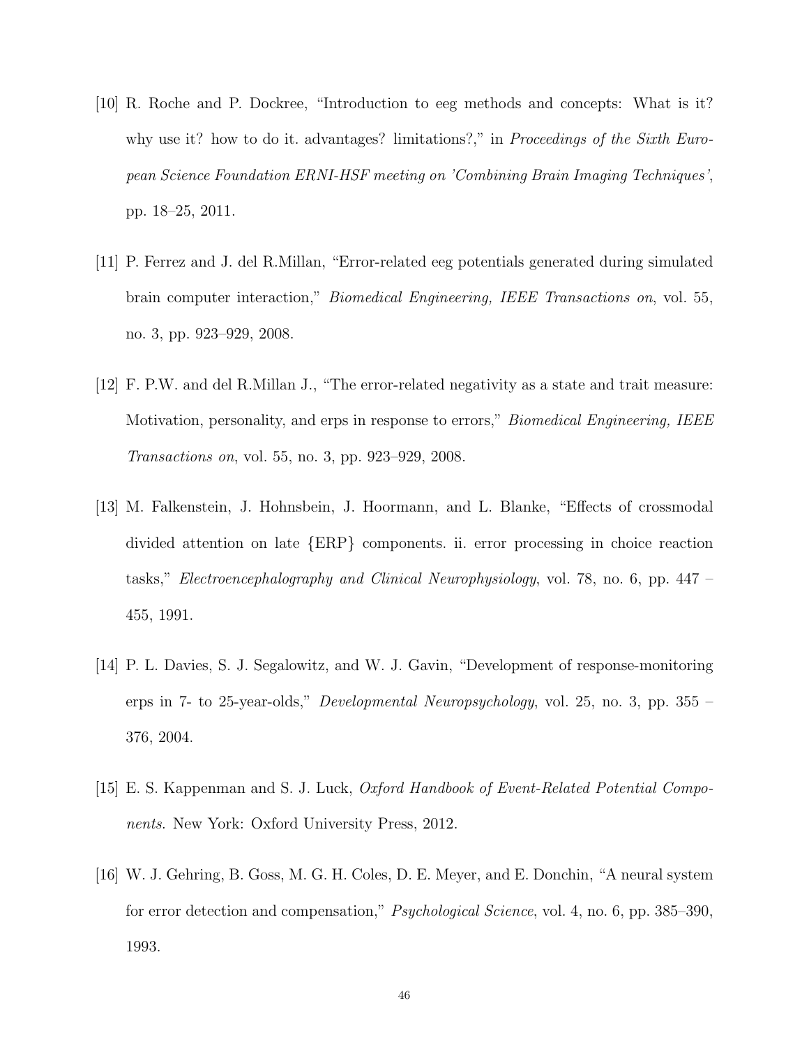[10] R. Roche and P. Dockree, "Introduction to eeg methods and concepts: What is it? why use it? how to do it. advantages? limitations?," in *Proceedings of the Sixth European Science Foundation ERNI-HSF meeting on 'Combining Brain Imaging Techniques'*, pp. 18–25, 2011.

[11] P. Ferrez and J. del R.Millan, "Error-related eeg potentials generated during simulated brain computer interaction," *Biomedical Engineering, IEEE Transactions on*, vol. 55, no. 3, pp. 923–929, 2008.

[12] F. P.W. and del R.Millan J., "The error-related negativity as a state and trait measure: Motivation, personality, and erps in response to errors," *Biomedical Engineering, IEEE Transactions on*, vol. 55, no. 3, pp. 923–929, 2008.

[13] M. Falkenstein, J. Hohnsbein, J. Hoormann, and L. Blanke, "Effects of crossmodal divided attention on late {ERP} components. ii. error processing in choice reaction tasks," *Electroencephalography and Clinical Neurophysiology*, vol. 78, no. 6, pp. 447 – 455, 1991.

[14] P. L. Davies, S. J. Segalowitz, and W. J. Gavin, "Development of response-monitoring erps in 7- to 25-year-olds," *Developmental Neuropsychology*, vol. 25, no. 3, pp. 355 – 376, 2004.

[15] E. S. Kappenman and S. J. Luck, *Oxford Handbook of Event-Related Potential Components.* New York: Oxford University Press, 2012.

[16] W. J. Gehring, B. Goss, M. G. H. Coles, D. E. Meyer, and E. Donchin, "A neural system for error detection and compensation," *Psychological Science*, vol. 4, no. 6, pp. 385–390, 1993.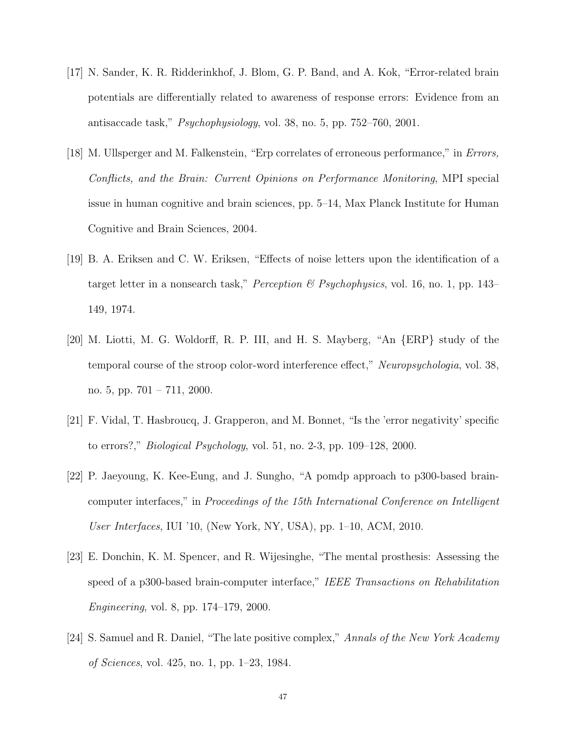[17] N. Sander, K. R. Ridderinkhof, J. Blom, G. P. Band, and A. Kok, "Error-related brain potentials are differentially related to awareness of response errors: Evidence from an antisaccade task," *Psychophysiology*, vol. 38, no. 5, pp. 752–760, 2001.

[18] M. Ullsperger and M. Falkenstein, "Erp correlates of erroneous performance," in *Errors, Conflicts, and the Brain: Current Opinions on Performance Monitoring*, MPI special issue in human cognitive and brain sciences, pp. 5–14, Max Planck Institute for Human Cognitive and Brain Sciences, 2004.

[19] B. A. Eriksen and C. W. Eriksen, "Effects of noise letters upon the identification of a target letter in a nonsearch task," *Perception & Psychophysics*, vol. 16, no. 1, pp. 143–149, 1974.

[20] M. Liotti, M. G. Woldorff, R. P. III, and H. S. Mayberg, "An {ERP} study of the temporal course of the stroop color-word interference effect," *Neuropsychologia*, vol. 38, no. 5, pp. 701 – 711, 2000.

[21] F. Vidal, T. Hasbroucq, J. Grapperon, and M. Bonnet, "Is the 'error negativity' specific to errors?," *Biological Psychology*, vol. 51, no. 2-3, pp. 109–128, 2000.

[22] P. Jaeyoung, K. Kee-Eung, and J. Sungho, "A pomdp approach to p300-based brain-computer interfaces," in *Proceedings of the 15th International Conference on Intelligent User Interfaces*, IUI '10, (New York, NY, USA), pp. 1–10, ACM, 2010.

[23] E. Donchin, K. M. Spencer, and R. Wijesinghe, "The mental prosthesis: Assessing the speed of a p300-based brain-computer interface," *IEEE Transactions on Rehabilitation Engineering*, vol. 8, pp. 174–179, 2000.

[24] S. Samuel and R. Daniel, "The late positive complex," *Annals of the New York Academy of Sciences*, vol. 425, no. 1, pp. 1–23, 1984.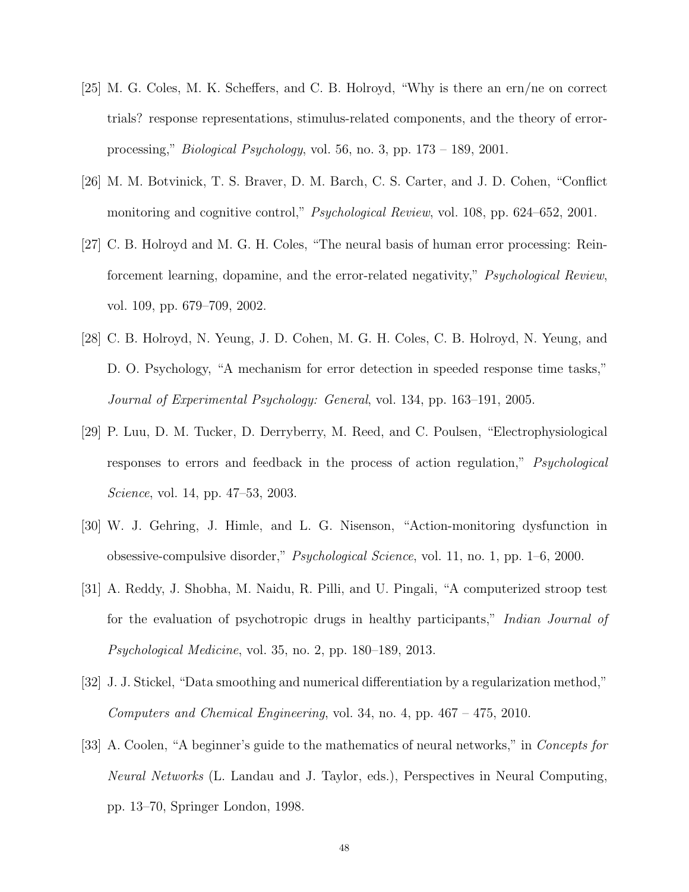[25] M. G. Coles, M. K. Scheffers, and C. B. Holroyd, "Why is there an ern/ne on correct trials? response representations, stimulus-related components, and the theory of error-processing," *Biological Psychology*, vol. 56, no. 3, pp. 173 – 189, 2001.

[26] M. M. Botvinick, T. S. Braver, D. M. Barch, C. S. Carter, and J. D. Cohen, "Conflict monitoring and cognitive control," *Psychological Review*, vol. 108, pp. 624–652, 2001.

[27] C. B. Holroyd and M. G. H. Coles, "The neural basis of human error processing: Reinforcement learning, dopamine, and the error-related negativity," *Psychological Review*, vol. 109, pp. 679–709, 2002.

[28] C. B. Holroyd, N. Yeung, J. D. Cohen, M. G. H. Coles, C. B. Holroyd, N. Yeung, and D. O. Psychology, "A mechanism for error detection in speeded response time tasks," *Journal of Experimental Psychology: General*, vol. 134, pp. 163–191, 2005.

[29] P. Luu, D. M. Tucker, D. Derryberry, M. Reed, and C. Poulsen, "Electrophysiological responses to errors and feedback in the process of action regulation," *Psychological Science*, vol. 14, pp. 47–53, 2003.

[30] W. J. Gehring, J. Himle, and L. G. Nisenson, "Action-monitoring dysfunction in obsessive-compulsive disorder," *Psychological Science*, vol. 11, no. 1, pp. 1–6, 2000.

[31] A. Reddy, J. Shobha, M. Naidu, R. Pilli, and U. Pingali, "A computerized stroop test for the evaluation of psychotropic drugs in healthy participants," *Indian Journal of Psychological Medicine*, vol. 35, no. 2, pp. 180–189, 2013.

[32] J. J. Stickel, "Data smoothing and numerical differentiation by a regularization method," *Computers and Chemical Engineering*, vol. 34, no. 4, pp. 467 – 475, 2010.

[33] A. Coolen, "A beginner's guide to the mathematics of neural networks," in *Concepts for Neural Networks* (L. Landau and J. Taylor, eds.), Perspectives in Neural Computing, pp. 13–70, Springer London, 1998.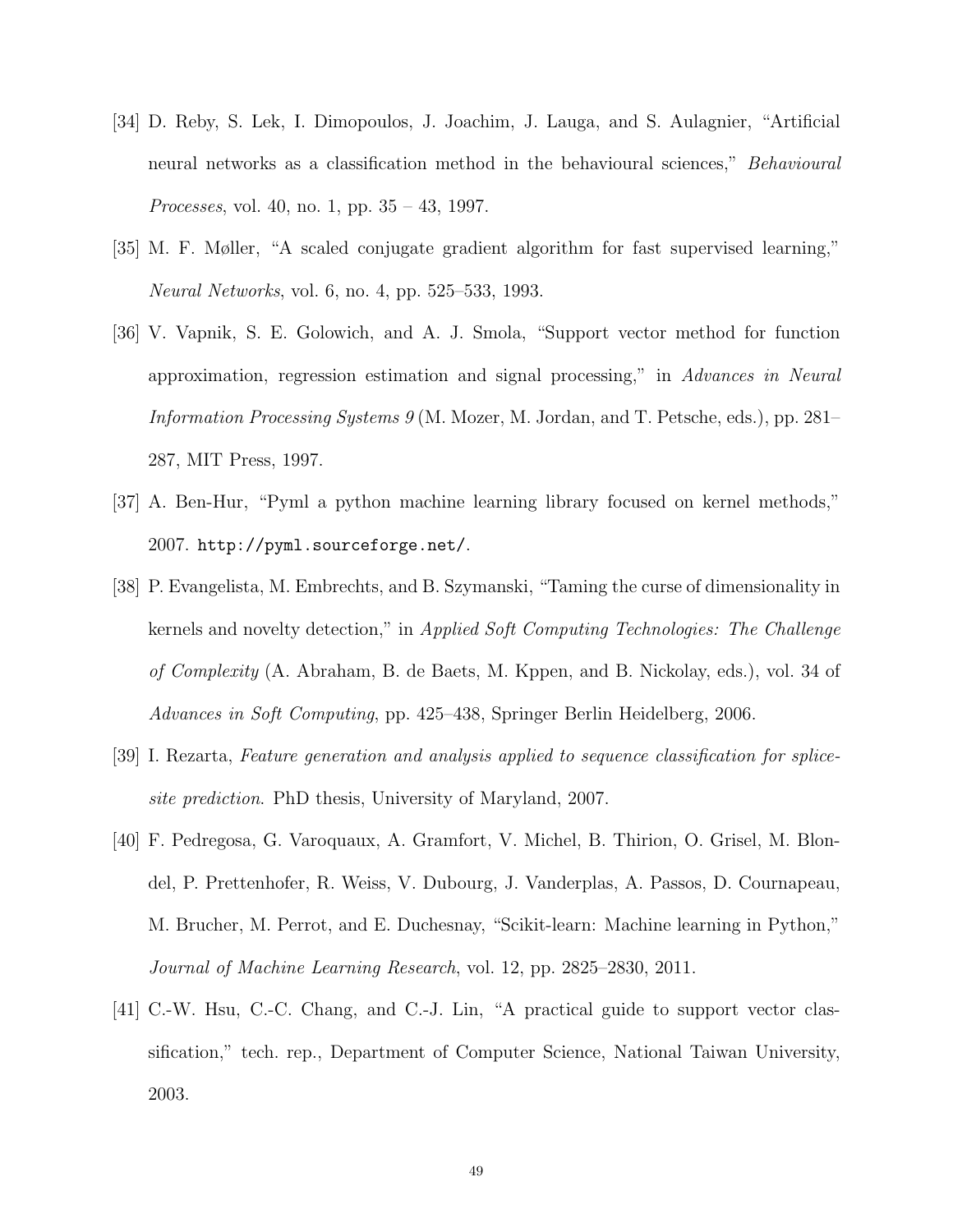[34] D. Reby, S. Lek, I. Dimopoulos, J. Joachim, J. Lauga, and S. Aulagnier, "Artificial neural networks as a classification method in the behavioural sciences," *Behavioural Processes*, vol. 40, no. 1, pp. 35 – 43, 1997.

[35] M. F. Møller, "A scaled conjugate gradient algorithm for fast supervised learning," *Neural Networks*, vol. 6, no. 4, pp. 525–533, 1993.

[36] V. Vapnik, S. E. Golowich, and A. J. Smola, "Support vector method for function approximation, regression estimation and signal processing," in *Advances in Neural Information Processing Systems 9* (M. Mozer, M. Jordan, and T. Petsche, eds.), pp. 281–287, MIT Press, 1997.

[37] A. Ben-Hur, "Pyml a python machine learning library focused on kernel methods," 2007. `http://pyml.sourceforge.net/`.

[38] P. Evangelista, M. Embrechts, and B. Szymanski, "Taming the curse of dimensionality in kernels and novelty detection," in *Applied Soft Computing Technologies: The Challenge of Complexity* (A. Abraham, B. de Baets, M. Kppen, and B. Nickolay, eds.), vol. 34 of *Advances in Soft Computing*, pp. 425–438, Springer Berlin Heidelberg, 2006.

[39] I. Rezarta, *Feature generation and analysis applied to sequence classification for splice-site prediction*. PhD thesis, University of Maryland, 2007.

[40] F. Pedregosa, G. Varoquaux, A. Gramfort, V. Michel, B. Thirion, O. Grisel, M. Blondel, P. Prettenhofer, R. Weiss, V. Dubourg, J. Vanderplas, A. Passos, D. Cournapeau, M. Brucher, M. Perrot, and E. Duchesnay, "Scikit-learn: Machine learning in Python," *Journal of Machine Learning Research*, vol. 12, pp. 2825–2830, 2011.

[41] C.-W. Hsu, C.-C. Chang, and C.-J. Lin, "A practical guide to support vector classification," tech. rep., Department of Computer Science, National Taiwan University, 2003.